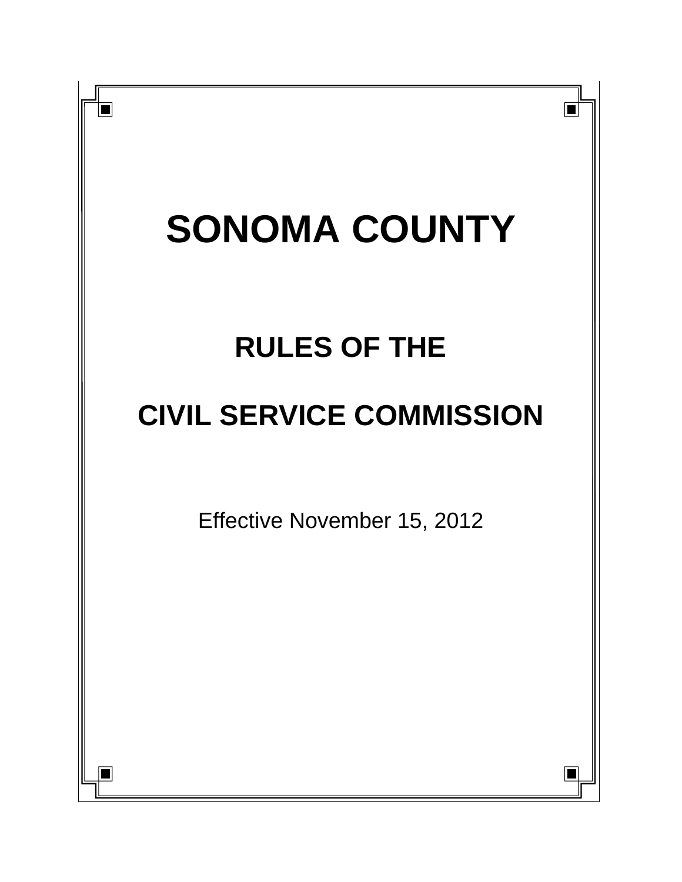# SONOMA COUNTY

## RULES OF THE

## CIVIL SERVICE COMMISSION

Effective November 15, 2012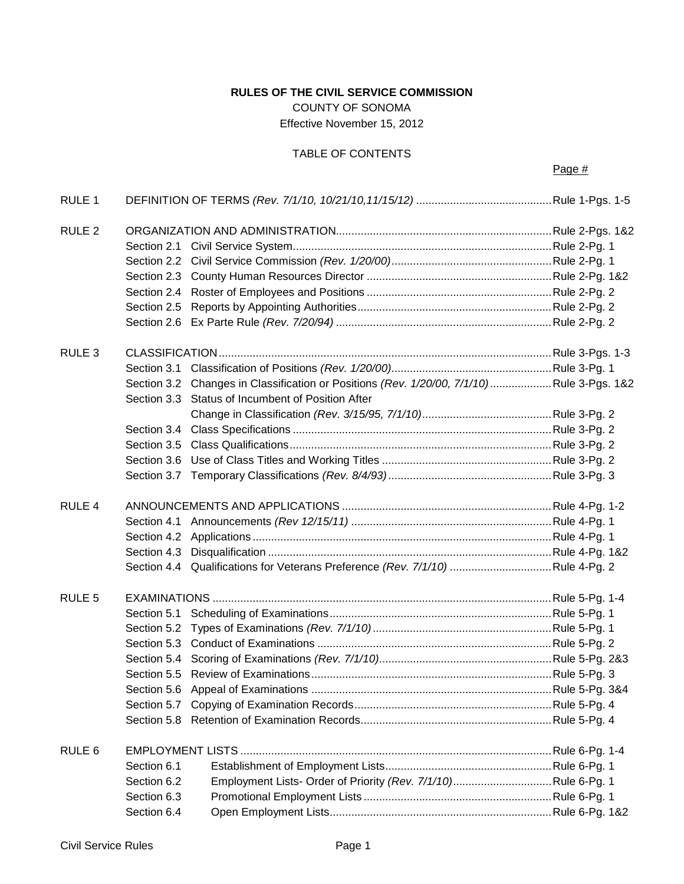**RULES OF THE CIVIL SERVICE COMMISSION**

COUNTY OF SONOMA

Effective November 15, 2012

TABLE OF CONTENTS

| | | | Page # |
|---|---|---|---|
| RULE 1 | DEFINITION OF TERMS *(Rev. 7/1/10, 10/21/10,11/15/12)* | | Rule 1-Pgs. 1-5 |
| RULE 2 | ORGANIZATION AND ADMINISTRATION | | Rule 2-Pgs. 1&2 |
| | Section 2.1 | Civil Service System | Rule 2-Pg. 1 |
| | Section 2.2 | Civil Service Commission *(Rev. 1/20/00)* | Rule 2-Pg. 1 |
| | Section 2.3 | County Human Resources Director | Rule 2-Pg. 1&2 |
| | Section 2.4 | Roster of Employees and Positions | Rule 2-Pg. 2 |
| | Section 2.5 | Reports by Appointing Authorities | Rule 2-Pg. 2 |
| | Section 2.6 | Ex Parte Rule *(Rev. 7/20/94)* | Rule 2-Pg. 2 |
| RULE 3 | CLASSIFICATION | | Rule 3-Pgs. 1-3 |
| | Section 3.1 | Classification of Positions *(Rev. 1/20/00)* | Rule 3-Pg. 1 |
| | Section 3.2 | Changes in Classification or Positions *(Rev. 1/20/00, 7/1/10)* | Rule 3-Pgs. 1&2 |
| | Section 3.3 | Status of Incumbent of Position After Change in Classification *(Rev. 3/15/95, 7/1/10)* | Rule 3-Pg. 2 |
| | Section 3.4 | Class Specifications | Rule 3-Pg. 2 |
| | Section 3.5 | Class Qualifications | Rule 3-Pg. 2 |
| | Section 3.6 | Use of Class Titles and Working Titles | Rule 3-Pg. 2 |
| | Section 3.7 | Temporary Classifications *(Rev. 8/4/93)* | Rule 3-Pg. 3 |
| RULE 4 | ANNOUNCEMENTS AND APPLICATIONS | | Rule 4-Pg. 1-2 |
| | Section 4.1 | Announcements *(Rev 12/15/11)* | Rule 4-Pg. 1 |
| | Section 4.2 | Applications | Rule 4-Pg. 1 |
| | Section 4.3 | Disqualification | Rule 4-Pg. 1&2 |
| | Section 4.4 | Qualifications for Veterans Preference *(Rev. 7/1/10)* | Rule 4-Pg. 2 |
| RULE 5 | EXAMINATIONS | | Rule 5-Pg. 1-4 |
| | Section 5.1 | Scheduling of Examinations | Rule 5-Pg. 1 |
| | Section 5.2 | Types of Examinations *(Rev. 7/1/10)* | Rule 5-Pg. 1 |
| | Section 5.3 | Conduct of Examinations | Rule 5-Pg. 2 |
| | Section 5.4 | Scoring of Examinations *(Rev. 7/1/10)* | Rule 5-Pg. 2&3 |
| | Section 5.5 | Review of Examinations | Rule 5-Pg. 3 |
| | Section 5.6 | Appeal of Examinations | Rule 5-Pg. 3&4 |
| | Section 5.7 | Copying of Examination Records | Rule 5-Pg. 4 |
| | Section 5.8 | Retention of Examination Records | Rule 5-Pg. 4 |
| RULE 6 | EMPLOYMENT LISTS | | Rule 6-Pg. 1-4 |
| | Section 6.1 | Establishment of Employment Lists | Rule 6-Pg. 1 |
| | Section 6.2 | Employment Lists- Order of Priority *(Rev. 7/1/10)* | Rule 6-Pg. 1 |
| | Section 6.3 | Promotional Employment Lists | Rule 6-Pg. 1 |
| | Section 6.4 | Open Employment Lists | Rule 6-Pg. 1&2 |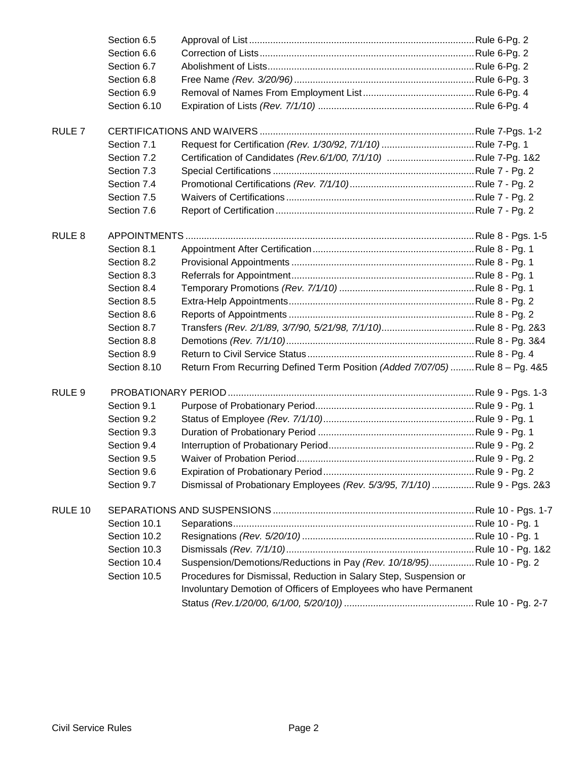| | | | |
|---|---|---|---|
| | Section 6.5 | Approval of List | Rule 6-Pg. 2 |
| | Section 6.6 | Correction of Lists | Rule 6-Pg. 2 |
| | Section 6.7 | Abolishment of Lists | Rule 6-Pg. 2 |
| | Section 6.8 | Free Name *(Rev. 3/20/96)* | Rule 6-Pg. 3 |
| | Section 6.9 | Removal of Names From Employment List | Rule 6-Pg. 4 |
| | Section 6.10 | Expiration of Lists *(Rev. 7/1/10)* | Rule 6-Pg. 4 |
| RULE 7 | CERTIFICATIONS AND WAIVERS | | Rule 7-Pgs. 1-2 |
| | Section 7.1 | Request for Certification *(Rev. 1/30/92, 7/1/10)* | Rule 7-Pg. 1 |
| | Section 7.2 | Certification of Candidates *(Rev.6/1/00, 7/1/10)* | Rule 7-Pg. 1&2 |
| | Section 7.3 | Special Certifications | Rule 7 - Pg. 2 |
| | Section 7.4 | Promotional Certifications *(Rev. 7/1/10)* | Rule 7 - Pg. 2 |
| | Section 7.5 | Waivers of Certifications | Rule 7 - Pg. 2 |
| | Section 7.6 | Report of Certification | Rule 7 - Pg. 2 |
| RULE 8 | APPOINTMENTS | | Rule 8 - Pgs. 1-5 |
| | Section 8.1 | Appointment After Certification | Rule 8 - Pg. 1 |
| | Section 8.2 | Provisional Appointments | Rule 8 - Pg. 1 |
| | Section 8.3 | Referrals for Appointment | Rule 8 - Pg. 1 |
| | Section 8.4 | Temporary Promotions *(Rev. 7/1/10)* | Rule 8 - Pg. 1 |
| | Section 8.5 | Extra-Help Appointments | Rule 8 - Pg. 2 |
| | Section 8.6 | Reports of Appointments | Rule 8 - Pg. 2 |
| | Section 8.7 | Transfers *(Rev. 2/1/89, 3/7/90, 5/21/98, 7/1/10)* | Rule 8 - Pg. 2&3 |
| | Section 8.8 | Demotions *(Rev. 7/1/10)* | Rule 8 - Pg. 3&4 |
| | Section 8.9 | Return to Civil Service Status | Rule 8 - Pg. 4 |
| | Section 8.10 | Return From Recurring Defined Term Position *(Added 7/07/05)* | Rule 8 – Pg. 4&5 |
| RULE 9 | PROBATIONARY PERIOD | | Rule 9 - Pgs. 1-3 |
| | Section 9.1 | Purpose of Probationary Period | Rule 9 - Pg. 1 |
| | Section 9.2 | Status of Employee *(Rev. 7/1/10)* | Rule 9 - Pg. 1 |
| | Section 9.3 | Duration of Probationary Period | Rule 9 - Pg. 1 |
| | Section 9.4 | Interruption of Probationary Period | Rule 9 - Pg. 2 |
| | Section 9.5 | Waiver of Probation Period | Rule 9 - Pg. 2 |
| | Section 9.6 | Expiration of Probationary Period | Rule 9 - Pg. 2 |
| | Section 9.7 | Dismissal of Probationary Employees *(Rev. 5/3/95, 7/1/10)* | Rule 9 - Pgs. 2&3 |
| RULE 10 | SEPARATIONS AND SUSPENSIONS | | Rule 10 - Pgs. 1-7 |
| | Section 10.1 | Separations | Rule 10 - Pg. 1 |
| | Section 10.2 | Resignations *(Rev. 5/20/10)* | Rule 10 - Pg. 1 |
| | Section 10.3 | Dismissals *(Rev. 7/1/10)* | Rule 10 - Pg. 1&2 |
| | Section 10.4 | Suspension/Demotions/Reductions in Pay *(Rev. 10/18/95)* | Rule 10 - Pg. 2 |
| | Section 10.5 | Procedures for Dismissal, Reduction in Salary Step, Suspension or Involuntary Demotion of Officers of Employees who have Permanent Status *(Rev.1/20/00, 6/1/00, 5/20/10))* | Rule 10 - Pg. 2-7 |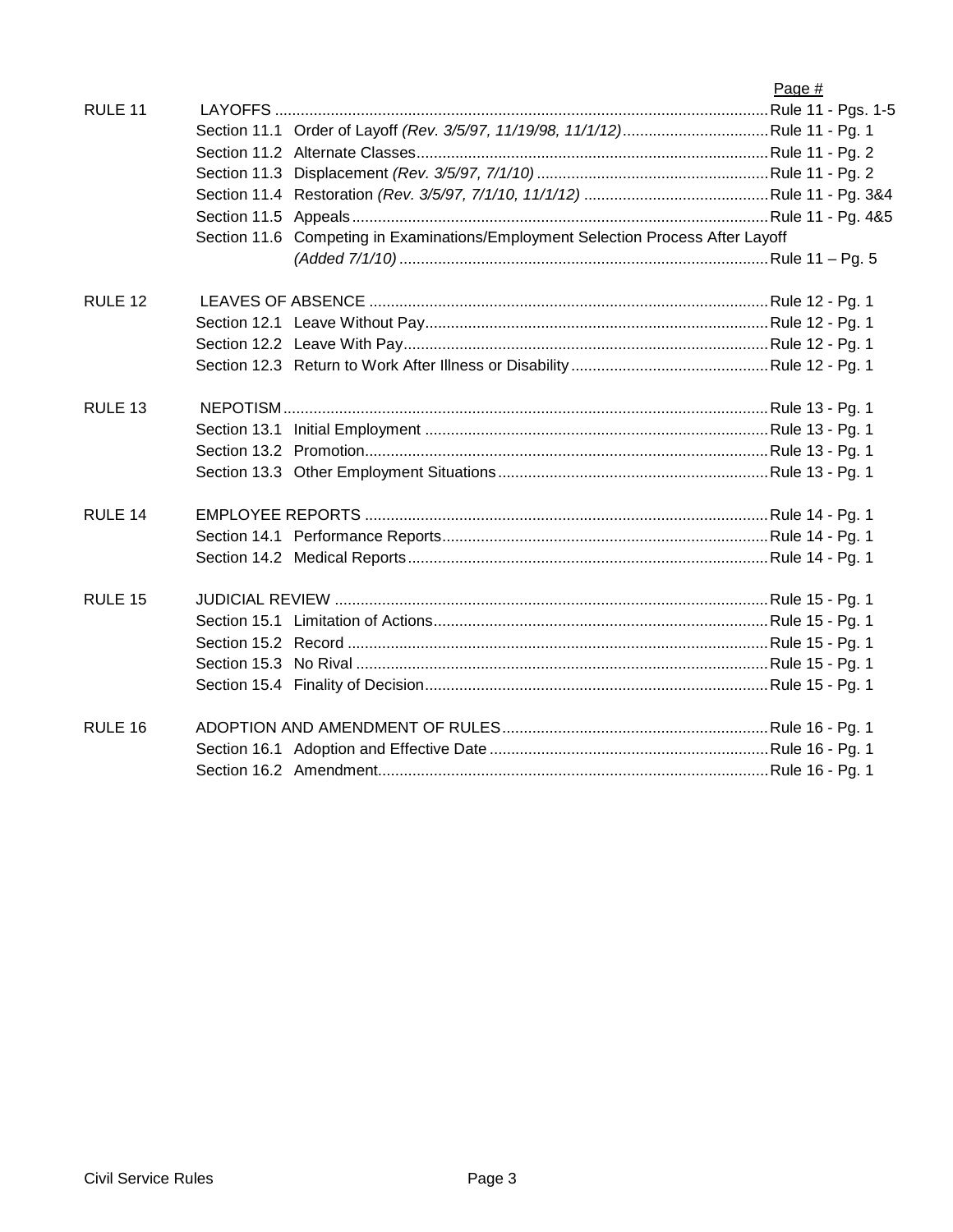| | | Page # |
|---|---|---|
| RULE 11 | LAYOFFS | Rule 11 - Pgs. 1-5 |
| | Section 11.1 Order of Layoff *(Rev. 3/5/97, 11/19/98, 11/1/12)* | Rule 11 - Pg. 1 |
| | Section 11.2 Alternate Classes | Rule 11 - Pg. 2 |
| | Section 11.3 Displacement *(Rev. 3/5/97, 7/1/10)* | Rule 11 - Pg. 2 |
| | Section 11.4 Restoration *(Rev. 3/5/97, 7/1/10, 11/1/12)* | Rule 11 - Pg. 3&4 |
| | Section 11.5 Appeals | Rule 11 - Pg. 4&5 |
| | Section 11.6 Competing in Examinations/Employment Selection Process After Layoff *(Added 7/1/10)* | Rule 11 – Pg. 5 |
| RULE 12 | LEAVES OF ABSENCE | Rule 12 - Pg. 1 |
| | Section 12.1 Leave Without Pay | Rule 12 - Pg. 1 |
| | Section 12.2 Leave With Pay | Rule 12 - Pg. 1 |
| | Section 12.3 Return to Work After Illness or Disability | Rule 12 - Pg. 1 |
| RULE 13 | NEPOTISM | Rule 13 - Pg. 1 |
| | Section 13.1 Initial Employment | Rule 13 - Pg. 1 |
| | Section 13.2 Promotion | Rule 13 - Pg. 1 |
| | Section 13.3 Other Employment Situations | Rule 13 - Pg. 1 |
| RULE 14 | EMPLOYEE REPORTS | Rule 14 - Pg. 1 |
| | Section 14.1 Performance Reports | Rule 14 - Pg. 1 |
| | Section 14.2 Medical Reports | Rule 14 - Pg. 1 |
| RULE 15 | JUDICIAL REVIEW | Rule 15 - Pg. 1 |
| | Section 15.1 Limitation of Actions | Rule 15 - Pg. 1 |
| | Section 15.2 Record | Rule 15 - Pg. 1 |
| | Section 15.3 No Rival | Rule 15 - Pg. 1 |
| | Section 15.4 Finality of Decision | Rule 15 - Pg. 1 |
| RULE 16 | ADOPTION AND AMENDMENT OF RULES | Rule 16 - Pg. 1 |
| | Section 16.1 Adoption and Effective Date | Rule 16 - Pg. 1 |
| | Section 16.2 Amendment | Rule 16 - Pg. 1 |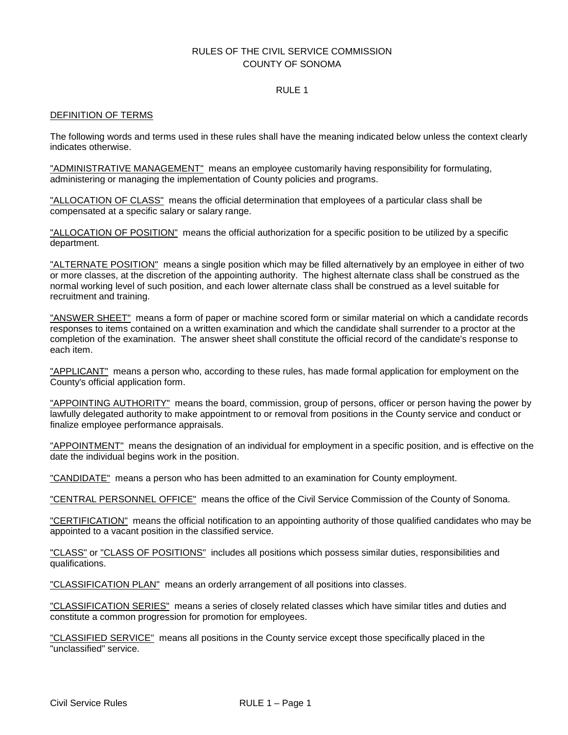RULES OF THE CIVIL SERVICE COMMISSION
COUNTY OF SONOMA

RULE 1

DEFINITION OF TERMS

The following words and terms used in these rules shall have the meaning indicated below unless the context clearly indicates otherwise.

"ADMINISTRATIVE MANAGEMENT" means an employee customarily having responsibility for formulating, administering or managing the implementation of County policies and programs.

"ALLOCATION OF CLASS" means the official determination that employees of a particular class shall be compensated at a specific salary or salary range.

"ALLOCATION OF POSITION" means the official authorization for a specific position to be utilized by a specific department.

"ALTERNATE POSITION" means a single position which may be filled alternatively by an employee in either of two or more classes, at the discretion of the appointing authority. The highest alternate class shall be construed as the normal working level of such position, and each lower alternate class shall be construed as a level suitable for recruitment and training.

"ANSWER SHEET" means a form of paper or machine scored form or similar material on which a candidate records responses to items contained on a written examination and which the candidate shall surrender to a proctor at the completion of the examination. The answer sheet shall constitute the official record of the candidate's response to each item.

"APPLICANT" means a person who, according to these rules, has made formal application for employment on the County's official application form.

"APPOINTING AUTHORITY" means the board, commission, group of persons, officer or person having the power by lawfully delegated authority to make appointment to or removal from positions in the County service and conduct or finalize employee performance appraisals.

"APPOINTMENT" means the designation of an individual for employment in a specific position, and is effective on the date the individual begins work in the position.

"CANDIDATE" means a person who has been admitted to an examination for County employment.

"CENTRAL PERSONNEL OFFICE" means the office of the Civil Service Commission of the County of Sonoma.

"CERTIFICATION" means the official notification to an appointing authority of those qualified candidates who may be appointed to a vacant position in the classified service.

"CLASS" or "CLASS OF POSITIONS" includes all positions which possess similar duties, responsibilities and qualifications.

"CLASSIFICATION PLAN" means an orderly arrangement of all positions into classes.

"CLASSIFICATION SERIES" means a series of closely related classes which have similar titles and duties and constitute a common progression for promotion for employees.

"CLASSIFIED SERVICE" means all positions in the County service except those specifically placed in the "unclassified" service.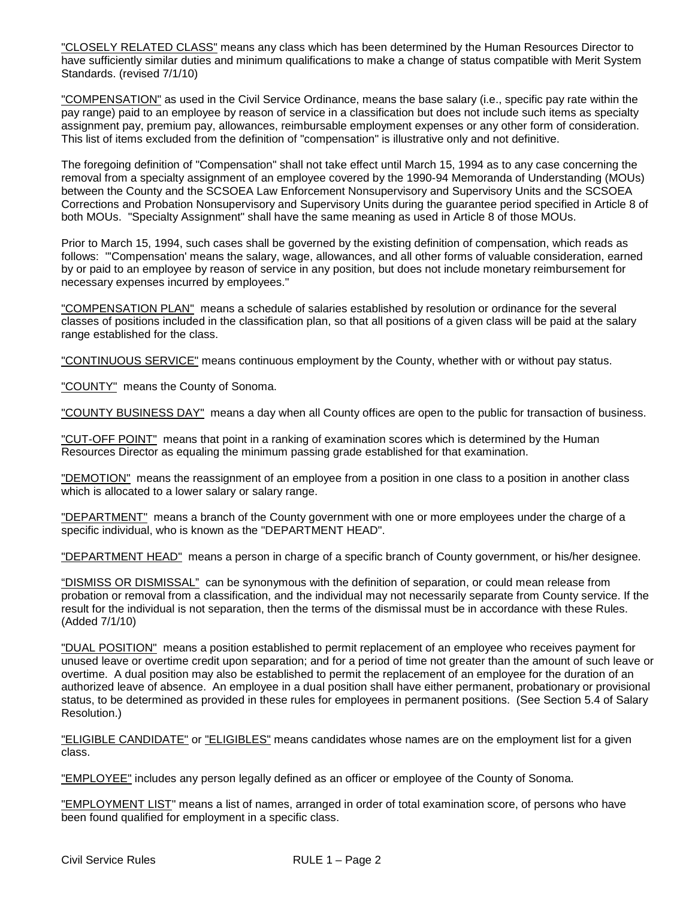"CLOSELY RELATED CLASS" means any class which has been determined by the Human Resources Director to have sufficiently similar duties and minimum qualifications to make a change of status compatible with Merit System Standards. (revised 7/1/10)

"COMPENSATION" as used in the Civil Service Ordinance, means the base salary (i.e., specific pay rate within the pay range) paid to an employee by reason of service in a classification but does not include such items as specialty assignment pay, premium pay, allowances, reimbursable employment expenses or any other form of consideration. This list of items excluded from the definition of "compensation" is illustrative only and not definitive.

The foregoing definition of "Compensation" shall not take effect until March 15, 1994 as to any case concerning the removal from a specialty assignment of an employee covered by the 1990-94 Memoranda of Understanding (MOUs) between the County and the SCSOEA Law Enforcement Nonsupervisory and Supervisory Units and the SCSOEA Corrections and Probation Nonsupervisory and Supervisory Units during the guarantee period specified in Article 8 of both MOUs. "Specialty Assignment" shall have the same meaning as used in Article 8 of those MOUs.

Prior to March 15, 1994, such cases shall be governed by the existing definition of compensation, which reads as follows: "'Compensation' means the salary, wage, allowances, and all other forms of valuable consideration, earned by or paid to an employee by reason of service in any position, but does not include monetary reimbursement for necessary expenses incurred by employees."

"COMPENSATION PLAN" means a schedule of salaries established by resolution or ordinance for the several classes of positions included in the classification plan, so that all positions of a given class will be paid at the salary range established for the class.

"CONTINUOUS SERVICE" means continuous employment by the County, whether with or without pay status.

"COUNTY" means the County of Sonoma.

"COUNTY BUSINESS DAY" means a day when all County offices are open to the public for transaction of business.

"CUT-OFF POINT" means that point in a ranking of examination scores which is determined by the Human Resources Director as equaling the minimum passing grade established for that examination.

"DEMOTION" means the reassignment of an employee from a position in one class to a position in another class which is allocated to a lower salary or salary range.

"DEPARTMENT" means a branch of the County government with one or more employees under the charge of a specific individual, who is known as the "DEPARTMENT HEAD".

"DEPARTMENT HEAD" means a person in charge of a specific branch of County government, or his/her designee.

"DISMISS OR DISMISSAL" can be synonymous with the definition of separation, or could mean release from probation or removal from a classification, and the individual may not necessarily separate from County service. If the result for the individual is not separation, then the terms of the dismissal must be in accordance with these Rules. (Added 7/1/10)

"DUAL POSITION" means a position established to permit replacement of an employee who receives payment for unused leave or overtime credit upon separation; and for a period of time not greater than the amount of such leave or overtime. A dual position may also be established to permit the replacement of an employee for the duration of an authorized leave of absence. An employee in a dual position shall have either permanent, probationary or provisional status, to be determined as provided in these rules for employees in permanent positions. (See Section 5.4 of Salary Resolution.)

"ELIGIBLE CANDIDATE" or "ELIGIBLES" means candidates whose names are on the employment list for a given class.

"EMPLOYEE" includes any person legally defined as an officer or employee of the County of Sonoma.

"EMPLOYMENT LIST" means a list of names, arranged in order of total examination score, of persons who have been found qualified for employment in a specific class.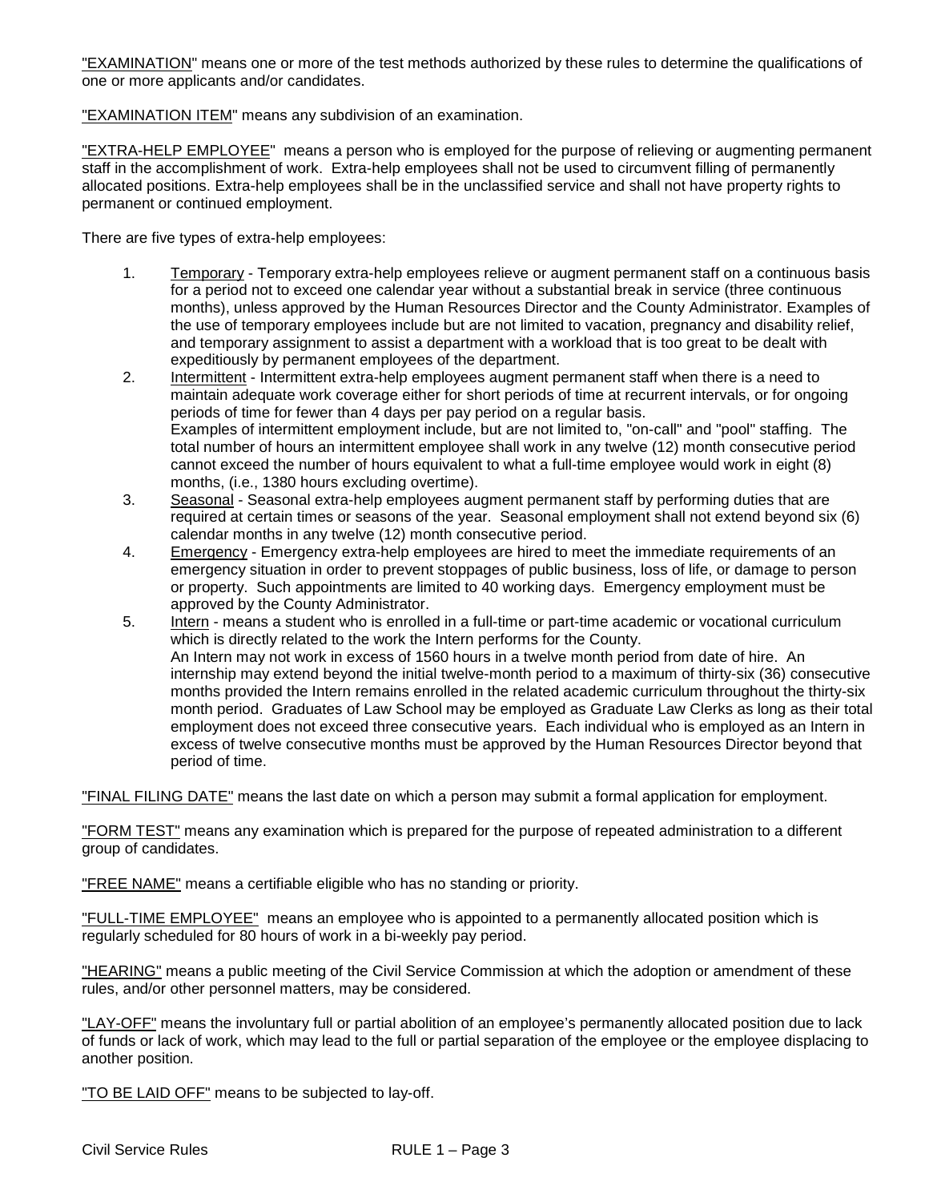"EXAMINATION" means one or more of the test methods authorized by these rules to determine the qualifications of one or more applicants and/or candidates.

"EXAMINATION ITEM" means any subdivision of an examination.

"EXTRA-HELP EMPLOYEE" means a person who is employed for the purpose of relieving or augmenting permanent staff in the accomplishment of work. Extra-help employees shall not be used to circumvent filling of permanently allocated positions. Extra-help employees shall be in the unclassified service and shall not have property rights to permanent or continued employment.

There are five types of extra-help employees:

1. Temporary - Temporary extra-help employees relieve or augment permanent staff on a continuous basis for a period not to exceed one calendar year without a substantial break in service (three continuous months), unless approved by the Human Resources Director and the County Administrator. Examples of the use of temporary employees include but are not limited to vacation, pregnancy and disability relief, and temporary assignment to assist a department with a workload that is too great to be dealt with expeditiously by permanent employees of the department.
2. Intermittent - Intermittent extra-help employees augment permanent staff when there is a need to maintain adequate work coverage either for short periods of time at recurrent intervals, or for ongoing periods of time for fewer than 4 days per pay period on a regular basis.
   Examples of intermittent employment include, but are not limited to, "on-call" and "pool" staffing. The total number of hours an intermittent employee shall work in any twelve (12) month consecutive period cannot exceed the number of hours equivalent to what a full-time employee would work in eight (8) months, (i.e., 1380 hours excluding overtime).
3. Seasonal - Seasonal extra-help employees augment permanent staff by performing duties that are required at certain times or seasons of the year. Seasonal employment shall not extend beyond six (6) calendar months in any twelve (12) month consecutive period.
4. Emergency - Emergency extra-help employees are hired to meet the immediate requirements of an emergency situation in order to prevent stoppages of public business, loss of life, or damage to person or property. Such appointments are limited to 40 working days. Emergency employment must be approved by the County Administrator.
5. Intern - means a student who is enrolled in a full-time or part-time academic or vocational curriculum which is directly related to the work the Intern performs for the County.
   An Intern may not work in excess of 1560 hours in a twelve month period from date of hire. An internship may extend beyond the initial twelve-month period to a maximum of thirty-six (36) consecutive months provided the Intern remains enrolled in the related academic curriculum throughout the thirty-six month period. Graduates of Law School may be employed as Graduate Law Clerks as long as their total employment does not exceed three consecutive years. Each individual who is employed as an Intern in excess of twelve consecutive months must be approved by the Human Resources Director beyond that period of time.

"FINAL FILING DATE" means the last date on which a person may submit a formal application for employment.

"FORM TEST" means any examination which is prepared for the purpose of repeated administration to a different group of candidates.

"FREE NAME" means a certifiable eligible who has no standing or priority.

"FULL-TIME EMPLOYEE" means an employee who is appointed to a permanently allocated position which is regularly scheduled for 80 hours of work in a bi-weekly pay period.

"HEARING" means a public meeting of the Civil Service Commission at which the adoption or amendment of these rules, and/or other personnel matters, may be considered.

"LAY-OFF" means the involuntary full or partial abolition of an employee's permanently allocated position due to lack of funds or lack of work, which may lead to the full or partial separation of the employee or the employee displacing to another position.

"TO BE LAID OFF" means to be subjected to lay-off.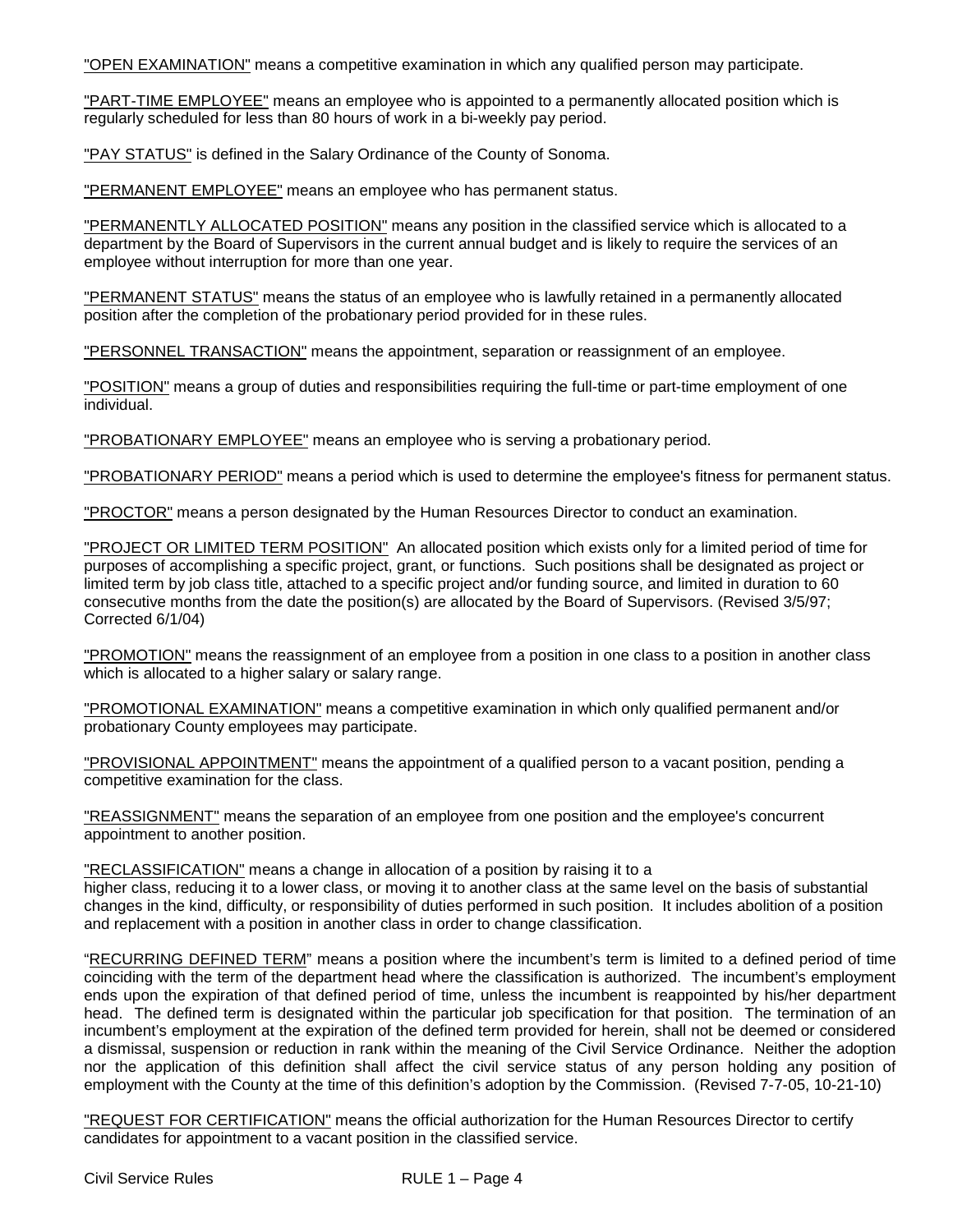"OPEN EXAMINATION" means a competitive examination in which any qualified person may participate.

"PART-TIME EMPLOYEE" means an employee who is appointed to a permanently allocated position which is regularly scheduled for less than 80 hours of work in a bi-weekly pay period.

"PAY STATUS" is defined in the Salary Ordinance of the County of Sonoma.

"PERMANENT EMPLOYEE" means an employee who has permanent status.

"PERMANENTLY ALLOCATED POSITION" means any position in the classified service which is allocated to a department by the Board of Supervisors in the current annual budget and is likely to require the services of an employee without interruption for more than one year.

"PERMANENT STATUS" means the status of an employee who is lawfully retained in a permanently allocated position after the completion of the probationary period provided for in these rules.

"PERSONNEL TRANSACTION" means the appointment, separation or reassignment of an employee.

"POSITION" means a group of duties and responsibilities requiring the full-time or part-time employment of one individual.

"PROBATIONARY EMPLOYEE" means an employee who is serving a probationary period.

"PROBATIONARY PERIOD" means a period which is used to determine the employee's fitness for permanent status.

"PROCTOR" means a person designated by the Human Resources Director to conduct an examination.

"PROJECT OR LIMITED TERM POSITION" An allocated position which exists only for a limited period of time for purposes of accomplishing a specific project, grant, or functions. Such positions shall be designated as project or limited term by job class title, attached to a specific project and/or funding source, and limited in duration to 60 consecutive months from the date the position(s) are allocated by the Board of Supervisors. (Revised 3/5/97; Corrected 6/1/04)

"PROMOTION" means the reassignment of an employee from a position in one class to a position in another class which is allocated to a higher salary or salary range.

"PROMOTIONAL EXAMINATION" means a competitive examination in which only qualified permanent and/or probationary County employees may participate.

"PROVISIONAL APPOINTMENT" means the appointment of a qualified person to a vacant position, pending a competitive examination for the class.

"REASSIGNMENT" means the separation of an employee from one position and the employee's concurrent appointment to another position.

"RECLASSIFICATION" means a change in allocation of a position by raising it to a higher class, reducing it to a lower class, or moving it to another class at the same level on the basis of substantial changes in the kind, difficulty, or responsibility of duties performed in such position. It includes abolition of a position and replacement with a position in another class in order to change classification.

"RECURRING DEFINED TERM" means a position where the incumbent's term is limited to a defined period of time coinciding with the term of the department head where the classification is authorized. The incumbent's employment ends upon the expiration of that defined period of time, unless the incumbent is reappointed by his/her department head. The defined term is designated within the particular job specification for that position. The termination of an incumbent's employment at the expiration of the defined term provided for herein, shall not be deemed or considered a dismissal, suspension or reduction in rank within the meaning of the Civil Service Ordinance. Neither the adoption nor the application of this definition shall affect the civil service status of any person holding any position of employment with the County at the time of this definition's adoption by the Commission. (Revised 7-7-05, 10-21-10)

"REQUEST FOR CERTIFICATION" means the official authorization for the Human Resources Director to certify candidates for appointment to a vacant position in the classified service.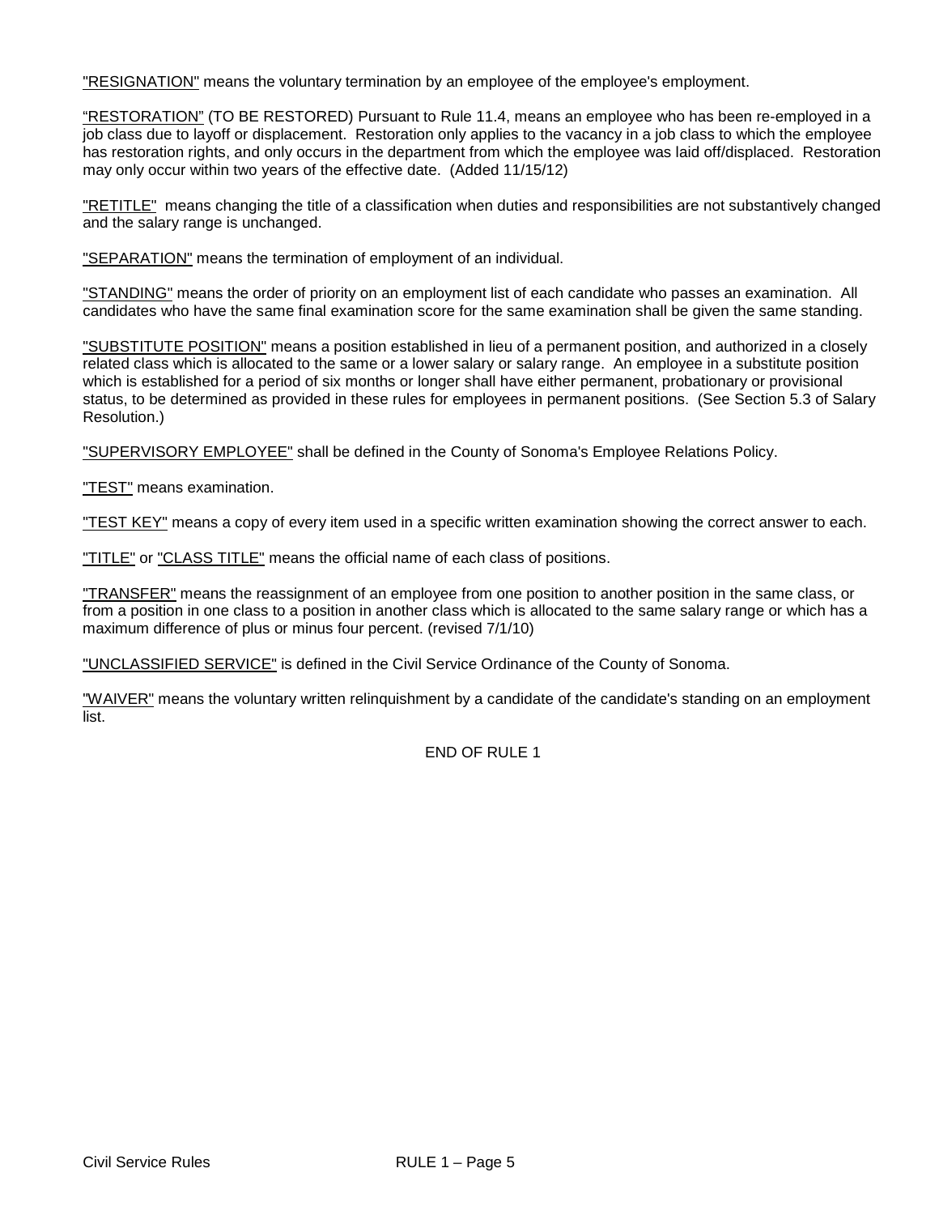"RESIGNATION" means the voluntary termination by an employee of the employee's employment.

"RESTORATION" (TO BE RESTORED) Pursuant to Rule 11.4, means an employee who has been re-employed in a job class due to layoff or displacement. Restoration only applies to the vacancy in a job class to which the employee has restoration rights, and only occurs in the department from which the employee was laid off/displaced. Restoration may only occur within two years of the effective date. (Added 11/15/12)

"RETITLE" means changing the title of a classification when duties and responsibilities are not substantively changed and the salary range is unchanged.

"SEPARATION" means the termination of employment of an individual.

"STANDING" means the order of priority on an employment list of each candidate who passes an examination. All candidates who have the same final examination score for the same examination shall be given the same standing.

"SUBSTITUTE POSITION" means a position established in lieu of a permanent position, and authorized in a closely related class which is allocated to the same or a lower salary or salary range. An employee in a substitute position which is established for a period of six months or longer shall have either permanent, probationary or provisional status, to be determined as provided in these rules for employees in permanent positions. (See Section 5.3 of Salary Resolution.)

"SUPERVISORY EMPLOYEE" shall be defined in the County of Sonoma's Employee Relations Policy.

"TEST" means examination.

"TEST KEY" means a copy of every item used in a specific written examination showing the correct answer to each.

"TITLE" or "CLASS TITLE" means the official name of each class of positions.

"TRANSFER" means the reassignment of an employee from one position to another position in the same class, or from a position in one class to a position in another class which is allocated to the same salary range or which has a maximum difference of plus or minus four percent. (revised 7/1/10)

"UNCLASSIFIED SERVICE" is defined in the Civil Service Ordinance of the County of Sonoma.

"WAIVER" means the voluntary written relinquishment by a candidate of the candidate's standing on an employment list.

END OF RULE 1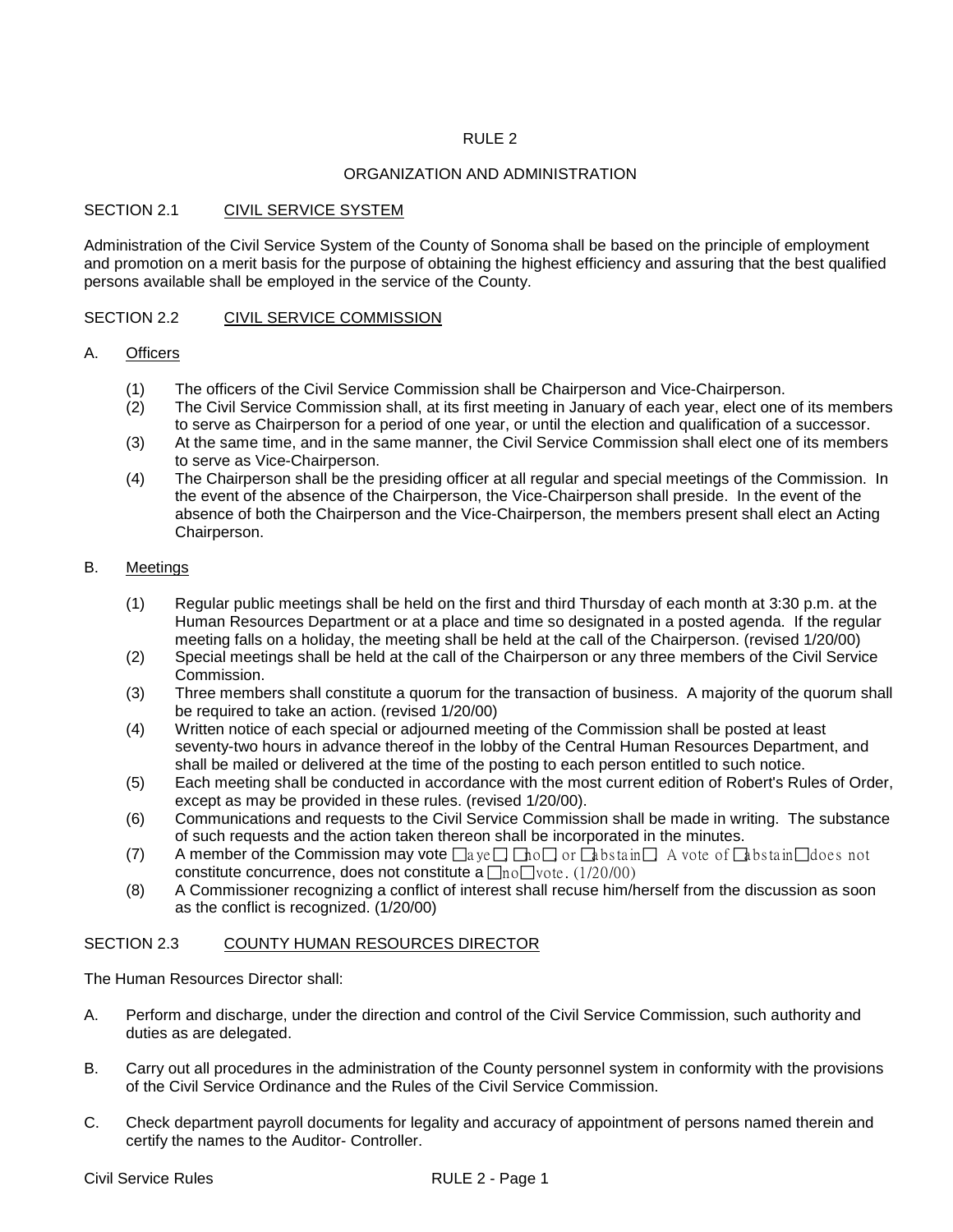# RULE 2

## ORGANIZATION AND ADMINISTRATION

### SECTION 2.1 CIVIL SERVICE SYSTEM

Administration of the Civil Service System of the County of Sonoma shall be based on the principle of employment and promotion on a merit basis for the purpose of obtaining the highest efficiency and assuring that the best qualified persons available shall be employed in the service of the County.

### SECTION 2.2 CIVIL SERVICE COMMISSION

A. Officers

(1) The officers of the Civil Service Commission shall be Chairperson and Vice-Chairperson.
(2) The Civil Service Commission shall, at its first meeting in January of each year, elect one of its members to serve as Chairperson for a period of one year, or until the election and qualification of a successor.
(3) At the same time, and in the same manner, the Civil Service Commission shall elect one of its members to serve as Vice-Chairperson.
(4) The Chairperson shall be the presiding officer at all regular and special meetings of the Commission. In the event of the absence of the Chairperson, the Vice-Chairperson shall preside. In the event of the absence of both the Chairperson and the Vice-Chairperson, the members present shall elect an Acting Chairperson.

B. Meetings

(1) Regular public meetings shall be held on the first and third Thursday of each month at 3:30 p.m. at the Human Resources Department or at a place and time so designated in a posted agenda. If the regular meeting falls on a holiday, the meeting shall be held at the call of the Chairperson. (revised 1/20/00)
(2) Special meetings shall be held at the call of the Chairperson or any three members of the Civil Service Commission.
(3) Three members shall constitute a quorum for the transaction of business. A majority of the quorum shall be required to take an action. (revised 1/20/00)
(4) Written notice of each special or adjourned meeting of the Commission shall be posted at least seventy-two hours in advance thereof in the lobby of the Central Human Resources Department, and shall be mailed or delivered at the time of the posting to each person entitled to such notice.
(5) Each meeting shall be conducted in accordance with the most current edition of Robert's Rules of Order, except as may be provided in these rules. (revised 1/20/00).
(6) Communications and requests to the Civil Service Commission shall be made in writing. The substance of such requests and the action taken thereon shall be incorporated in the minutes.
(7) A member of the Commission may vote "aye", "no", or "abstain". A vote of "abstain" does not constitute concurrence, does not constitute a "no" vote. (1/20/00)
(8) A Commissioner recognizing a conflict of interest shall recuse him/herself from the discussion as soon as the conflict is recognized. (1/20/00)

### SECTION 2.3 COUNTY HUMAN RESOURCES DIRECTOR

The Human Resources Director shall:

A. Perform and discharge, under the direction and control of the Civil Service Commission, such authority and duties as are delegated.

B. Carry out all procedures in the administration of the County personnel system in conformity with the provisions of the Civil Service Ordinance and the Rules of the Civil Service Commission.

C. Check department payroll documents for legality and accuracy of appointment of persons named therein and certify the names to the Auditor- Controller.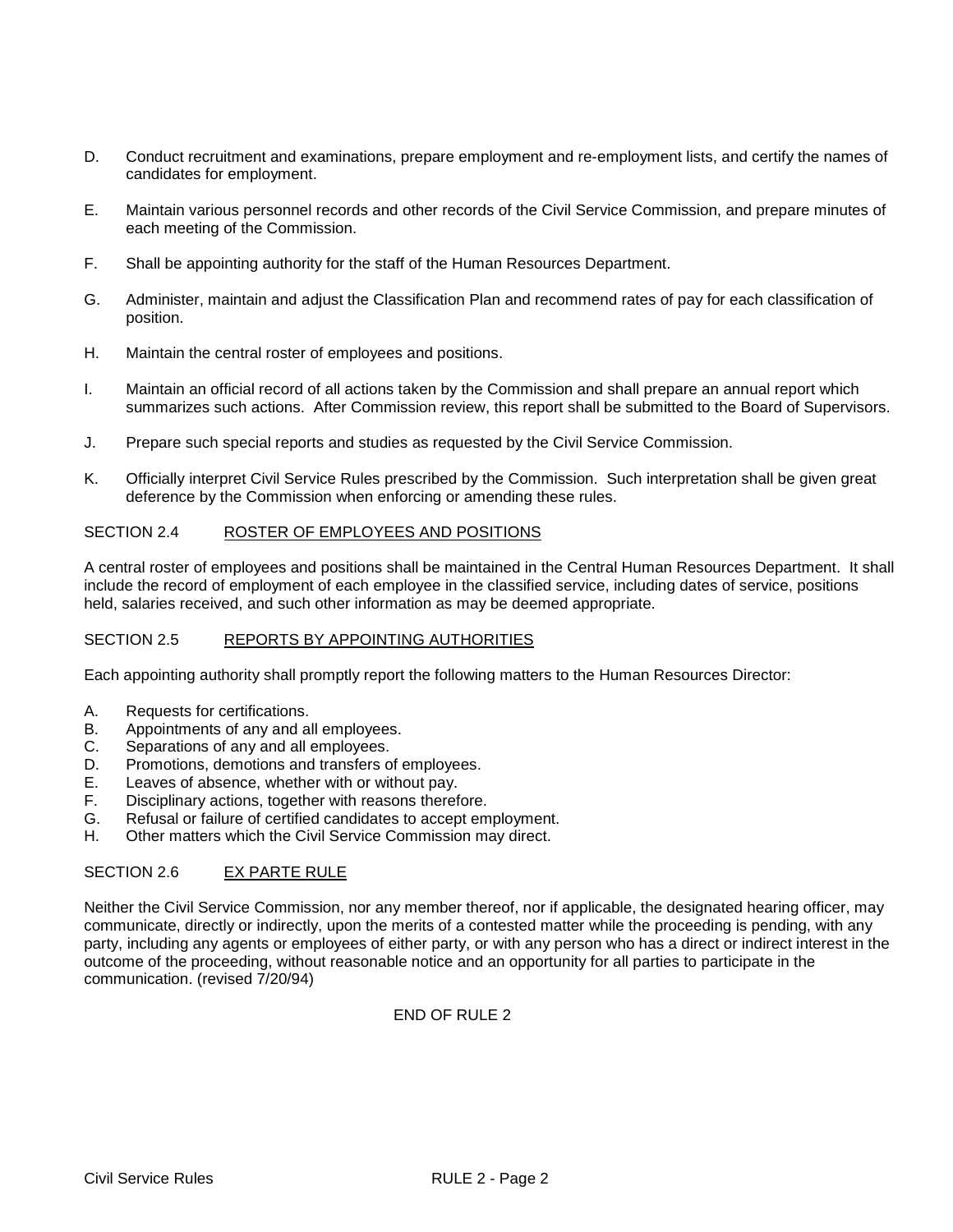D. Conduct recruitment and examinations, prepare employment and re-employment lists, and certify the names of candidates for employment.

E. Maintain various personnel records and other records of the Civil Service Commission, and prepare minutes of each meeting of the Commission.

F. Shall be appointing authority for the staff of the Human Resources Department.

G. Administer, maintain and adjust the Classification Plan and recommend rates of pay for each classification of position.

H. Maintain the central roster of employees and positions.

I. Maintain an official record of all actions taken by the Commission and shall prepare an annual report which summarizes such actions. After Commission review, this report shall be submitted to the Board of Supervisors.

J. Prepare such special reports and studies as requested by the Civil Service Commission.

K. Officially interpret Civil Service Rules prescribed by the Commission. Such interpretation shall be given great deference by the Commission when enforcing or amending these rules.

## SECTION 2.4 ROSTER OF EMPLOYEES AND POSITIONS

A central roster of employees and positions shall be maintained in the Central Human Resources Department. It shall include the record of employment of each employee in the classified service, including dates of service, positions held, salaries received, and such other information as may be deemed appropriate.

## SECTION 2.5 REPORTS BY APPOINTING AUTHORITIES

Each appointing authority shall promptly report the following matters to the Human Resources Director:

A. Requests for certifications.
B. Appointments of any and all employees.
C. Separations of any and all employees.
D. Promotions, demotions and transfers of employees.
E. Leaves of absence, whether with or without pay.
F. Disciplinary actions, together with reasons therefore.
G. Refusal or failure of certified candidates to accept employment.
H. Other matters which the Civil Service Commission may direct.

## SECTION 2.6 EX PARTE RULE

Neither the Civil Service Commission, nor any member thereof, nor if applicable, the designated hearing officer, may communicate, directly or indirectly, upon the merits of a contested matter while the proceeding is pending, with any party, including any agents or employees of either party, or with any person who has a direct or indirect interest in the outcome of the proceeding, without reasonable notice and an opportunity for all parties to participate in the communication. (revised 7/20/94)

END OF RULE 2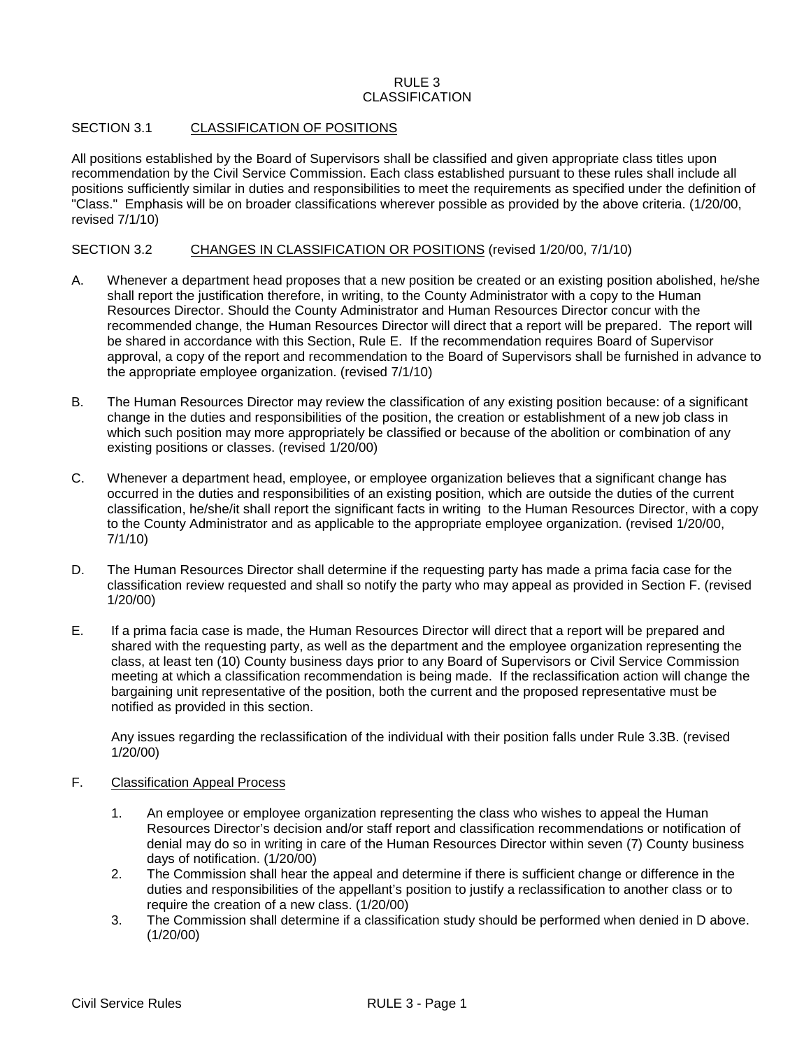# RULE 3
# CLASSIFICATION

## SECTION 3.1 CLASSIFICATION OF POSITIONS

All positions established by the Board of Supervisors shall be classified and given appropriate class titles upon recommendation by the Civil Service Commission. Each class established pursuant to these rules shall include all positions sufficiently similar in duties and responsibilities to meet the requirements as specified under the definition of "Class." Emphasis will be on broader classifications wherever possible as provided by the above criteria. (1/20/00, revised 7/1/10)

## SECTION 3.2 CHANGES IN CLASSIFICATION OR POSITIONS (revised 1/20/00, 7/1/10)

A. Whenever a department head proposes that a new position be created or an existing position abolished, he/she shall report the justification therefore, in writing, to the County Administrator with a copy to the Human Resources Director. Should the County Administrator and Human Resources Director concur with the recommended change, the Human Resources Director will direct that a report will be prepared. The report will be shared in accordance with this Section, Rule E. If the recommendation requires Board of Supervisor approval, a copy of the report and recommendation to the Board of Supervisors shall be furnished in advance to the appropriate employee organization. (revised 7/1/10)

B. The Human Resources Director may review the classification of any existing position because: of a significant change in the duties and responsibilities of the position, the creation or establishment of a new job class in which such position may more appropriately be classified or because of the abolition or combination of any existing positions or classes. (revised 1/20/00)

C. Whenever a department head, employee, or employee organization believes that a significant change has occurred in the duties and responsibilities of an existing position, which are outside the duties of the current classification, he/she/it shall report the significant facts in writing to the Human Resources Director, with a copy to the County Administrator and as applicable to the appropriate employee organization. (revised 1/20/00, 7/1/10)

D. The Human Resources Director shall determine if the requesting party has made a prima facia case for the classification review requested and shall so notify the party who may appeal as provided in Section F. (revised 1/20/00)

E. If a prima facia case is made, the Human Resources Director will direct that a report will be prepared and shared with the requesting party, as well as the department and the employee organization representing the class, at least ten (10) County business days prior to any Board of Supervisors or Civil Service Commission meeting at which a classification recommendation is being made. If the reclassification action will change the bargaining unit representative of the position, both the current and the proposed representative must be notified as provided in this section.

   Any issues regarding the reclassification of the individual with their position falls under Rule 3.3B. (revised 1/20/00)

F. Classification Appeal Process

   1. An employee or employee organization representing the class who wishes to appeal the Human Resources Director's decision and/or staff report and classification recommendations or notification of denial may do so in writing in care of the Human Resources Director within seven (7) County business days of notification. (1/20/00)
   2. The Commission shall hear the appeal and determine if there is sufficient change or difference in the duties and responsibilities of the appellant's position to justify a reclassification to another class or to require the creation of a new class. (1/20/00)
   3. The Commission shall determine if a classification study should be performed when denied in D above. (1/20/00)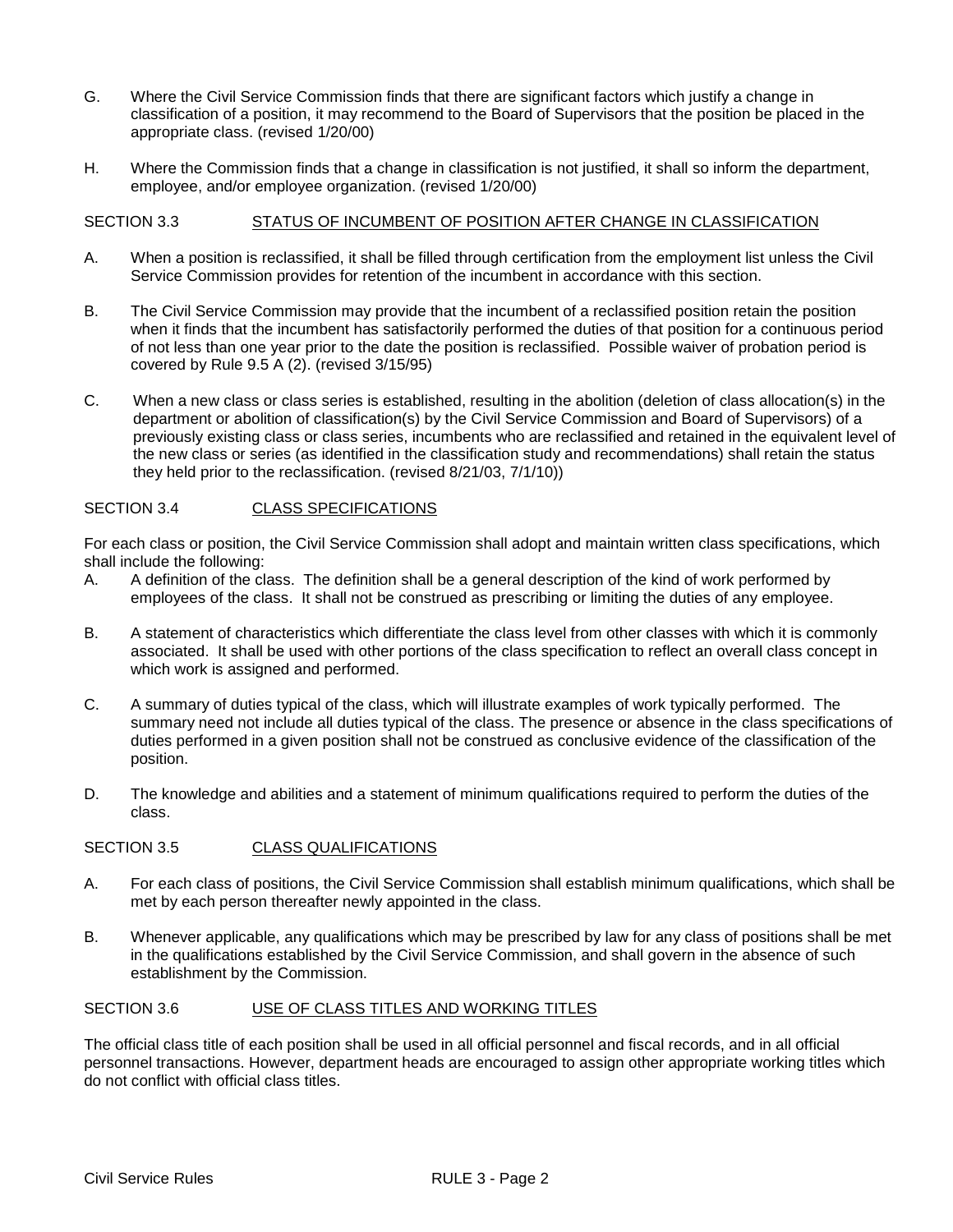G. Where the Civil Service Commission finds that there are significant factors which justify a change in classification of a position, it may recommend to the Board of Supervisors that the position be placed in the appropriate class. (revised 1/20/00)

H. Where the Commission finds that a change in classification is not justified, it shall so inform the department, employee, and/or employee organization. (revised 1/20/00)

## SECTION 3.3 STATUS OF INCUMBENT OF POSITION AFTER CHANGE IN CLASSIFICATION

A. When a position is reclassified, it shall be filled through certification from the employment list unless the Civil Service Commission provides for retention of the incumbent in accordance with this section.

B. The Civil Service Commission may provide that the incumbent of a reclassified position retain the position when it finds that the incumbent has satisfactorily performed the duties of that position for a continuous period of not less than one year prior to the date the position is reclassified. Possible waiver of probation period is covered by Rule 9.5 A (2). (revised 3/15/95)

C. When a new class or class series is established, resulting in the abolition (deletion of class allocation(s) in the department or abolition of classification(s) by the Civil Service Commission and Board of Supervisors) of a previously existing class or class series, incumbents who are reclassified and retained in the equivalent level of the new class or series (as identified in the classification study and recommendations) shall retain the status they held prior to the reclassification. (revised 8/21/03, 7/1/10))

## SECTION 3.4 CLASS SPECIFICATIONS

For each class or position, the Civil Service Commission shall adopt and maintain written class specifications, which shall include the following:

A. A definition of the class. The definition shall be a general description of the kind of work performed by employees of the class. It shall not be construed as prescribing or limiting the duties of any employee.

B. A statement of characteristics which differentiate the class level from other classes with which it is commonly associated. It shall be used with other portions of the class specification to reflect an overall class concept in which work is assigned and performed.

C. A summary of duties typical of the class, which will illustrate examples of work typically performed. The summary need not include all duties typical of the class. The presence or absence in the class specifications of duties performed in a given position shall not be construed as conclusive evidence of the classification of the position.

D. The knowledge and abilities and a statement of minimum qualifications required to perform the duties of the class.

## SECTION 3.5 CLASS QUALIFICATIONS

A. For each class of positions, the Civil Service Commission shall establish minimum qualifications, which shall be met by each person thereafter newly appointed in the class.

B. Whenever applicable, any qualifications which may be prescribed by law for any class of positions shall be met in the qualifications established by the Civil Service Commission, and shall govern in the absence of such establishment by the Commission.

## SECTION 3.6 USE OF CLASS TITLES AND WORKING TITLES

The official class title of each position shall be used in all official personnel and fiscal records, and in all official personnel transactions. However, department heads are encouraged to assign other appropriate working titles which do not conflict with official class titles.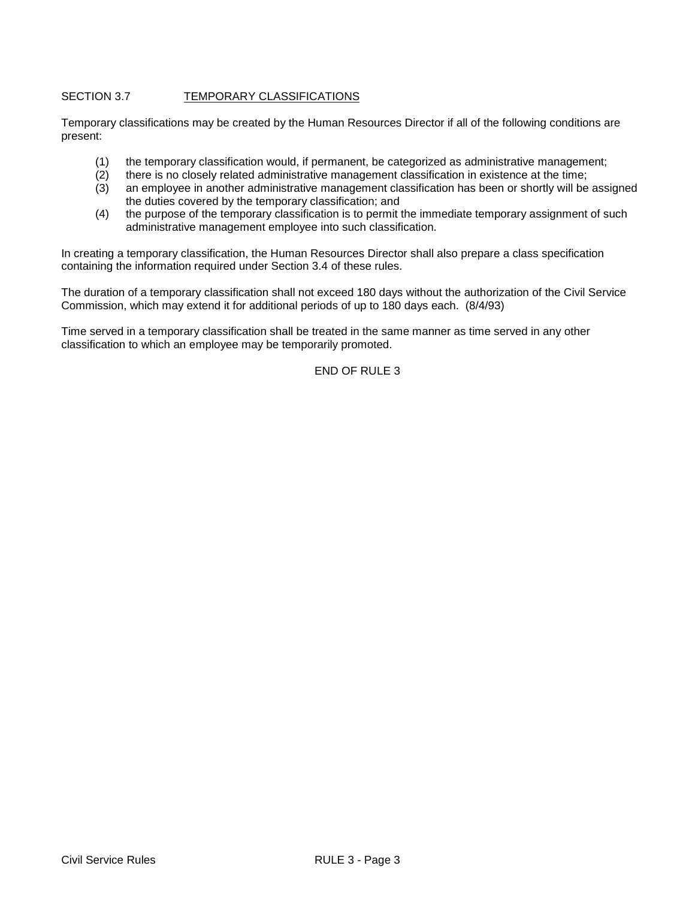## SECTION 3.7 TEMPORARY CLASSIFICATIONS

Temporary classifications may be created by the Human Resources Director if all of the following conditions are present:

(1) the temporary classification would, if permanent, be categorized as administrative management;

(2) there is no closely related administrative management classification in existence at the time;

(3) an employee in another administrative management classification has been or shortly will be assigned the duties covered by the temporary classification; and

(4) the purpose of the temporary classification is to permit the immediate temporary assignment of such administrative management employee into such classification.

In creating a temporary classification, the Human Resources Director shall also prepare a class specification containing the information required under Section 3.4 of these rules.

The duration of a temporary classification shall not exceed 180 days without the authorization of the Civil Service Commission, which may extend it for additional periods of up to 180 days each. (8/4/93)

Time served in a temporary classification shall be treated in the same manner as time served in any other classification to which an employee may be temporarily promoted.

END OF RULE 3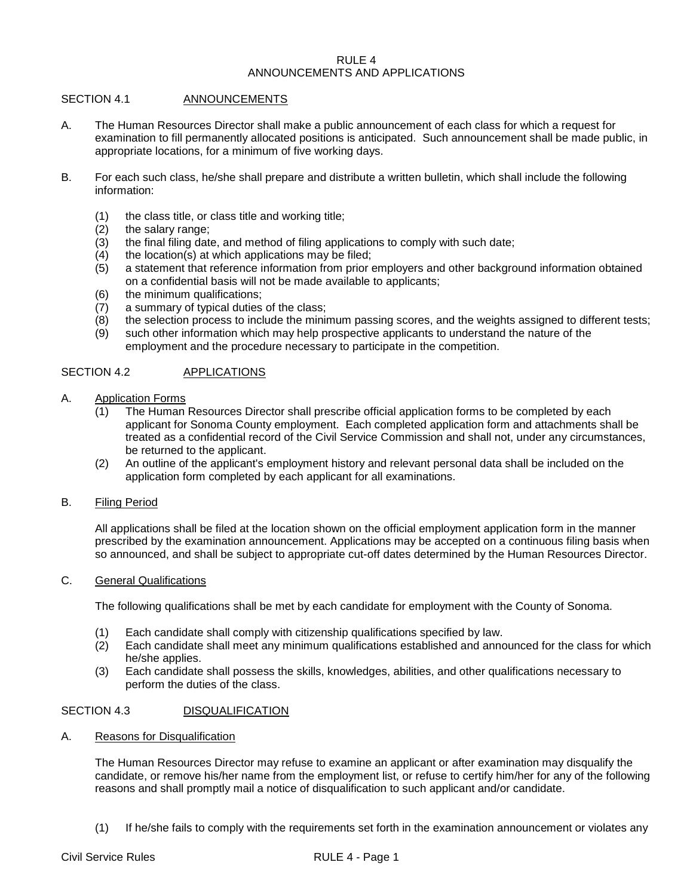# RULE 4
# ANNOUNCEMENTS AND APPLICATIONS

## SECTION 4.1 ANNOUNCEMENTS

A. The Human Resources Director shall make a public announcement of each class for which a request for examination to fill permanently allocated positions is anticipated. Such announcement shall be made public, in appropriate locations, for a minimum of five working days.

B. For each such class, he/she shall prepare and distribute a written bulletin, which shall include the following information:

   (1) the class title, or class title and working title;
   (2) the salary range;
   (3) the final filing date, and method of filing applications to comply with such date;
   (4) the location(s) at which applications may be filed;
   (5) a statement that reference information from prior employers and other background information obtained on a confidential basis will not be made available to applicants;
   (6) the minimum qualifications;
   (7) a summary of typical duties of the class;
   (8) the selection process to include the minimum passing scores, and the weights assigned to different tests;
   (9) such other information which may help prospective applicants to understand the nature of the employment and the procedure necessary to participate in the competition.

## SECTION 4.2 APPLICATIONS

A. Application Forms
   (1) The Human Resources Director shall prescribe official application forms to be completed by each applicant for Sonoma County employment. Each completed application form and attachments shall be treated as a confidential record of the Civil Service Commission and shall not, under any circumstances, be returned to the applicant.
   (2) An outline of the applicant's employment history and relevant personal data shall be included on the application form completed by each applicant for all examinations.

B. Filing Period

   All applications shall be filed at the location shown on the official employment application form in the manner prescribed by the examination announcement. Applications may be accepted on a continuous filing basis when so announced, and shall be subject to appropriate cut-off dates determined by the Human Resources Director.

C. General Qualifications

   The following qualifications shall be met by each candidate for employment with the County of Sonoma.

   (1) Each candidate shall comply with citizenship qualifications specified by law.
   (2) Each candidate shall meet any minimum qualifications established and announced for the class for which he/she applies.
   (3) Each candidate shall possess the skills, knowledges, abilities, and other qualifications necessary to perform the duties of the class.

## SECTION 4.3 DISQUALIFICATION

A. Reasons for Disqualification

   The Human Resources Director may refuse to examine an applicant or after examination may disqualify the candidate, or remove his/her name from the employment list, or refuse to certify him/her for any of the following reasons and shall promptly mail a notice of disqualification to such applicant and/or candidate.

   (1) If he/she fails to comply with the requirements set forth in the examination announcement or violates any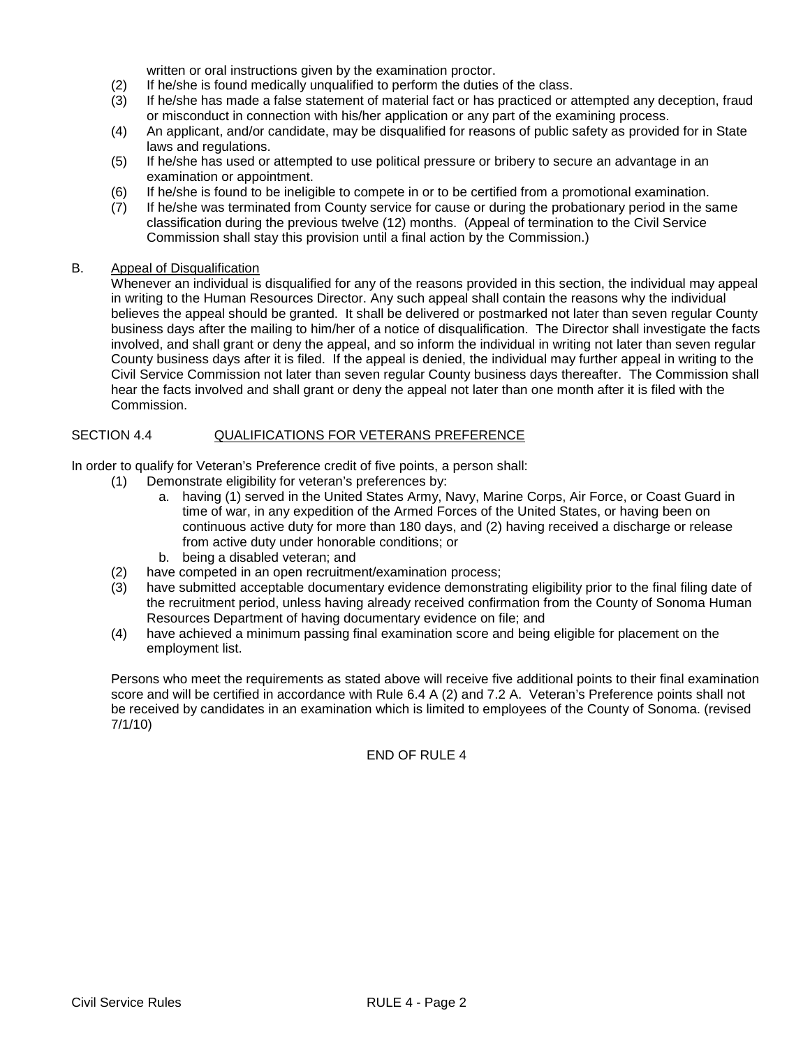written or oral instructions given by the examination proctor.

(2) If he/she is found medically unqualified to perform the duties of the class.

(3) If he/she has made a false statement of material fact or has practiced or attempted any deception, fraud or misconduct in connection with his/her application or any part of the examining process.

(4) An applicant, and/or candidate, may be disqualified for reasons of public safety as provided for in State laws and regulations.

(5) If he/she has used or attempted to use political pressure or bribery to secure an advantage in an examination or appointment.

(6) If he/she is found to be ineligible to compete in or to be certified from a promotional examination.

(7) If he/she was terminated from County service for cause or during the probationary period in the same classification during the previous twelve (12) months. (Appeal of termination to the Civil Service Commission shall stay this provision until a final action by the Commission.)

B. Appeal of Disqualification

Whenever an individual is disqualified for any of the reasons provided in this section, the individual may appeal in writing to the Human Resources Director. Any such appeal shall contain the reasons why the individual believes the appeal should be granted. It shall be delivered or postmarked not later than seven regular County business days after the mailing to him/her of a notice of disqualification. The Director shall investigate the facts involved, and shall grant or deny the appeal, and so inform the individual in writing not later than seven regular County business days after it is filed. If the appeal is denied, the individual may further appeal in writing to the Civil Service Commission not later than seven regular County business days thereafter. The Commission shall hear the facts involved and shall grant or deny the appeal not later than one month after it is filed with the Commission.

## SECTION 4.4 QUALIFICATIONS FOR VETERANS PREFERENCE

In order to qualify for Veteran's Preference credit of five points, a person shall:

(1) Demonstrate eligibility for veteran's preferences by:

   a. having (1) served in the United States Army, Navy, Marine Corps, Air Force, or Coast Guard in time of war, in any expedition of the Armed Forces of the United States, or having been on continuous active duty for more than 180 days, and (2) having received a discharge or release from active duty under honorable conditions; or

   b. being a disabled veteran; and

(2) have competed in an open recruitment/examination process;

(3) have submitted acceptable documentary evidence demonstrating eligibility prior to the final filing date of the recruitment period, unless having already received confirmation from the County of Sonoma Human Resources Department of having documentary evidence on file; and

(4) have achieved a minimum passing final examination score and being eligible for placement on the employment list.

Persons who meet the requirements as stated above will receive five additional points to their final examination score and will be certified in accordance with Rule 6.4 A (2) and 7.2 A. Veteran's Preference points shall not be received by candidates in an examination which is limited to employees of the County of Sonoma. (revised 7/1/10)

END OF RULE 4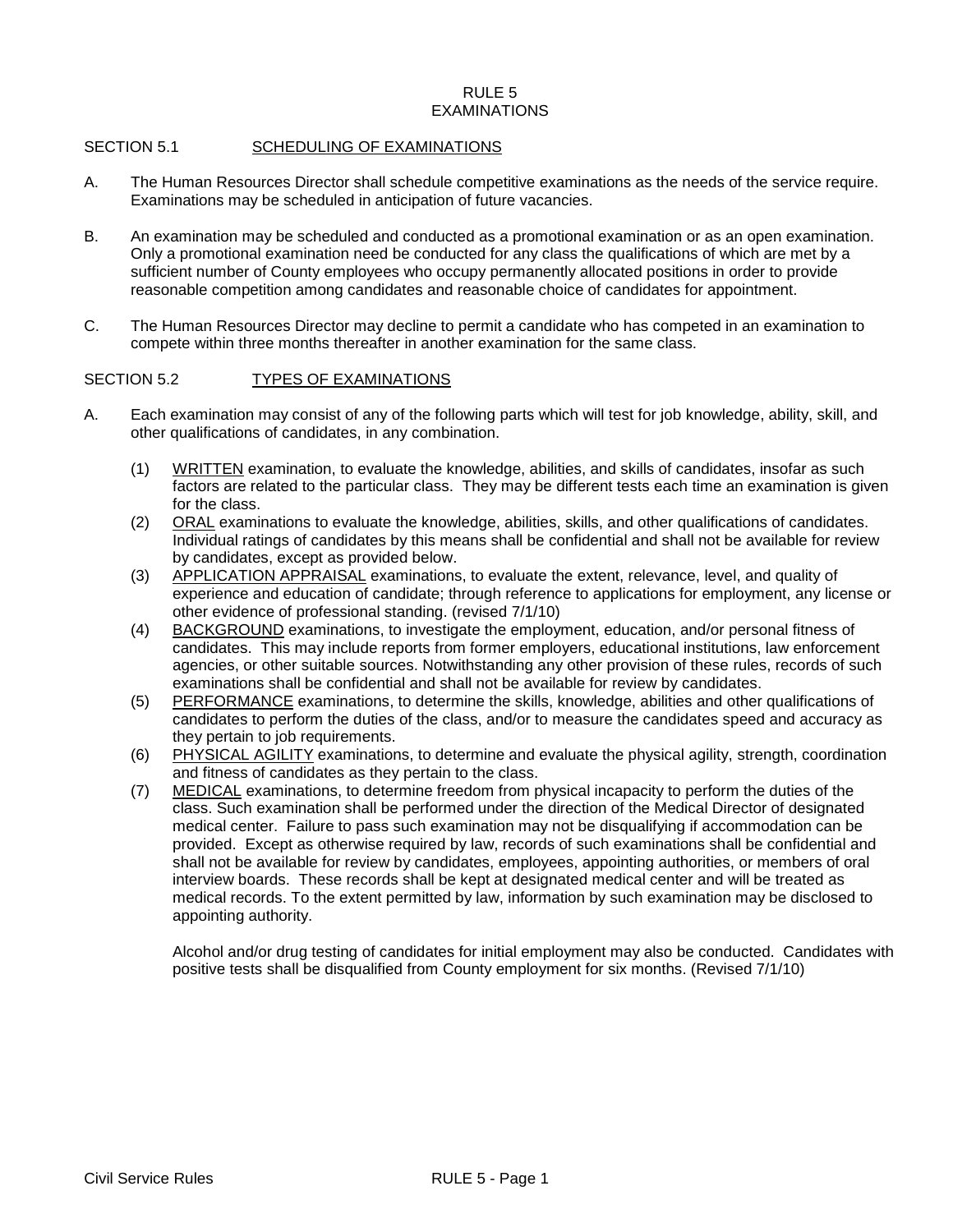# RULE 5
# EXAMINATIONS

## SECTION 5.1 SCHEDULING OF EXAMINATIONS

A. The Human Resources Director shall schedule competitive examinations as the needs of the service require. Examinations may be scheduled in anticipation of future vacancies.

B. An examination may be scheduled and conducted as a promotional examination or as an open examination. Only a promotional examination need be conducted for any class the qualifications of which are met by a sufficient number of County employees who occupy permanently allocated positions in order to provide reasonable competition among candidates and reasonable choice of candidates for appointment.

C. The Human Resources Director may decline to permit a candidate who has competed in an examination to compete within three months thereafter in another examination for the same class.

## SECTION 5.2 TYPES OF EXAMINATIONS

A. Each examination may consist of any of the following parts which will test for job knowledge, ability, skill, and other qualifications of candidates, in any combination.

   (1) WRITTEN examination, to evaluate the knowledge, abilities, and skills of candidates, insofar as such factors are related to the particular class. They may be different tests each time an examination is given for the class.

   (2) ORAL examinations to evaluate the knowledge, abilities, skills, and other qualifications of candidates. Individual ratings of candidates by this means shall be confidential and shall not be available for review by candidates, except as provided below.

   (3) APPLICATION APPRAISAL examinations, to evaluate the extent, relevance, level, and quality of experience and education of candidate; through reference to applications for employment, any license or other evidence of professional standing. (revised 7/1/10)

   (4) BACKGROUND examinations, to investigate the employment, education, and/or personal fitness of candidates. This may include reports from former employers, educational institutions, law enforcement agencies, or other suitable sources. Notwithstanding any other provision of these rules, records of such examinations shall be confidential and shall not be available for review by candidates.

   (5) PERFORMANCE examinations, to determine the skills, knowledge, abilities and other qualifications of candidates to perform the duties of the class, and/or to measure the candidates speed and accuracy as they pertain to job requirements.

   (6) PHYSICAL AGILITY examinations, to determine and evaluate the physical agility, strength, coordination and fitness of candidates as they pertain to the class.

   (7) MEDICAL examinations, to determine freedom from physical incapacity to perform the duties of the class. Such examination shall be performed under the direction of the Medical Director of designated medical center. Failure to pass such examination may not be disqualifying if accommodation can be provided. Except as otherwise required by law, records of such examinations shall be confidential and shall not be available for review by candidates, employees, appointing authorities, or members of oral interview boards. These records shall be kept at designated medical center and will be treated as medical records. To the extent permitted by law, information by such examination may be disclosed to appointing authority.

   Alcohol and/or drug testing of candidates for initial employment may also be conducted. Candidates with positive tests shall be disqualified from County employment for six months. (Revised 7/1/10)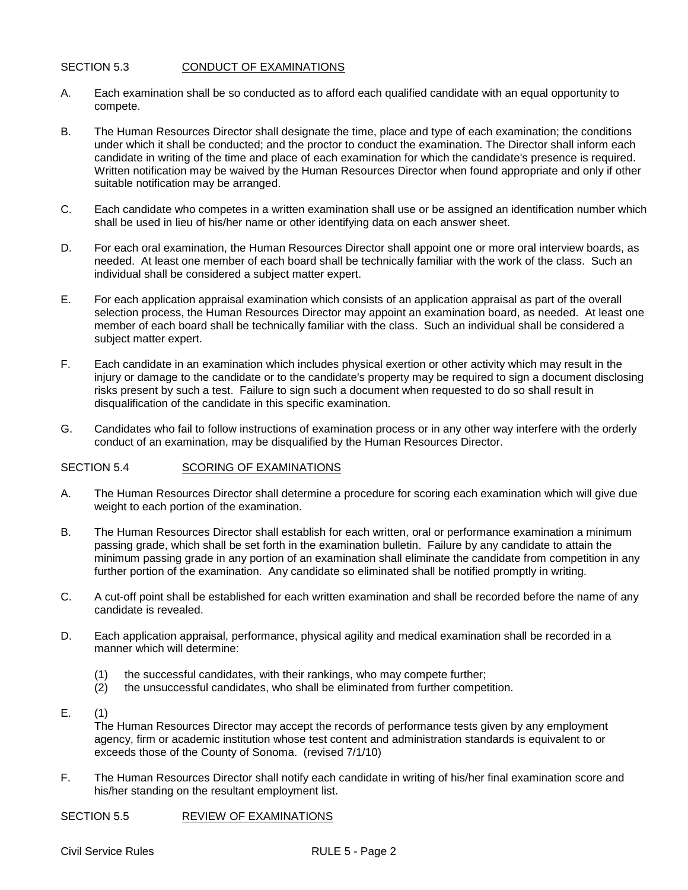## SECTION 5.3 CONDUCT OF EXAMINATIONS

A. Each examination shall be so conducted as to afford each qualified candidate with an equal opportunity to compete.

B. The Human Resources Director shall designate the time, place and type of each examination; the conditions under which it shall be conducted; and the proctor to conduct the examination. The Director shall inform each candidate in writing of the time and place of each examination for which the candidate's presence is required. Written notification may be waived by the Human Resources Director when found appropriate and only if other suitable notification may be arranged.

C. Each candidate who competes in a written examination shall use or be assigned an identification number which shall be used in lieu of his/her name or other identifying data on each answer sheet.

D. For each oral examination, the Human Resources Director shall appoint one or more oral interview boards, as needed. At least one member of each board shall be technically familiar with the work of the class. Such an individual shall be considered a subject matter expert.

E. For each application appraisal examination which consists of an application appraisal as part of the overall selection process, the Human Resources Director may appoint an examination board, as needed. At least one member of each board shall be technically familiar with the class. Such an individual shall be considered a subject matter expert.

F. Each candidate in an examination which includes physical exertion or other activity which may result in the injury or damage to the candidate or to the candidate's property may be required to sign a document disclosing risks present by such a test. Failure to sign such a document when requested to do so shall result in disqualification of the candidate in this specific examination.

G. Candidates who fail to follow instructions of examination process or in any other way interfere with the orderly conduct of an examination, may be disqualified by the Human Resources Director.

## SECTION 5.4 SCORING OF EXAMINATIONS

A. The Human Resources Director shall determine a procedure for scoring each examination which will give due weight to each portion of the examination.

B. The Human Resources Director shall establish for each written, oral or performance examination a minimum passing grade, which shall be set forth in the examination bulletin. Failure by any candidate to attain the minimum passing grade in any portion of an examination shall eliminate the candidate from competition in any further portion of the examination. Any candidate so eliminated shall be notified promptly in writing.

C. A cut-off point shall be established for each written examination and shall be recorded before the name of any candidate is revealed.

D. Each application appraisal, performance, physical agility and medical examination shall be recorded in a manner which will determine:

   (1) the successful candidates, with their rankings, who may compete further;
   (2) the unsuccessful candidates, who shall be eliminated from further competition.

E. (1)
   The Human Resources Director may accept the records of performance tests given by any employment agency, firm or academic institution whose test content and administration standards is equivalent to or exceeds those of the County of Sonoma. (revised 7/1/10)

F. The Human Resources Director shall notify each candidate in writing of his/her final examination score and his/her standing on the resultant employment list.

## SECTION 5.5 REVIEW OF EXAMINATIONS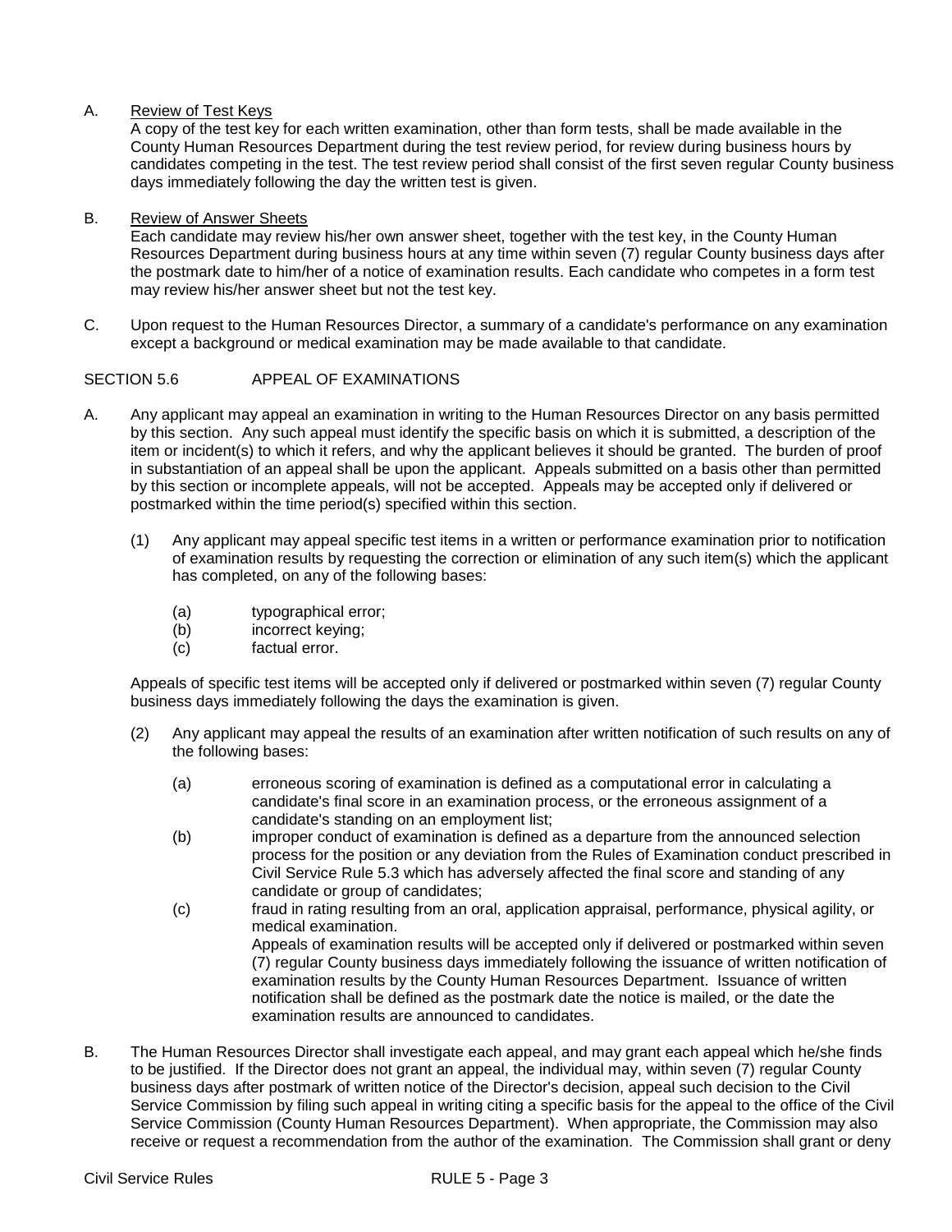A. Review of Test Keys

A copy of the test key for each written examination, other than form tests, shall be made available in the County Human Resources Department during the test review period, for review during business hours by candidates competing in the test. The test review period shall consist of the first seven regular County business days immediately following the day the written test is given.

B. Review of Answer Sheets

Each candidate may review his/her own answer sheet, together with the test key, in the County Human Resources Department during business hours at any time within seven (7) regular County business days after the postmark date to him/her of a notice of examination results. Each candidate who competes in a form test may review his/her answer sheet but not the test key.

C. Upon request to the Human Resources Director, a summary of a candidate's performance on any examination except a background or medical examination may be made available to that candidate.

## SECTION 5.6 APPEAL OF EXAMINATIONS

A. Any applicant may appeal an examination in writing to the Human Resources Director on any basis permitted by this section. Any such appeal must identify the specific basis on which it is submitted, a description of the item or incident(s) to which it refers, and why the applicant believes it should be granted. The burden of proof in substantiation of an appeal shall be upon the applicant. Appeals submitted on a basis other than permitted by this section or incomplete appeals, will not be accepted. Appeals may be accepted only if delivered or postmarked within the time period(s) specified within this section.

(1) Any applicant may appeal specific test items in a written or performance examination prior to notification of examination results by requesting the correction or elimination of any such item(s) which the applicant has completed, on any of the following bases:

- (a) typographical error;
- (b) incorrect keying;
- (c) factual error.

Appeals of specific test items will be accepted only if delivered or postmarked within seven (7) regular County business days immediately following the days the examination is given.

(2) Any applicant may appeal the results of an examination after written notification of such results on any of the following bases:

- (a) erroneous scoring of examination is defined as a computational error in calculating a candidate's final score in an examination process, or the erroneous assignment of a candidate's standing on an employment list;
- (b) improper conduct of examination is defined as a departure from the announced selection process for the position or any deviation from the Rules of Examination conduct prescribed in Civil Service Rule 5.3 which has adversely affected the final score and standing of any candidate or group of candidates;
- (c) fraud in rating resulting from an oral, application appraisal, performance, physical agility, or medical examination.

Appeals of examination results will be accepted only if delivered or postmarked within seven (7) regular County business days immediately following the issuance of written notification of examination results by the County Human Resources Department. Issuance of written notification shall be defined as the postmark date the notice is mailed, or the date the examination results are announced to candidates.

B. The Human Resources Director shall investigate each appeal, and may grant each appeal which he/she finds to be justified. If the Director does not grant an appeal, the individual may, within seven (7) regular County business days after postmark of written notice of the Director's decision, appeal such decision to the Civil Service Commission by filing such appeal in writing citing a specific basis for the appeal to the office of the Civil Service Commission (County Human Resources Department). When appropriate, the Commission may also receive or request a recommendation from the author of the examination. The Commission shall grant or deny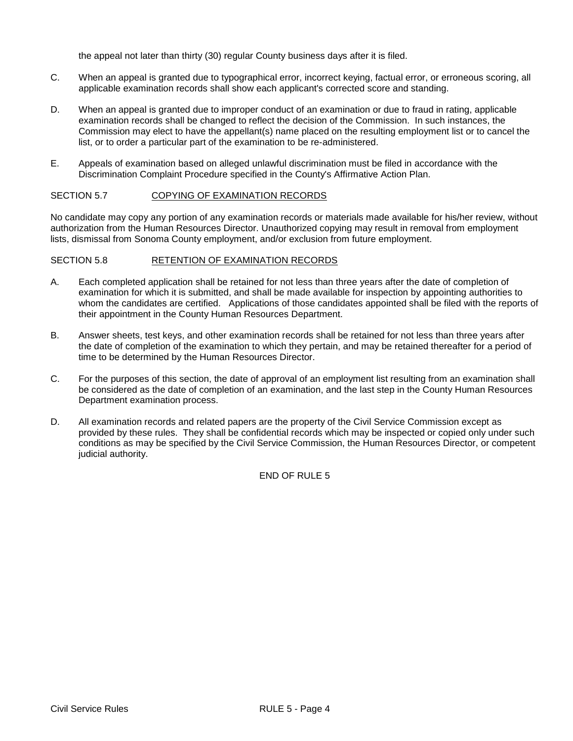the appeal not later than thirty (30) regular County business days after it is filed.

C. When an appeal is granted due to typographical error, incorrect keying, factual error, or erroneous scoring, all applicable examination records shall show each applicant's corrected score and standing.

D. When an appeal is granted due to improper conduct of an examination or due to fraud in rating, applicable examination records shall be changed to reflect the decision of the Commission. In such instances, the Commission may elect to have the appellant(s) name placed on the resulting employment list or to cancel the list, or to order a particular part of the examination to be re-administered.

E. Appeals of examination based on alleged unlawful discrimination must be filed in accordance with the Discrimination Complaint Procedure specified in the County's Affirmative Action Plan.

## SECTION 5.7 COPYING OF EXAMINATION RECORDS

No candidate may copy any portion of any examination records or materials made available for his/her review, without authorization from the Human Resources Director. Unauthorized copying may result in removal from employment lists, dismissal from Sonoma County employment, and/or exclusion from future employment.

## SECTION 5.8 RETENTION OF EXAMINATION RECORDS

A. Each completed application shall be retained for not less than three years after the date of completion of examination for which it is submitted, and shall be made available for inspection by appointing authorities to whom the candidates are certified. Applications of those candidates appointed shall be filed with the reports of their appointment in the County Human Resources Department.

B. Answer sheets, test keys, and other examination records shall be retained for not less than three years after the date of completion of the examination to which they pertain, and may be retained thereafter for a period of time to be determined by the Human Resources Director.

C. For the purposes of this section, the date of approval of an employment list resulting from an examination shall be considered as the date of completion of an examination, and the last step in the County Human Resources Department examination process.

D. All examination records and related papers are the property of the Civil Service Commission except as provided by these rules. They shall be confidential records which may be inspected or copied only under such conditions as may be specified by the Civil Service Commission, the Human Resources Director, or competent judicial authority.

END OF RULE 5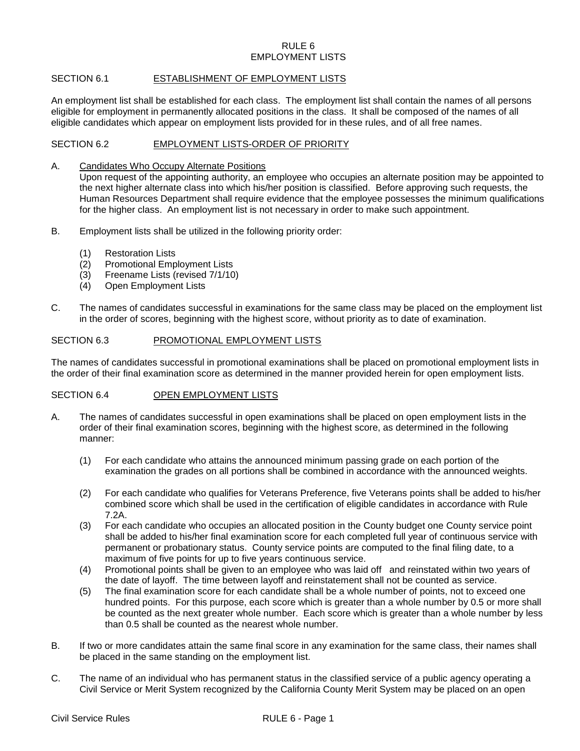# RULE 6
# EMPLOYMENT LISTS

## SECTION 6.1 ESTABLISHMENT OF EMPLOYMENT LISTS

An employment list shall be established for each class. The employment list shall contain the names of all persons eligible for employment in permanently allocated positions in the class. It shall be composed of the names of all eligible candidates which appear on employment lists provided for in these rules, and of all free names.

## SECTION 6.2 EMPLOYMENT LISTS-ORDER OF PRIORITY

A. Candidates Who Occupy Alternate Positions
Upon request of the appointing authority, an employee who occupies an alternate position may be appointed to the next higher alternate class into which his/her position is classified. Before approving such requests, the Human Resources Department shall require evidence that the employee possesses the minimum qualifications for the higher class. An employment list is not necessary in order to make such appointment.

B. Employment lists shall be utilized in the following priority order:

   (1) Restoration Lists
   (2) Promotional Employment Lists
   (3) Freename Lists (revised 7/1/10)
   (4) Open Employment Lists

C. The names of candidates successful in examinations for the same class may be placed on the employment list in the order of scores, beginning with the highest score, without priority as to date of examination.

## SECTION 6.3 PROMOTIONAL EMPLOYMENT LISTS

The names of candidates successful in promotional examinations shall be placed on promotional employment lists in the order of their final examination score as determined in the manner provided herein for open employment lists.

## SECTION 6.4 OPEN EMPLOYMENT LISTS

A. The names of candidates successful in open examinations shall be placed on open employment lists in the order of their final examination scores, beginning with the highest score, as determined in the following manner:

   (1) For each candidate who attains the announced minimum passing grade on each portion of the examination the grades on all portions shall be combined in accordance with the announced weights.

   (2) For each candidate who qualifies for Veterans Preference, five Veterans points shall be added to his/her combined score which shall be used in the certification of eligible candidates in accordance with Rule 7.2A.

   (3) For each candidate who occupies an allocated position in the County budget one County service point shall be added to his/her final examination score for each completed full year of continuous service with permanent or probationary status. County service points are computed to the final filing date, to a maximum of five points for up to five years continuous service.

   (4) Promotional points shall be given to an employee who was laid off and reinstated within two years of the date of layoff. The time between layoff and reinstatement shall not be counted as service.

   (5) The final examination score for each candidate shall be a whole number of points, not to exceed one hundred points. For this purpose, each score which is greater than a whole number by 0.5 or more shall be counted as the next greater whole number. Each score which is greater than a whole number by less than 0.5 shall be counted as the nearest whole number.

B. If two or more candidates attain the same final score in any examination for the same class, their names shall be placed in the same standing on the employment list.

C. The name of an individual who has permanent status in the classified service of a public agency operating a Civil Service or Merit System recognized by the California County Merit System may be placed on an open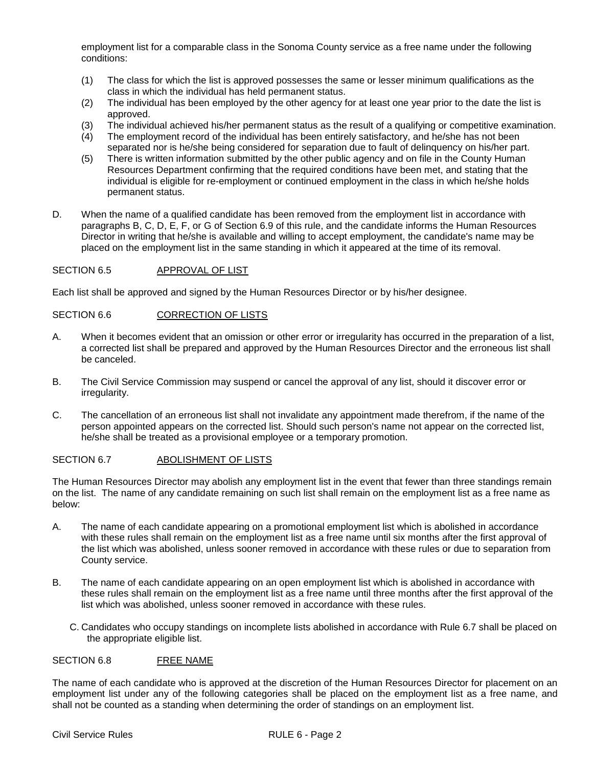employment list for a comparable class in the Sonoma County service as a free name under the following conditions:

(1) The class for which the list is approved possesses the same or lesser minimum qualifications as the class in which the individual has held permanent status.
(2) The individual has been employed by the other agency for at least one year prior to the date the list is approved.
(3) The individual achieved his/her permanent status as the result of a qualifying or competitive examination.
(4) The employment record of the individual has been entirely satisfactory, and he/she has not been separated nor is he/she being considered for separation due to fault of delinquency on his/her part.
(5) There is written information submitted by the other public agency and on file in the County Human Resources Department confirming that the required conditions have been met, and stating that the individual is eligible for re-employment or continued employment in the class in which he/she holds permanent status.

D. When the name of a qualified candidate has been removed from the employment list in accordance with paragraphs B, C, D, E, F, or G of Section 6.9 of this rule, and the candidate informs the Human Resources Director in writing that he/she is available and willing to accept employment, the candidate's name may be placed on the employment list in the same standing in which it appeared at the time of its removal.

SECTION 6.5 APPROVAL OF LIST

Each list shall be approved and signed by the Human Resources Director or by his/her designee.

SECTION 6.6 CORRECTION OF LISTS

A. When it becomes evident that an omission or other error or irregularity has occurred in the preparation of a list, a corrected list shall be prepared and approved by the Human Resources Director and the erroneous list shall be canceled.

B. The Civil Service Commission may suspend or cancel the approval of any list, should it discover error or irregularity.

C. The cancellation of an erroneous list shall not invalidate any appointment made therefrom, if the name of the person appointed appears on the corrected list. Should such person's name not appear on the corrected list, he/she shall be treated as a provisional employee or a temporary promotion.

SECTION 6.7 ABOLISHMENT OF LISTS

The Human Resources Director may abolish any employment list in the event that fewer than three standings remain on the list. The name of any candidate remaining on such list shall remain on the employment list as a free name as below:

A. The name of each candidate appearing on a promotional employment list which is abolished in accordance with these rules shall remain on the employment list as a free name until six months after the first approval of the list which was abolished, unless sooner removed in accordance with these rules or due to separation from County service.

B. The name of each candidate appearing on an open employment list which is abolished in accordance with these rules shall remain on the employment list as a free name until three months after the first approval of the list which was abolished, unless sooner removed in accordance with these rules.

C. Candidates who occupy standings on incomplete lists abolished in accordance with Rule 6.7 shall be placed on the appropriate eligible list.

SECTION 6.8 FREE NAME

The name of each candidate who is approved at the discretion of the Human Resources Director for placement on an employment list under any of the following categories shall be placed on the employment list as a free name, and shall not be counted as a standing when determining the order of standings on an employment list.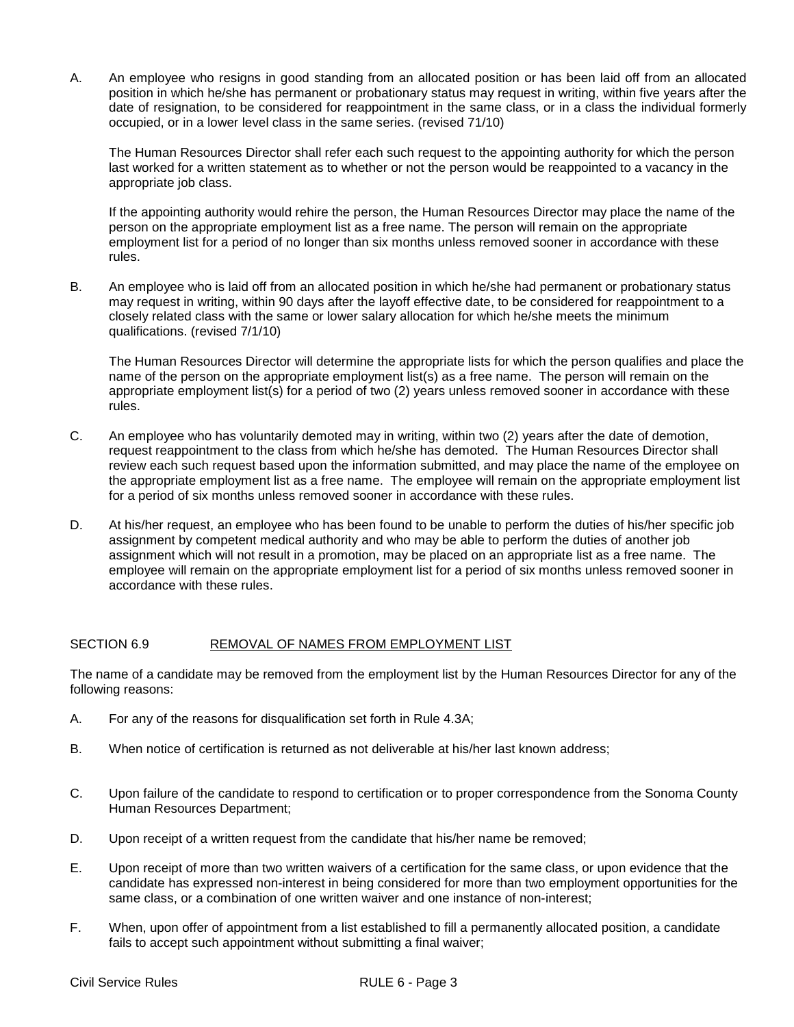A. An employee who resigns in good standing from an allocated position or has been laid off from an allocated position in which he/she has permanent or probationary status may request in writing, within five years after the date of resignation, to be considered for reappointment in the same class, or in a class the individual formerly occupied, or in a lower level class in the same series. (revised 71/10)

   The Human Resources Director shall refer each such request to the appointing authority for which the person last worked for a written statement as to whether or not the person would be reappointed to a vacancy in the appropriate job class.

   If the appointing authority would rehire the person, the Human Resources Director may place the name of the person on the appropriate employment list as a free name. The person will remain on the appropriate employment list for a period of no longer than six months unless removed sooner in accordance with these rules.

B. An employee who is laid off from an allocated position in which he/she had permanent or probationary status may request in writing, within 90 days after the layoff effective date, to be considered for reappointment to a closely related class with the same or lower salary allocation for which he/she meets the minimum qualifications. (revised 7/1/10)

   The Human Resources Director will determine the appropriate lists for which the person qualifies and place the name of the person on the appropriate employment list(s) as a free name. The person will remain on the appropriate employment list(s) for a period of two (2) years unless removed sooner in accordance with these rules.

C. An employee who has voluntarily demoted may in writing, within two (2) years after the date of demotion, request reappointment to the class from which he/she has demoted. The Human Resources Director shall review each such request based upon the information submitted, and may place the name of the employee on the appropriate employment list as a free name. The employee will remain on the appropriate employment list for a period of six months unless removed sooner in accordance with these rules.

D. At his/her request, an employee who has been found to be unable to perform the duties of his/her specific job assignment by competent medical authority and who may be able to perform the duties of another job assignment which will not result in a promotion, may be placed on an appropriate list as a free name. The employee will remain on the appropriate employment list for a period of six months unless removed sooner in accordance with these rules.

## SECTION 6.9 REMOVAL OF NAMES FROM EMPLOYMENT LIST

The name of a candidate may be removed from the employment list by the Human Resources Director for any of the following reasons:

A. For any of the reasons for disqualification set forth in Rule 4.3A;

B. When notice of certification is returned as not deliverable at his/her last known address;

C. Upon failure of the candidate to respond to certification or to proper correspondence from the Sonoma County Human Resources Department;

D. Upon receipt of a written request from the candidate that his/her name be removed;

E. Upon receipt of more than two written waivers of a certification for the same class, or upon evidence that the candidate has expressed non-interest in being considered for more than two employment opportunities for the same class, or a combination of one written waiver and one instance of non-interest;

F. When, upon offer of appointment from a list established to fill a permanently allocated position, a candidate fails to accept such appointment without submitting a final waiver;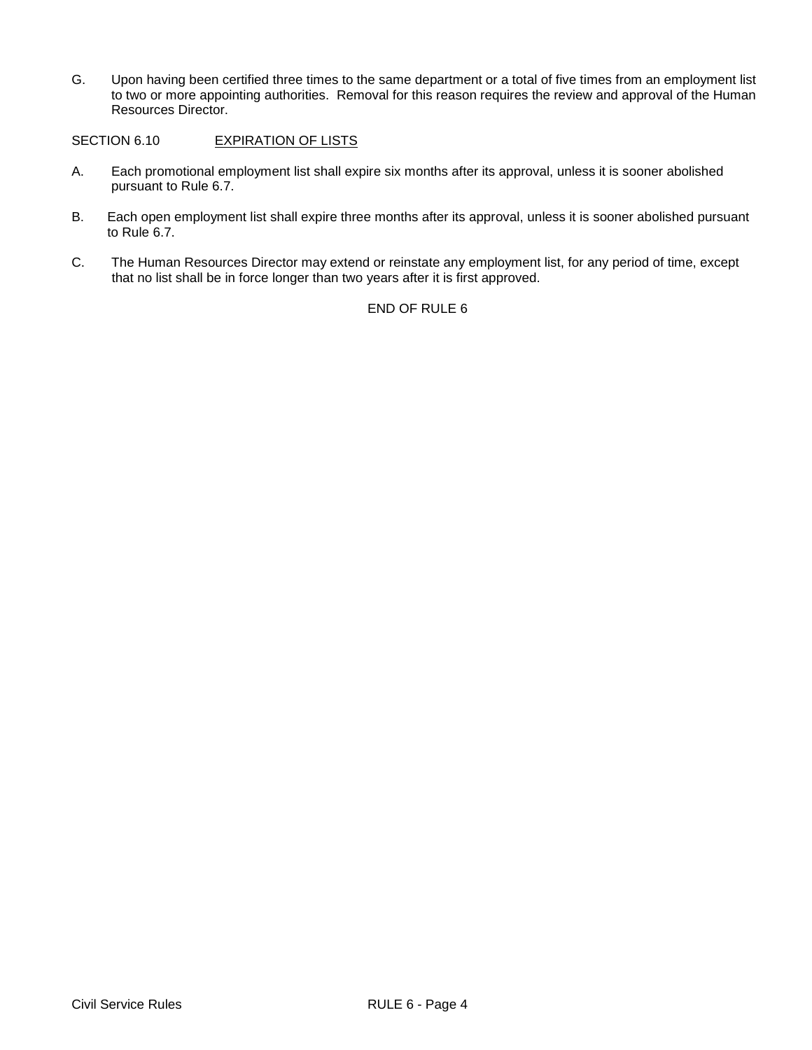G. Upon having been certified three times to the same department or a total of five times from an employment list to two or more appointing authorities. Removal for this reason requires the review and approval of the Human Resources Director.

SECTION 6.10 EXPIRATION OF LISTS

A. Each promotional employment list shall expire six months after its approval, unless it is sooner abolished pursuant to Rule 6.7.

B. Each open employment list shall expire three months after its approval, unless it is sooner abolished pursuant to Rule 6.7.

C. The Human Resources Director may extend or reinstate any employment list, for any period of time, except that no list shall be in force longer than two years after it is first approved.

END OF RULE 6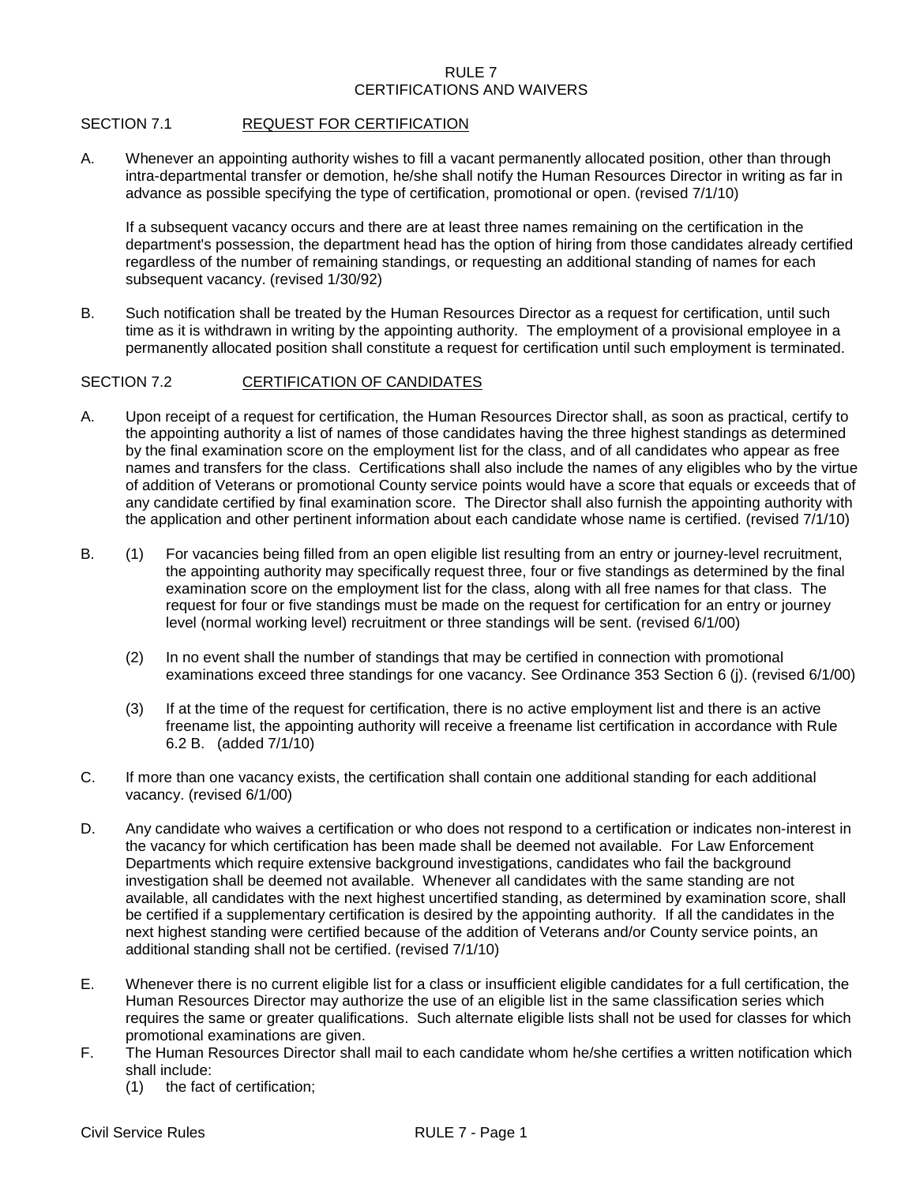# RULE 7
# CERTIFICATIONS AND WAIVERS

## SECTION 7.1 REQUEST FOR CERTIFICATION

A. Whenever an appointing authority wishes to fill a vacant permanently allocated position, other than through intra-departmental transfer or demotion, he/she shall notify the Human Resources Director in writing as far in advance as possible specifying the type of certification, promotional or open. (revised 7/1/10)

   If a subsequent vacancy occurs and there are at least three names remaining on the certification in the department's possession, the department head has the option of hiring from those candidates already certified regardless of the number of remaining standings, or requesting an additional standing of names for each subsequent vacancy. (revised 1/30/92)

B. Such notification shall be treated by the Human Resources Director as a request for certification, until such time as it is withdrawn in writing by the appointing authority. The employment of a provisional employee in a permanently allocated position shall constitute a request for certification until such employment is terminated.

## SECTION 7.2 CERTIFICATION OF CANDIDATES

A. Upon receipt of a request for certification, the Human Resources Director shall, as soon as practical, certify to the appointing authority a list of names of those candidates having the three highest standings as determined by the final examination score on the employment list for the class, and of all candidates who appear as free names and transfers for the class. Certifications shall also include the names of any eligibles who by the virtue of addition of Veterans or promotional County service points would have a score that equals or exceeds that of any candidate certified by final examination score. The Director shall also furnish the appointing authority with the application and other pertinent information about each candidate whose name is certified. (revised 7/1/10)

B. (1) For vacancies being filled from an open eligible list resulting from an entry or journey-level recruitment, the appointing authority may specifically request three, four or five standings as determined by the final examination score on the employment list for the class, along with all free names for that class. The request for four or five standings must be made on the request for certification for an entry or journey level (normal working level) recruitment or three standings will be sent. (revised 6/1/00)

   (2) In no event shall the number of standings that may be certified in connection with promotional examinations exceed three standings for one vacancy. See Ordinance 353 Section 6 (j). (revised 6/1/00)

   (3) If at the time of the request for certification, there is no active employment list and there is an active freename list, the appointing authority will receive a freename list certification in accordance with Rule 6.2 B. (added 7/1/10)

C. If more than one vacancy exists, the certification shall contain one additional standing for each additional vacancy. (revised 6/1/00)

D. Any candidate who waives a certification or who does not respond to a certification or indicates non-interest in the vacancy for which certification has been made shall be deemed not available. For Law Enforcement Departments which require extensive background investigations, candidates who fail the background investigation shall be deemed not available. Whenever all candidates with the same standing are not available, all candidates with the next highest uncertified standing, as determined by examination score, shall be certified if a supplementary certification is desired by the appointing authority. If all the candidates in the next highest standing were certified because of the addition of Veterans and/or County service points, an additional standing shall not be certified. (revised 7/1/10)

E. Whenever there is no current eligible list for a class or insufficient eligible candidates for a full certification, the Human Resources Director may authorize the use of an eligible list in the same classification series which requires the same or greater qualifications. Such alternate eligible lists shall not be used for classes for which promotional examinations are given.

F. The Human Resources Director shall mail to each candidate whom he/she certifies a written notification which shall include:

   (1) the fact of certification;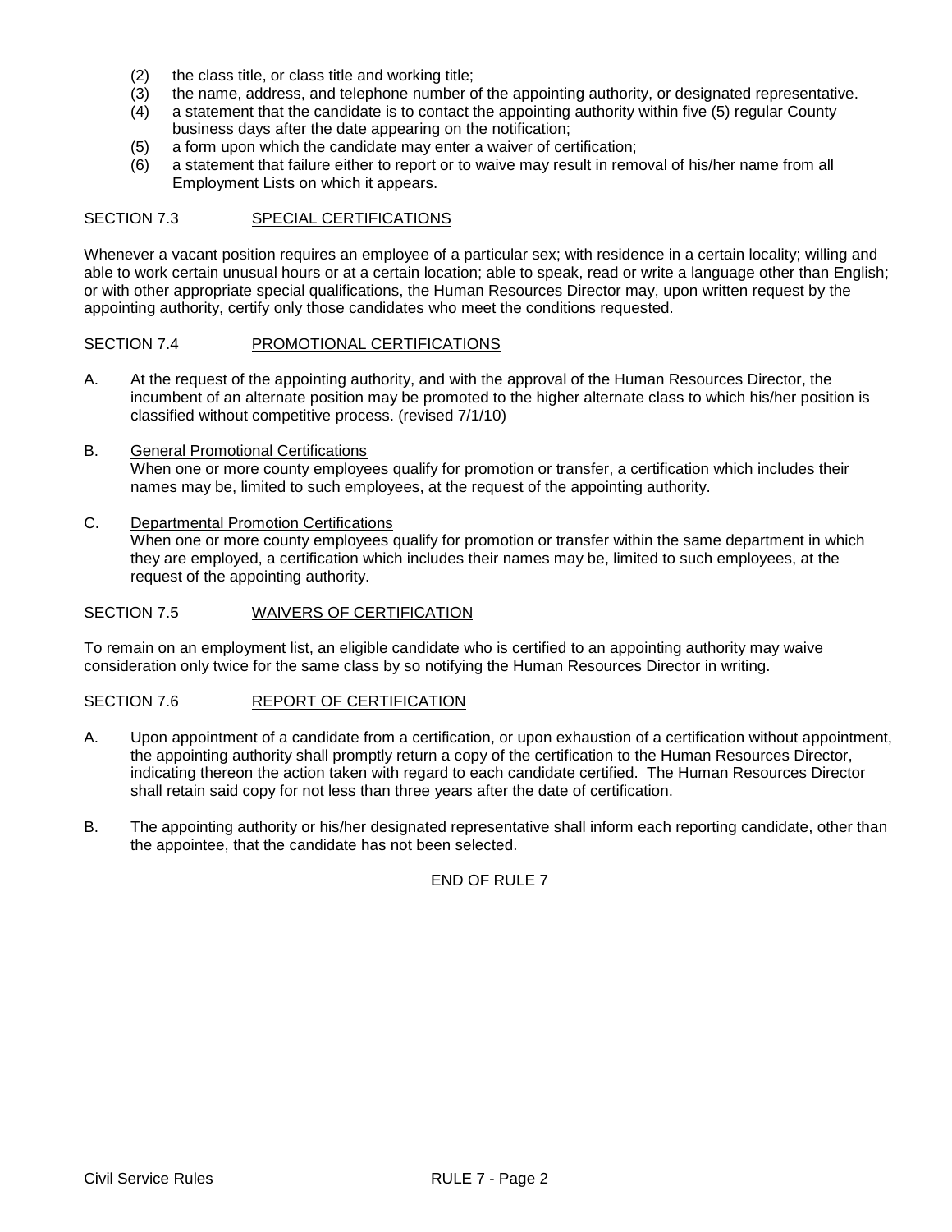(2) the class title, or class title and working title;
(3) the name, address, and telephone number of the appointing authority, or designated representative.
(4) a statement that the candidate is to contact the appointing authority within five (5) regular County business days after the date appearing on the notification;
(5) a form upon which the candidate may enter a waiver of certification;
(6) a statement that failure either to report or to waive may result in removal of his/her name from all Employment Lists on which it appears.

## SECTION 7.3 SPECIAL CERTIFICATIONS

Whenever a vacant position requires an employee of a particular sex; with residence in a certain locality; willing and able to work certain unusual hours or at a certain location; able to speak, read or write a language other than English; or with other appropriate special qualifications, the Human Resources Director may, upon written request by the appointing authority, certify only those candidates who meet the conditions requested.

## SECTION 7.4 PROMOTIONAL CERTIFICATIONS

A. At the request of the appointing authority, and with the approval of the Human Resources Director, the incumbent of an alternate position may be promoted to the higher alternate class to which his/her position is classified without competitive process. (revised 7/1/10)

B. General Promotional Certifications
When one or more county employees qualify for promotion or transfer, a certification which includes their names may be, limited to such employees, at the request of the appointing authority.

C. Departmental Promotion Certifications
When one or more county employees qualify for promotion or transfer within the same department in which they are employed, a certification which includes their names may be, limited to such employees, at the request of the appointing authority.

## SECTION 7.5 WAIVERS OF CERTIFICATION

To remain on an employment list, an eligible candidate who is certified to an appointing authority may waive consideration only twice for the same class by so notifying the Human Resources Director in writing.

## SECTION 7.6 REPORT OF CERTIFICATION

A. Upon appointment of a candidate from a certification, or upon exhaustion of a certification without appointment, the appointing authority shall promptly return a copy of the certification to the Human Resources Director, indicating thereon the action taken with regard to each candidate certified. The Human Resources Director shall retain said copy for not less than three years after the date of certification.

B. The appointing authority or his/her designated representative shall inform each reporting candidate, other than the appointee, that the candidate has not been selected.

END OF RULE 7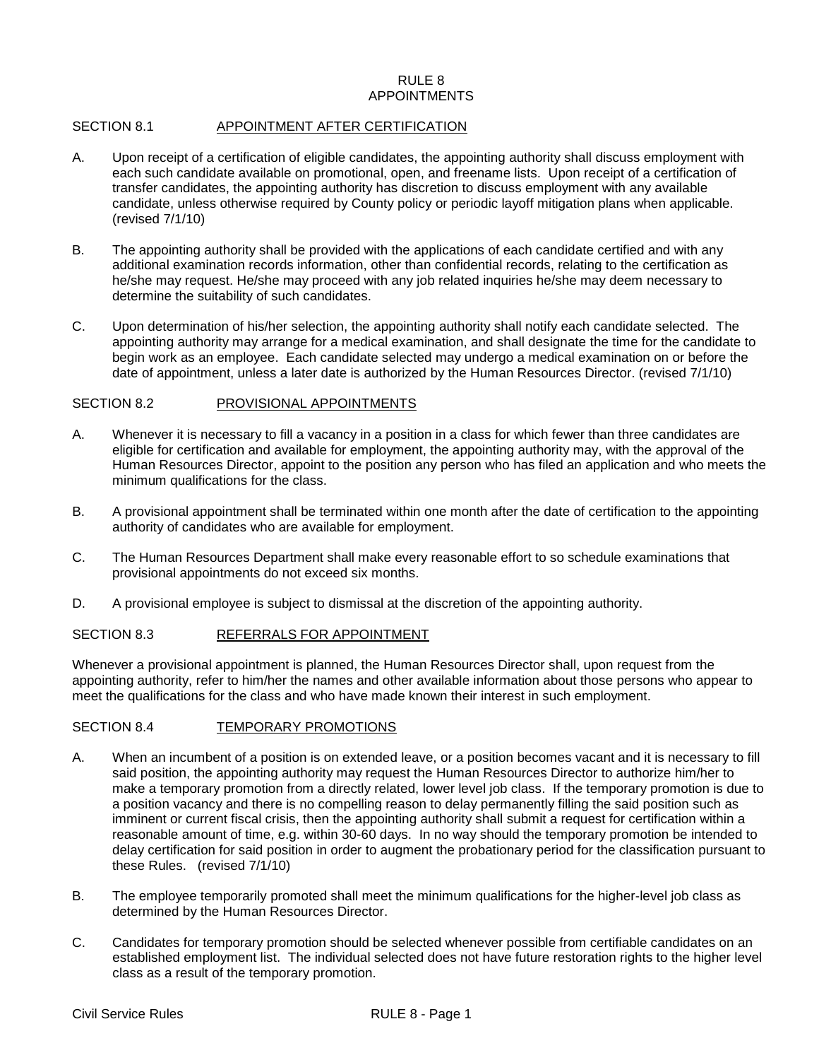# RULE 8
# APPOINTMENTS

## SECTION 8.1 APPOINTMENT AFTER CERTIFICATION

A. Upon receipt of a certification of eligible candidates, the appointing authority shall discuss employment with each such candidate available on promotional, open, and freename lists. Upon receipt of a certification of transfer candidates, the appointing authority has discretion to discuss employment with any available candidate, unless otherwise required by County policy or periodic layoff mitigation plans when applicable. (revised 7/1/10)

B. The appointing authority shall be provided with the applications of each candidate certified and with any additional examination records information, other than confidential records, relating to the certification as he/she may request. He/she may proceed with any job related inquiries he/she may deem necessary to determine the suitability of such candidates.

C. Upon determination of his/her selection, the appointing authority shall notify each candidate selected. The appointing authority may arrange for a medical examination, and shall designate the time for the candidate to begin work as an employee. Each candidate selected may undergo a medical examination on or before the date of appointment, unless a later date is authorized by the Human Resources Director. (revised 7/1/10)

## SECTION 8.2 PROVISIONAL APPOINTMENTS

A. Whenever it is necessary to fill a vacancy in a position in a class for which fewer than three candidates are eligible for certification and available for employment, the appointing authority may, with the approval of the Human Resources Director, appoint to the position any person who has filed an application and who meets the minimum qualifications for the class.

B. A provisional appointment shall be terminated within one month after the date of certification to the appointing authority of candidates who are available for employment.

C. The Human Resources Department shall make every reasonable effort to so schedule examinations that provisional appointments do not exceed six months.

D. A provisional employee is subject to dismissal at the discretion of the appointing authority.

## SECTION 8.3 REFERRALS FOR APPOINTMENT

Whenever a provisional appointment is planned, the Human Resources Director shall, upon request from the appointing authority, refer to him/her the names and other available information about those persons who appear to meet the qualifications for the class and who have made known their interest in such employment.

## SECTION 8.4 TEMPORARY PROMOTIONS

A. When an incumbent of a position is on extended leave, or a position becomes vacant and it is necessary to fill said position, the appointing authority may request the Human Resources Director to authorize him/her to make a temporary promotion from a directly related, lower level job class. If the temporary promotion is due to a position vacancy and there is no compelling reason to delay permanently filling the said position such as imminent or current fiscal crisis, then the appointing authority shall submit a request for certification within a reasonable amount of time, e.g. within 30-60 days. In no way should the temporary promotion be intended to delay certification for said position in order to augment the probationary period for the classification pursuant to these Rules. (revised 7/1/10)

B. The employee temporarily promoted shall meet the minimum qualifications for the higher-level job class as determined by the Human Resources Director.

C. Candidates for temporary promotion should be selected whenever possible from certifiable candidates on an established employment list. The individual selected does not have future restoration rights to the higher level class as a result of the temporary promotion.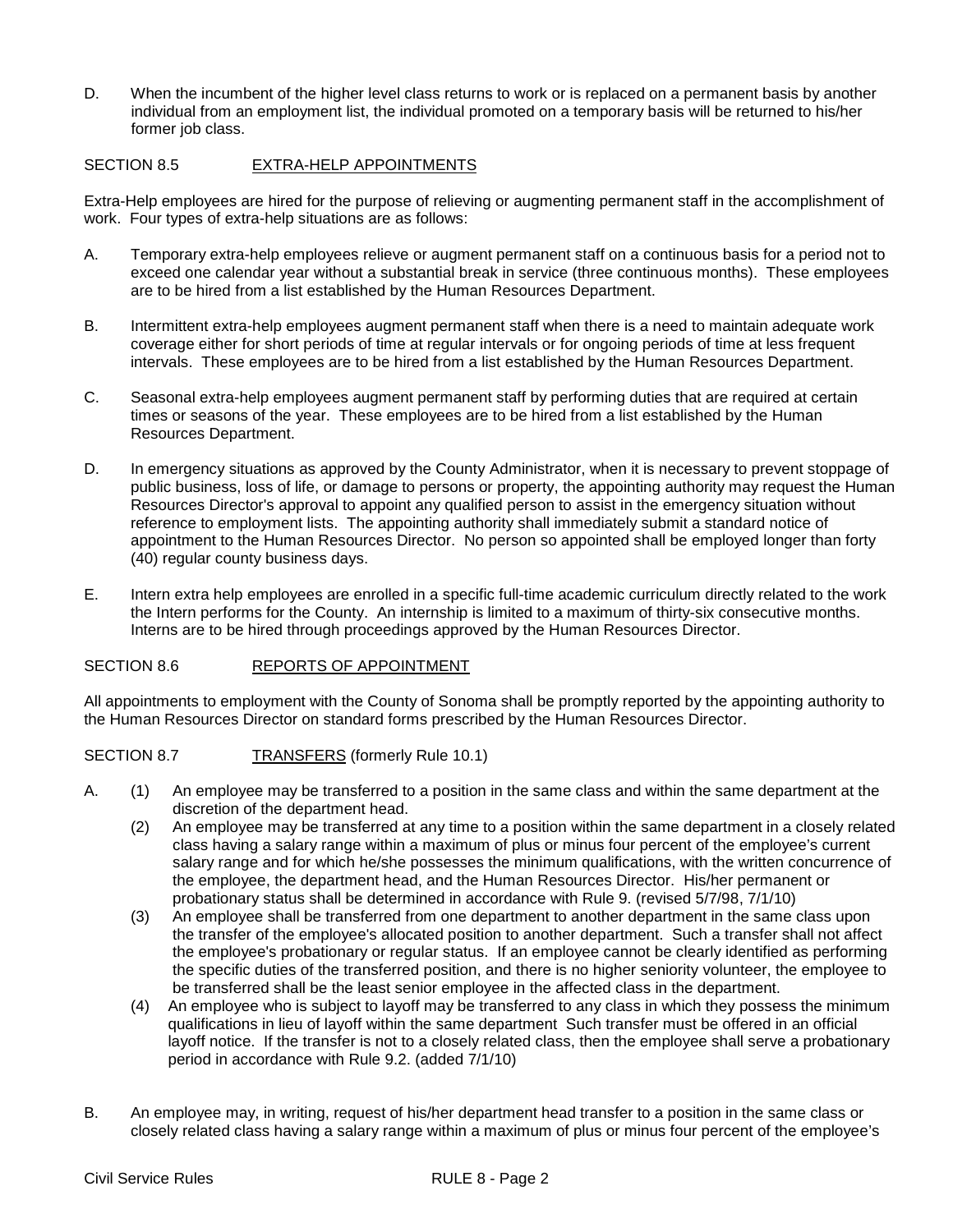D. When the incumbent of the higher level class returns to work or is replaced on a permanent basis by another individual from an employment list, the individual promoted on a temporary basis will be returned to his/her former job class.

SECTION 8.5 EXTRA-HELP APPOINTMENTS

Extra-Help employees are hired for the purpose of relieving or augmenting permanent staff in the accomplishment of work. Four types of extra-help situations are as follows:

A. Temporary extra-help employees relieve or augment permanent staff on a continuous basis for a period not to exceed one calendar year without a substantial break in service (three continuous months). These employees are to be hired from a list established by the Human Resources Department.

B. Intermittent extra-help employees augment permanent staff when there is a need to maintain adequate work coverage either for short periods of time at regular intervals or for ongoing periods of time at less frequent intervals. These employees are to be hired from a list established by the Human Resources Department.

C. Seasonal extra-help employees augment permanent staff by performing duties that are required at certain times or seasons of the year. These employees are to be hired from a list established by the Human Resources Department.

D. In emergency situations as approved by the County Administrator, when it is necessary to prevent stoppage of public business, loss of life, or damage to persons or property, the appointing authority may request the Human Resources Director's approval to appoint any qualified person to assist in the emergency situation without reference to employment lists. The appointing authority shall immediately submit a standard notice of appointment to the Human Resources Director. No person so appointed shall be employed longer than forty (40) regular county business days.

E. Intern extra help employees are enrolled in a specific full-time academic curriculum directly related to the work the Intern performs for the County. An internship is limited to a maximum of thirty-six consecutive months. Interns are to be hired through proceedings approved by the Human Resources Director.

SECTION 8.6 REPORTS OF APPOINTMENT

All appointments to employment with the County of Sonoma shall be promptly reported by the appointing authority to the Human Resources Director on standard forms prescribed by the Human Resources Director.

SECTION 8.7 TRANSFERS (formerly Rule 10.1)

A. (1) An employee may be transferred to a position in the same class and within the same department at the discretion of the department head.

(2) An employee may be transferred at any time to a position within the same department in a closely related class having a salary range within a maximum of plus or minus four percent of the employee's current salary range and for which he/she possesses the minimum qualifications, with the written concurrence of the employee, the department head, and the Human Resources Director. His/her permanent or probationary status shall be determined in accordance with Rule 9. (revised 5/7/98, 7/1/10)

(3) An employee shall be transferred from one department to another department in the same class upon the transfer of the employee's allocated position to another department. Such a transfer shall not affect the employee's probationary or regular status. If an employee cannot be clearly identified as performing the specific duties of the transferred position, and there is no higher seniority volunteer, the employee to be transferred shall be the least senior employee in the affected class in the department.

(4) An employee who is subject to layoff may be transferred to any class in which they possess the minimum qualifications in lieu of layoff within the same department Such transfer must be offered in an official layoff notice. If the transfer is not to a closely related class, then the employee shall serve a probationary period in accordance with Rule 9.2. (added 7/1/10)

B. An employee may, in writing, request of his/her department head transfer to a position in the same class or closely related class having a salary range within a maximum of plus or minus four percent of the employee's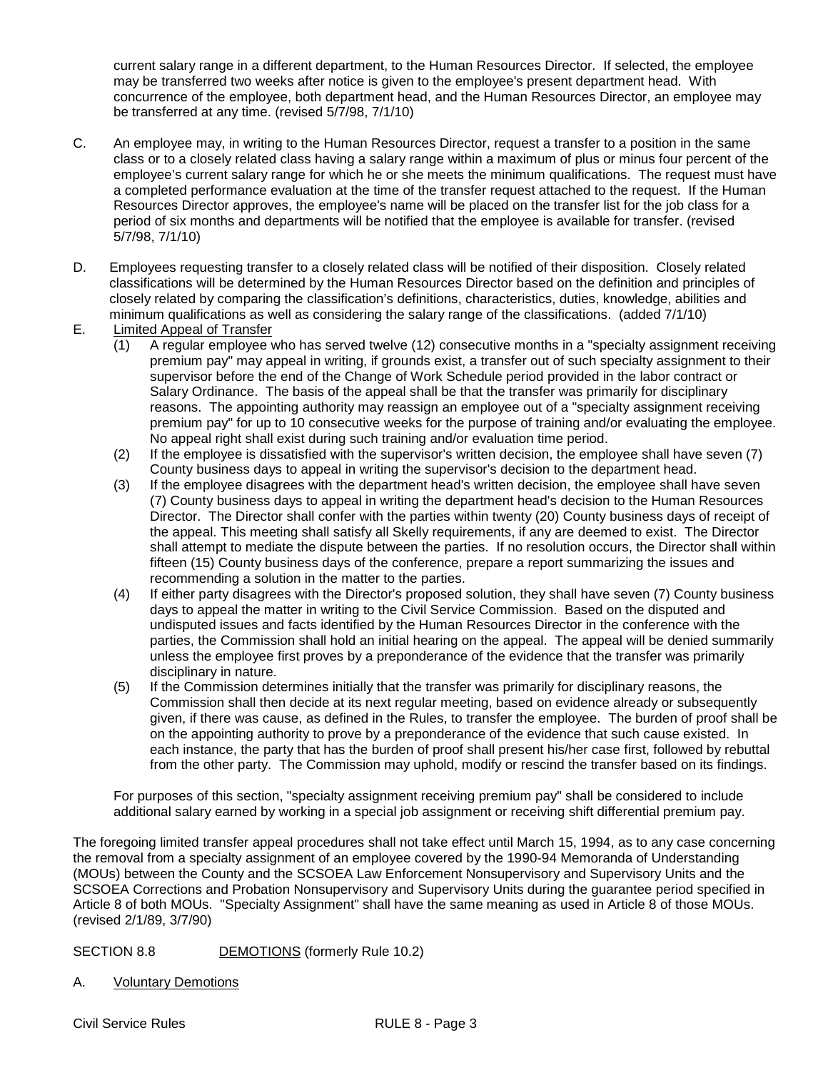current salary range in a different department, to the Human Resources Director. If selected, the employee may be transferred two weeks after notice is given to the employee's present department head. With concurrence of the employee, both department head, and the Human Resources Director, an employee may be transferred at any time. (revised 5/7/98, 7/1/10)

C. An employee may, in writing to the Human Resources Director, request a transfer to a position in the same class or to a closely related class having a salary range within a maximum of plus or minus four percent of the employee's current salary range for which he or she meets the minimum qualifications. The request must have a completed performance evaluation at the time of the transfer request attached to the request. If the Human Resources Director approves, the employee's name will be placed on the transfer list for the job class for a period of six months and departments will be notified that the employee is available for transfer. (revised 5/7/98, 7/1/10)

D. Employees requesting transfer to a closely related class will be notified of their disposition. Closely related classifications will be determined by the Human Resources Director based on the definition and principles of closely related by comparing the classification's definitions, characteristics, duties, knowledge, abilities and minimum qualifications as well as considering the salary range of the classifications. (added 7/1/10)

E. Limited Appeal of Transfer

(1) A regular employee who has served twelve (12) consecutive months in a "specialty assignment receiving premium pay" may appeal in writing, if grounds exist, a transfer out of such specialty assignment to their supervisor before the end of the Change of Work Schedule period provided in the labor contract or Salary Ordinance. The basis of the appeal shall be that the transfer was primarily for disciplinary reasons. The appointing authority may reassign an employee out of a "specialty assignment receiving premium pay" for up to 10 consecutive weeks for the purpose of training and/or evaluating the employee. No appeal right shall exist during such training and/or evaluation time period.

(2) If the employee is dissatisfied with the supervisor's written decision, the employee shall have seven (7) County business days to appeal in writing the supervisor's decision to the department head.

(3) If the employee disagrees with the department head's written decision, the employee shall have seven (7) County business days to appeal in writing the department head's decision to the Human Resources Director. The Director shall confer with the parties within twenty (20) County business days of receipt of the appeal. This meeting shall satisfy all Skelly requirements, if any are deemed to exist. The Director shall attempt to mediate the dispute between the parties. If no resolution occurs, the Director shall within fifteen (15) County business days of the conference, prepare a report summarizing the issues and recommending a solution in the matter to the parties.

(4) If either party disagrees with the Director's proposed solution, they shall have seven (7) County business days to appeal the matter in writing to the Civil Service Commission. Based on the disputed and undisputed issues and facts identified by the Human Resources Director in the conference with the parties, the Commission shall hold an initial hearing on the appeal. The appeal will be denied summarily unless the employee first proves by a preponderance of the evidence that the transfer was primarily disciplinary in nature.

(5) If the Commission determines initially that the transfer was primarily for disciplinary reasons, the Commission shall then decide at its next regular meeting, based on evidence already or subsequently given, if there was cause, as defined in the Rules, to transfer the employee. The burden of proof shall be on the appointing authority to prove by a preponderance of the evidence that such cause existed. In each instance, the party that has the burden of proof shall present his/her case first, followed by rebuttal from the other party. The Commission may uphold, modify or rescind the transfer based on its findings.

For purposes of this section, "specialty assignment receiving premium pay" shall be considered to include additional salary earned by working in a special job assignment or receiving shift differential premium pay.

The foregoing limited transfer appeal procedures shall not take effect until March 15, 1994, as to any case concerning the removal from a specialty assignment of an employee covered by the 1990-94 Memoranda of Understanding (MOUs) between the County and the SCSOEA Law Enforcement Nonsupervisory and Supervisory Units and the SCSOEA Corrections and Probation Nonsupervisory and Supervisory Units during the guarantee period specified in Article 8 of both MOUs. "Specialty Assignment" shall have the same meaning as used in Article 8 of those MOUs. (revised 2/1/89, 3/7/90)

## SECTION 8.8 DEMOTIONS (formerly Rule 10.2)

A. Voluntary Demotions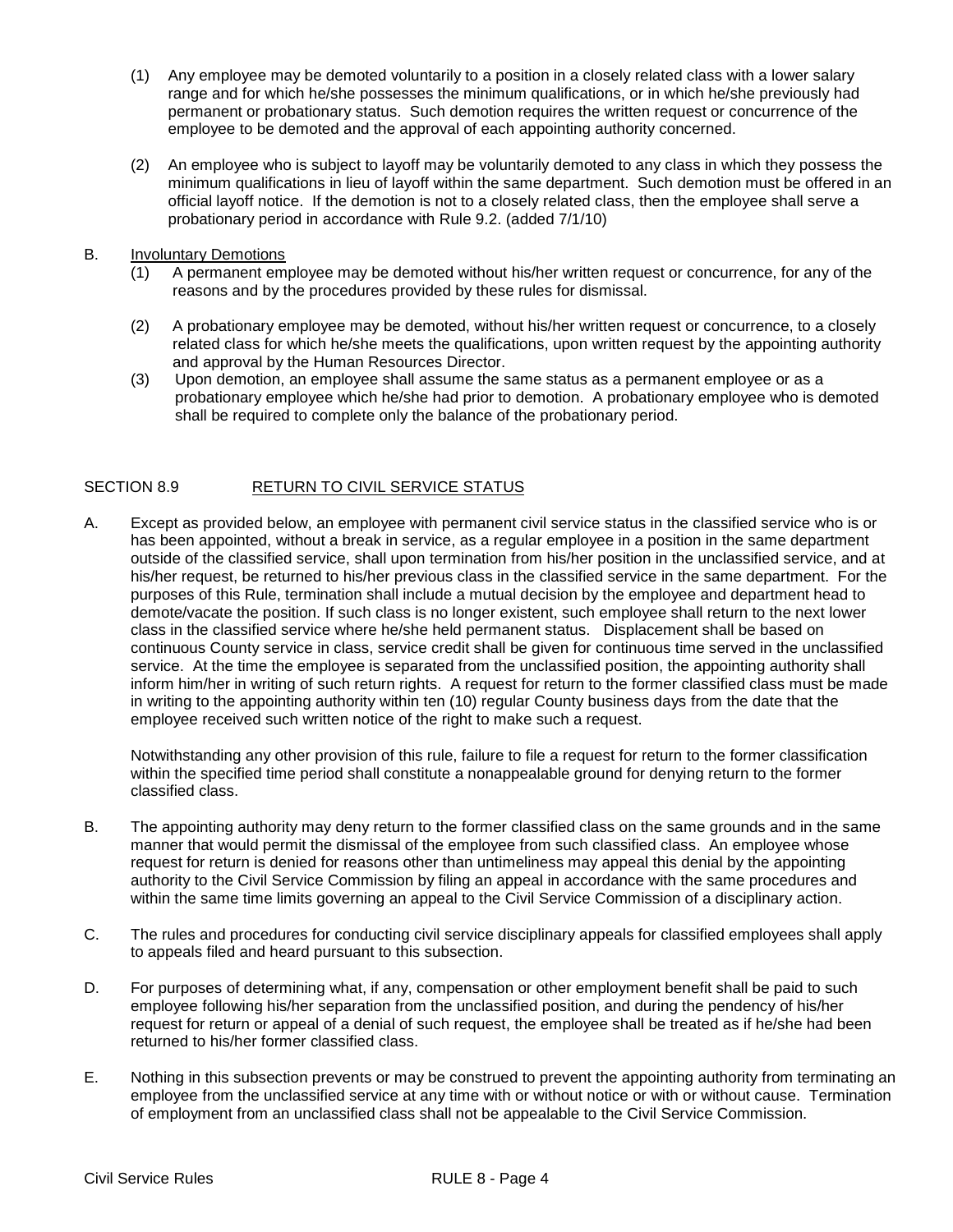(1) Any employee may be demoted voluntarily to a position in a closely related class with a lower salary range and for which he/she possesses the minimum qualifications, or in which he/she previously had permanent or probationary status. Such demotion requires the written request or concurrence of the employee to be demoted and the approval of each appointing authority concerned.

(2) An employee who is subject to layoff may be voluntarily demoted to any class in which they possess the minimum qualifications in lieu of layoff within the same department. Such demotion must be offered in an official layoff notice. If the demotion is not to a closely related class, then the employee shall serve a probationary period in accordance with Rule 9.2. (added 7/1/10)

B. <u>Involuntary Demotions</u>

(1) A permanent employee may be demoted without his/her written request or concurrence, for any of the reasons and by the procedures provided by these rules for dismissal.

(2) A probationary employee may be demoted, without his/her written request or concurrence, to a closely related class for which he/she meets the qualifications, upon written request by the appointing authority and approval by the Human Resources Director.

(3) Upon demotion, an employee shall assume the same status as a permanent employee or as a probationary employee which he/she had prior to demotion. A probationary employee who is demoted shall be required to complete only the balance of the probationary period.

## SECTION 8.9 RETURN TO CIVIL SERVICE STATUS

A. Except as provided below, an employee with permanent civil service status in the classified service who is or has been appointed, without a break in service, as a regular employee in a position in the same department outside of the classified service, shall upon termination from his/her position in the unclassified service, and at his/her request, be returned to his/her previous class in the classified service in the same department. For the purposes of this Rule, termination shall include a mutual decision by the employee and department head to demote/vacate the position. If such class is no longer existent, such employee shall return to the next lower class in the classified service where he/she held permanent status. Displacement shall be based on continuous County service in class, service credit shall be given for continuous time served in the unclassified service. At the time the employee is separated from the unclassified position, the appointing authority shall inform him/her in writing of such return rights. A request for return to the former classified class must be made in writing to the appointing authority within ten (10) regular County business days from the date that the employee received such written notice of the right to make such a request.

Notwithstanding any other provision of this rule, failure to file a request for return to the former classification within the specified time period shall constitute a nonappealable ground for denying return to the former classified class.

B. The appointing authority may deny return to the former classified class on the same grounds and in the same manner that would permit the dismissal of the employee from such classified class. An employee whose request for return is denied for reasons other than untimeliness may appeal this denial by the appointing authority to the Civil Service Commission by filing an appeal in accordance with the same procedures and within the same time limits governing an appeal to the Civil Service Commission of a disciplinary action.

C. The rules and procedures for conducting civil service disciplinary appeals for classified employees shall apply to appeals filed and heard pursuant to this subsection.

D. For purposes of determining what, if any, compensation or other employment benefit shall be paid to such employee following his/her separation from the unclassified position, and during the pendency of his/her request for return or appeal of a denial of such request, the employee shall be treated as if he/she had been returned to his/her former classified class.

E. Nothing in this subsection prevents or may be construed to prevent the appointing authority from terminating an employee from the unclassified service at any time with or without notice or with or without cause. Termination of employment from an unclassified class shall not be appealable to the Civil Service Commission.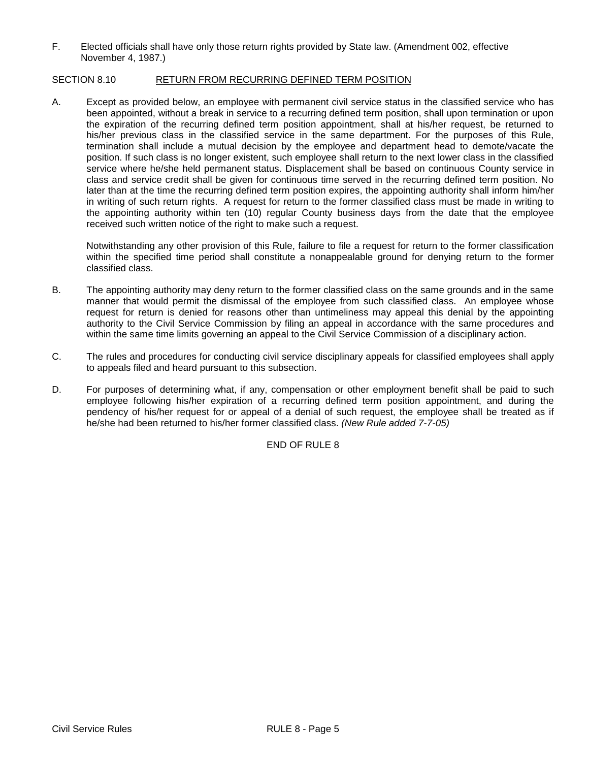F. Elected officials shall have only those return rights provided by State law. (Amendment 002, effective November 4, 1987.)

## SECTION 8.10 RETURN FROM RECURRING DEFINED TERM POSITION

A. Except as provided below, an employee with permanent civil service status in the classified service who has been appointed, without a break in service to a recurring defined term position, shall upon termination or upon the expiration of the recurring defined term position appointment, shall at his/her request, be returned to his/her previous class in the classified service in the same department. For the purposes of this Rule, termination shall include a mutual decision by the employee and department head to demote/vacate the position. If such class is no longer existent, such employee shall return to the next lower class in the classified service where he/she held permanent status. Displacement shall be based on continuous County service in class and service credit shall be given for continuous time served in the recurring defined term position. No later than at the time the recurring defined term position expires, the appointing authority shall inform him/her in writing of such return rights. A request for return to the former classified class must be made in writing to the appointing authority within ten (10) regular County business days from the date that the employee received such written notice of the right to make such a request.

Notwithstanding any other provision of this Rule, failure to file a request for return to the former classification within the specified time period shall constitute a nonappealable ground for denying return to the former classified class.

B. The appointing authority may deny return to the former classified class on the same grounds and in the same manner that would permit the dismissal of the employee from such classified class. An employee whose request for return is denied for reasons other than untimeliness may appeal this denial by the appointing authority to the Civil Service Commission by filing an appeal in accordance with the same procedures and within the same time limits governing an appeal to the Civil Service Commission of a disciplinary action.

C. The rules and procedures for conducting civil service disciplinary appeals for classified employees shall apply to appeals filed and heard pursuant to this subsection.

D. For purposes of determining what, if any, compensation or other employment benefit shall be paid to such employee following his/her expiration of a recurring defined term position appointment, and during the pendency of his/her request for or appeal of a denial of such request, the employee shall be treated as if he/she had been returned to his/her former classified class. *(New Rule added 7-7-05)*

END OF RULE 8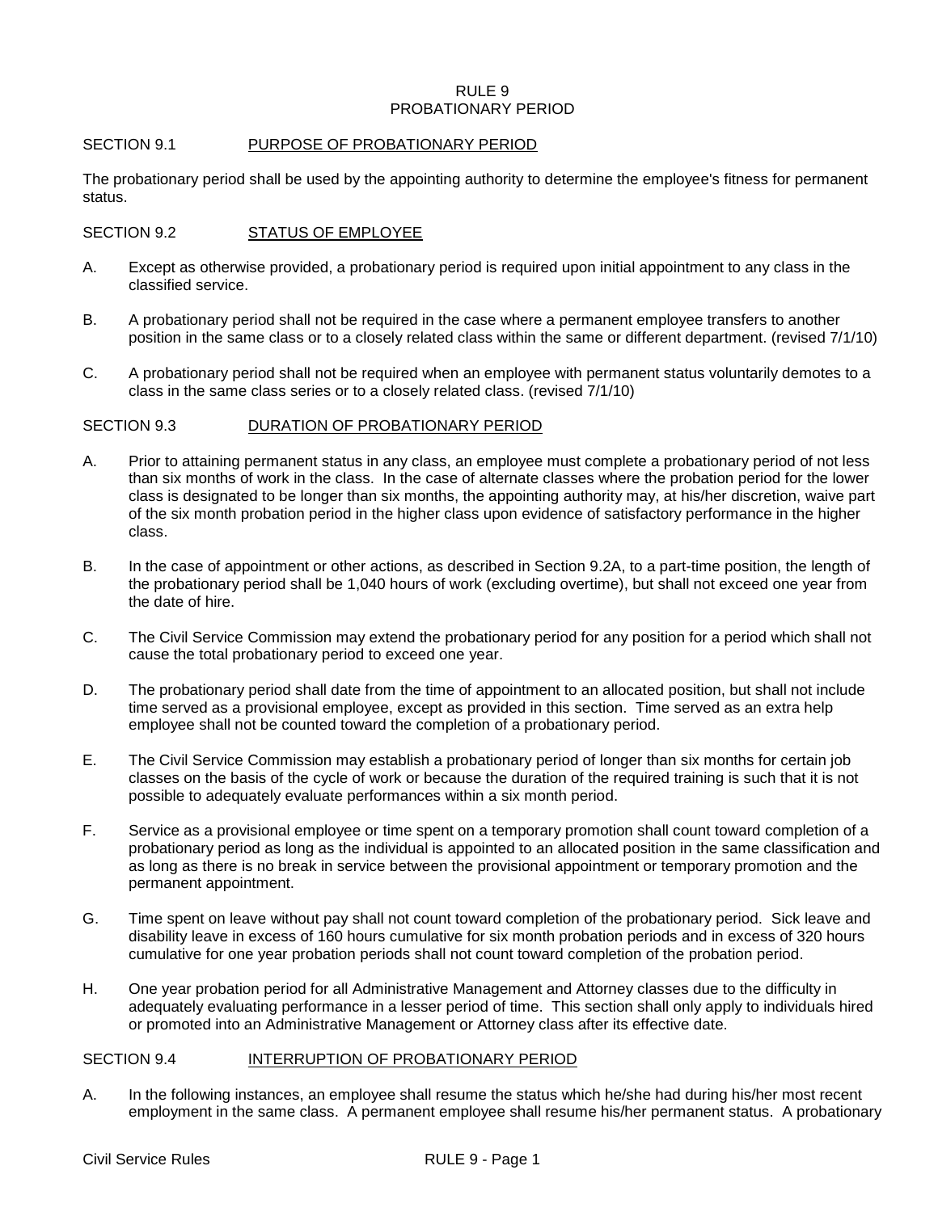# RULE 9
# PROBATIONARY PERIOD

## SECTION 9.1 PURPOSE OF PROBATIONARY PERIOD

The probationary period shall be used by the appointing authority to determine the employee's fitness for permanent status.

## SECTION 9.2 STATUS OF EMPLOYEE

A. Except as otherwise provided, a probationary period is required upon initial appointment to any class in the classified service.

B. A probationary period shall not be required in the case where a permanent employee transfers to another position in the same class or to a closely related class within the same or different department. (revised 7/1/10)

C. A probationary period shall not be required when an employee with permanent status voluntarily demotes to a class in the same class series or to a closely related class. (revised 7/1/10)

## SECTION 9.3 DURATION OF PROBATIONARY PERIOD

A. Prior to attaining permanent status in any class, an employee must complete a probationary period of not less than six months of work in the class. In the case of alternate classes where the probation period for the lower class is designated to be longer than six months, the appointing authority may, at his/her discretion, waive part of the six month probation period in the higher class upon evidence of satisfactory performance in the higher class.

B. In the case of appointment or other actions, as described in Section 9.2A, to a part-time position, the length of the probationary period shall be 1,040 hours of work (excluding overtime), but shall not exceed one year from the date of hire.

C. The Civil Service Commission may extend the probationary period for any position for a period which shall not cause the total probationary period to exceed one year.

D. The probationary period shall date from the time of appointment to an allocated position, but shall not include time served as a provisional employee, except as provided in this section. Time served as an extra help employee shall not be counted toward the completion of a probationary period.

E. The Civil Service Commission may establish a probationary period of longer than six months for certain job classes on the basis of the cycle of work or because the duration of the required training is such that it is not possible to adequately evaluate performances within a six month period.

F. Service as a provisional employee or time spent on a temporary promotion shall count toward completion of a probationary period as long as the individual is appointed to an allocated position in the same classification and as long as there is no break in service between the provisional appointment or temporary promotion and the permanent appointment.

G. Time spent on leave without pay shall not count toward completion of the probationary period. Sick leave and disability leave in excess of 160 hours cumulative for six month probation periods and in excess of 320 hours cumulative for one year probation periods shall not count toward completion of the probation period.

H. One year probation period for all Administrative Management and Attorney classes due to the difficulty in adequately evaluating performance in a lesser period of time. This section shall only apply to individuals hired or promoted into an Administrative Management or Attorney class after its effective date.

## SECTION 9.4 INTERRUPTION OF PROBATIONARY PERIOD

A. In the following instances, an employee shall resume the status which he/she had during his/her most recent employment in the same class. A permanent employee shall resume his/her permanent status. A probationary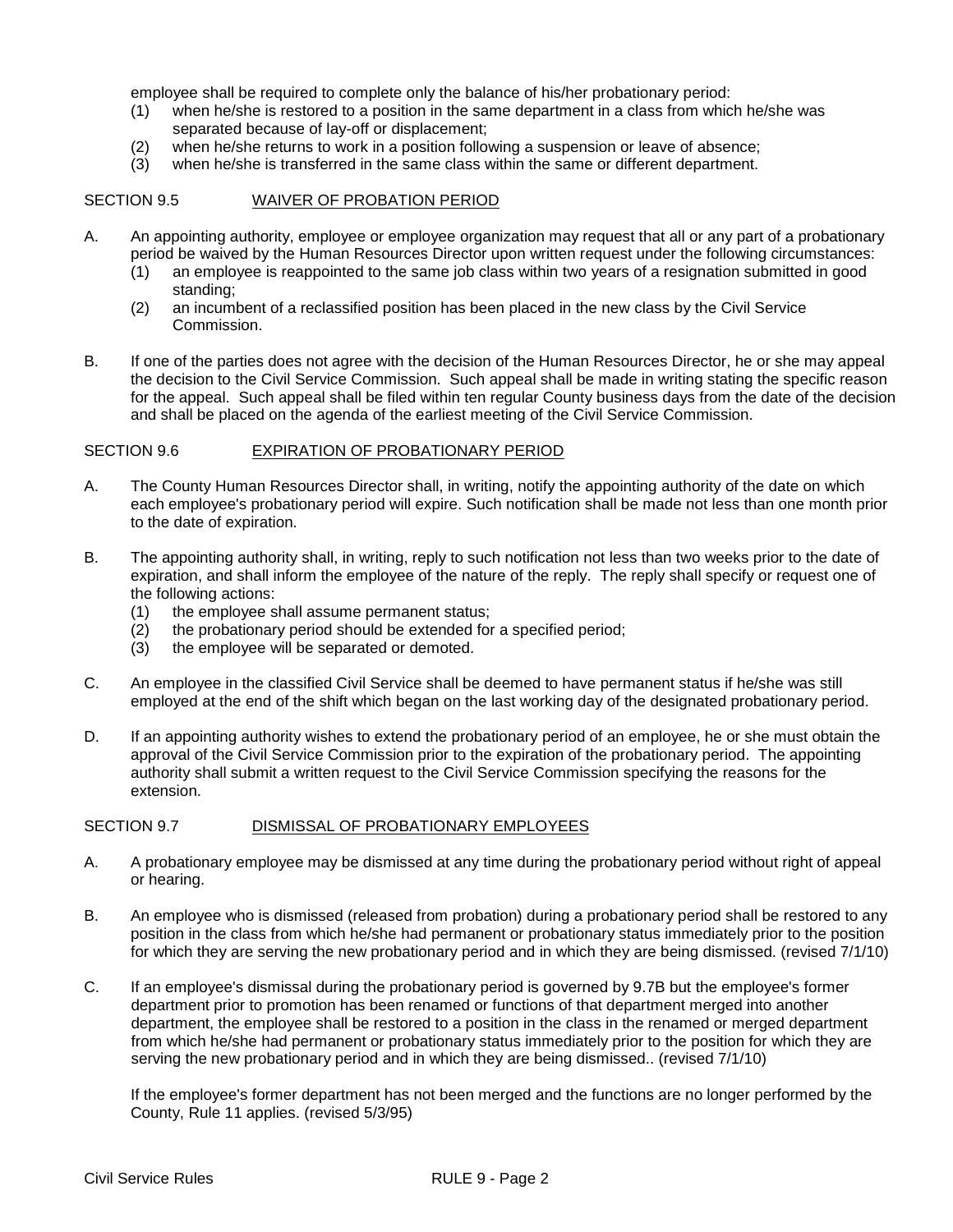employee shall be required to complete only the balance of his/her probationary period:

(1) when he/she is restored to a position in the same department in a class from which he/she was separated because of lay-off or displacement;
(2) when he/she returns to work in a position following a suspension or leave of absence;
(3) when he/she is transferred in the same class within the same or different department.

## SECTION 9.5 WAIVER OF PROBATION PERIOD

A. An appointing authority, employee or employee organization may request that all or any part of a probationary period be waived by the Human Resources Director upon written request under the following circumstances:
   (1) an employee is reappointed to the same job class within two years of a resignation submitted in good standing;
   (2) an incumbent of a reclassified position has been placed in the new class by the Civil Service Commission.

B. If one of the parties does not agree with the decision of the Human Resources Director, he or she may appeal the decision to the Civil Service Commission. Such appeal shall be made in writing stating the specific reason for the appeal. Such appeal shall be filed within ten regular County business days from the date of the decision and shall be placed on the agenda of the earliest meeting of the Civil Service Commission.

## SECTION 9.6 EXPIRATION OF PROBATIONARY PERIOD

A. The County Human Resources Director shall, in writing, notify the appointing authority of the date on which each employee's probationary period will expire. Such notification shall be made not less than one month prior to the date of expiration.

B. The appointing authority shall, in writing, reply to such notification not less than two weeks prior to the date of expiration, and shall inform the employee of the nature of the reply. The reply shall specify or request one of the following actions:
   (1) the employee shall assume permanent status;
   (2) the probationary period should be extended for a specified period;
   (3) the employee will be separated or demoted.

C. An employee in the classified Civil Service shall be deemed to have permanent status if he/she was still employed at the end of the shift which began on the last working day of the designated probationary period.

D. If an appointing authority wishes to extend the probationary period of an employee, he or she must obtain the approval of the Civil Service Commission prior to the expiration of the probationary period. The appointing authority shall submit a written request to the Civil Service Commission specifying the reasons for the extension.

## SECTION 9.7 DISMISSAL OF PROBATIONARY EMPLOYEES

A. A probationary employee may be dismissed at any time during the probationary period without right of appeal or hearing.

B. An employee who is dismissed (released from probation) during a probationary period shall be restored to any position in the class from which he/she had permanent or probationary status immediately prior to the position for which they are serving the new probationary period and in which they are being dismissed. (revised 7/1/10)

C. If an employee's dismissal during the probationary period is governed by 9.7B but the employee's former department prior to promotion has been renamed or functions of that department merged into another department, the employee shall be restored to a position in the class in the renamed or merged department from which he/she had permanent or probationary status immediately prior to the position for which they are serving the new probationary period and in which they are being dismissed.. (revised 7/1/10)

   If the employee's former department has not been merged and the functions are no longer performed by the County, Rule 11 applies. (revised 5/3/95)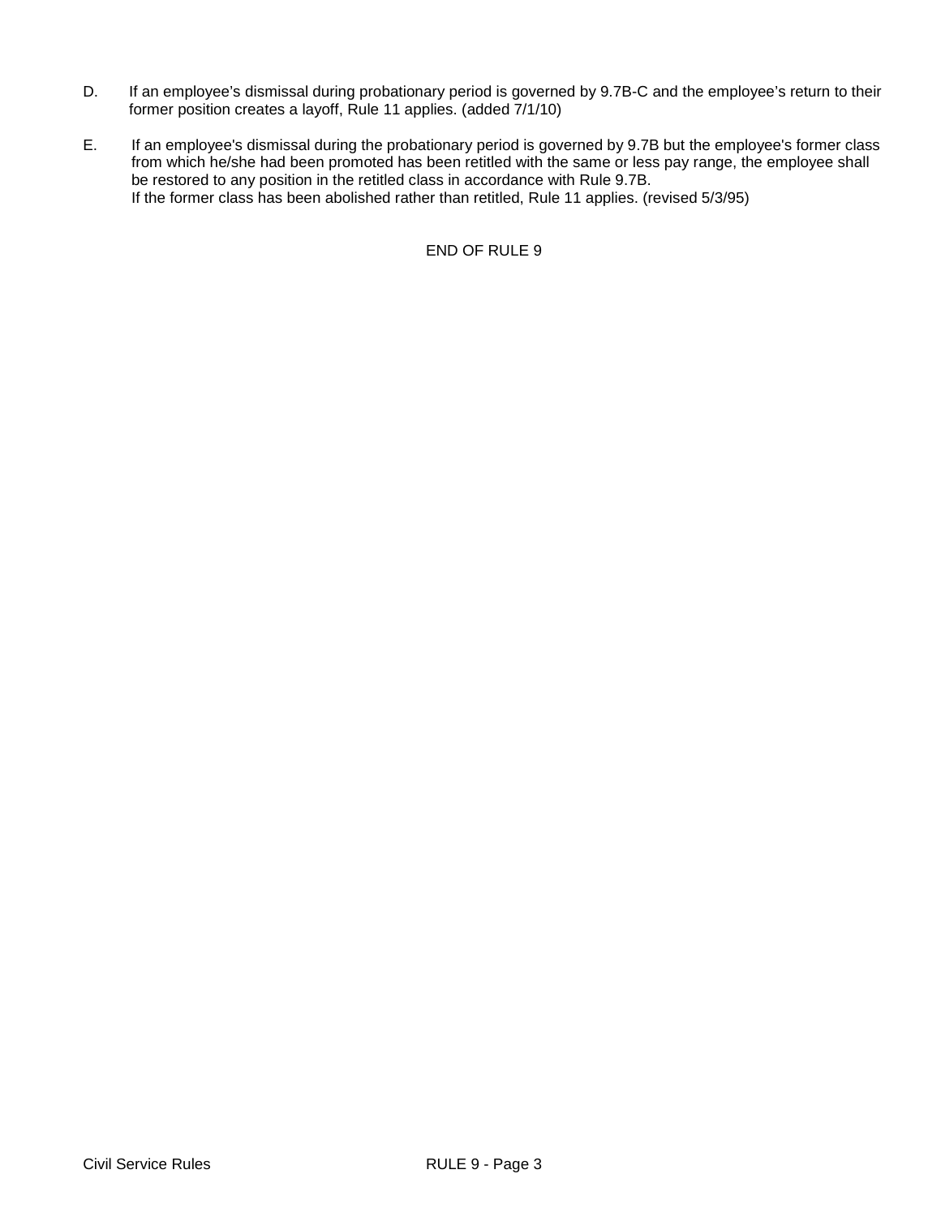D. If an employee's dismissal during probationary period is governed by 9.7B-C and the employee's return to their former position creates a layoff, Rule 11 applies. (added 7/1/10)

E. If an employee's dismissal during the probationary period is governed by 9.7B but the employee's former class from which he/she had been promoted has been retitled with the same or less pay range, the employee shall be restored to any position in the retitled class in accordance with Rule 9.7B.
If the former class has been abolished rather than retitled, Rule 11 applies. (revised 5/3/95)

END OF RULE 9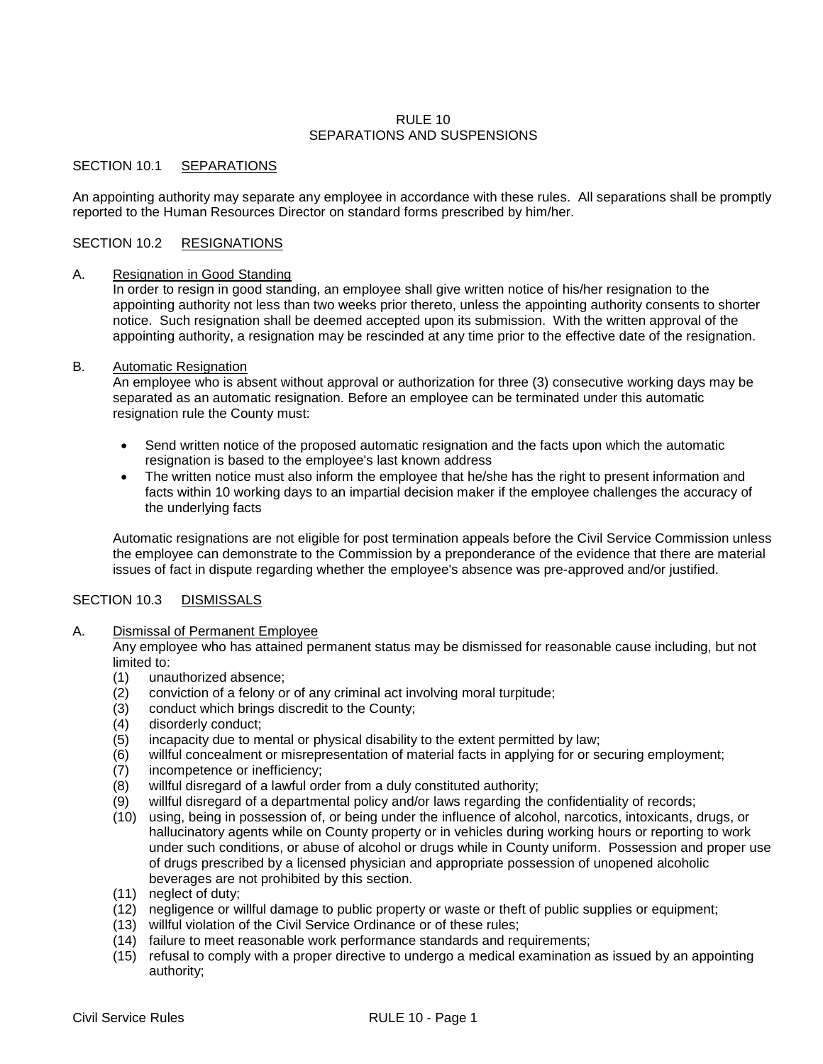# RULE 10
# SEPARATIONS AND SUSPENSIONS

## SECTION 10.1 SEPARATIONS

An appointing authority may separate any employee in accordance with these rules. All separations shall be promptly reported to the Human Resources Director on standard forms prescribed by him/her.

## SECTION 10.2 RESIGNATIONS

A. Resignation in Good Standing

In order to resign in good standing, an employee shall give written notice of his/her resignation to the appointing authority not less than two weeks prior thereto, unless the appointing authority consents to shorter notice. Such resignation shall be deemed accepted upon its submission. With the written approval of the appointing authority, a resignation may be rescinded at any time prior to the effective date of the resignation.

B. Automatic Resignation

An employee who is absent without approval or authorization for three (3) consecutive working days may be separated as an automatic resignation. Before an employee can be terminated under this automatic resignation rule the County must:

- Send written notice of the proposed automatic resignation and the facts upon which the automatic resignation is based to the employee's last known address
- The written notice must also inform the employee that he/she has the right to present information and facts within 10 working days to an impartial decision maker if the employee challenges the accuracy of the underlying facts

Automatic resignations are not eligible for post termination appeals before the Civil Service Commission unless the employee can demonstrate to the Commission by a preponderance of the evidence that there are material issues of fact in dispute regarding whether the employee's absence was pre-approved and/or justified.

## SECTION 10.3 DISMISSALS

A. Dismissal of Permanent Employee

Any employee who has attained permanent status may be dismissed for reasonable cause including, but not limited to:

(1) unauthorized absence;
(2) conviction of a felony or of any criminal act involving moral turpitude;
(3) conduct which brings discredit to the County;
(4) disorderly conduct;
(5) incapacity due to mental or physical disability to the extent permitted by law;
(6) willful concealment or misrepresentation of material facts in applying for or securing employment;
(7) incompetence or inefficiency;
(8) willful disregard of a lawful order from a duly constituted authority;
(9) willful disregard of a departmental policy and/or laws regarding the confidentiality of records;
(10) using, being in possession of, or being under the influence of alcohol, narcotics, intoxicants, drugs, or hallucinatory agents while on County property or in vehicles during working hours or reporting to work under such conditions, or abuse of alcohol or drugs while in County uniform. Possession and proper use of drugs prescribed by a licensed physician and appropriate possession of unopened alcoholic beverages are not prohibited by this section.
(11) neglect of duty;
(12) negligence or willful damage to public property or waste or theft of public supplies or equipment;
(13) willful violation of the Civil Service Ordinance or of these rules;
(14) failure to meet reasonable work performance standards and requirements;
(15) refusal to comply with a proper directive to undergo a medical examination as issued by an appointing authority;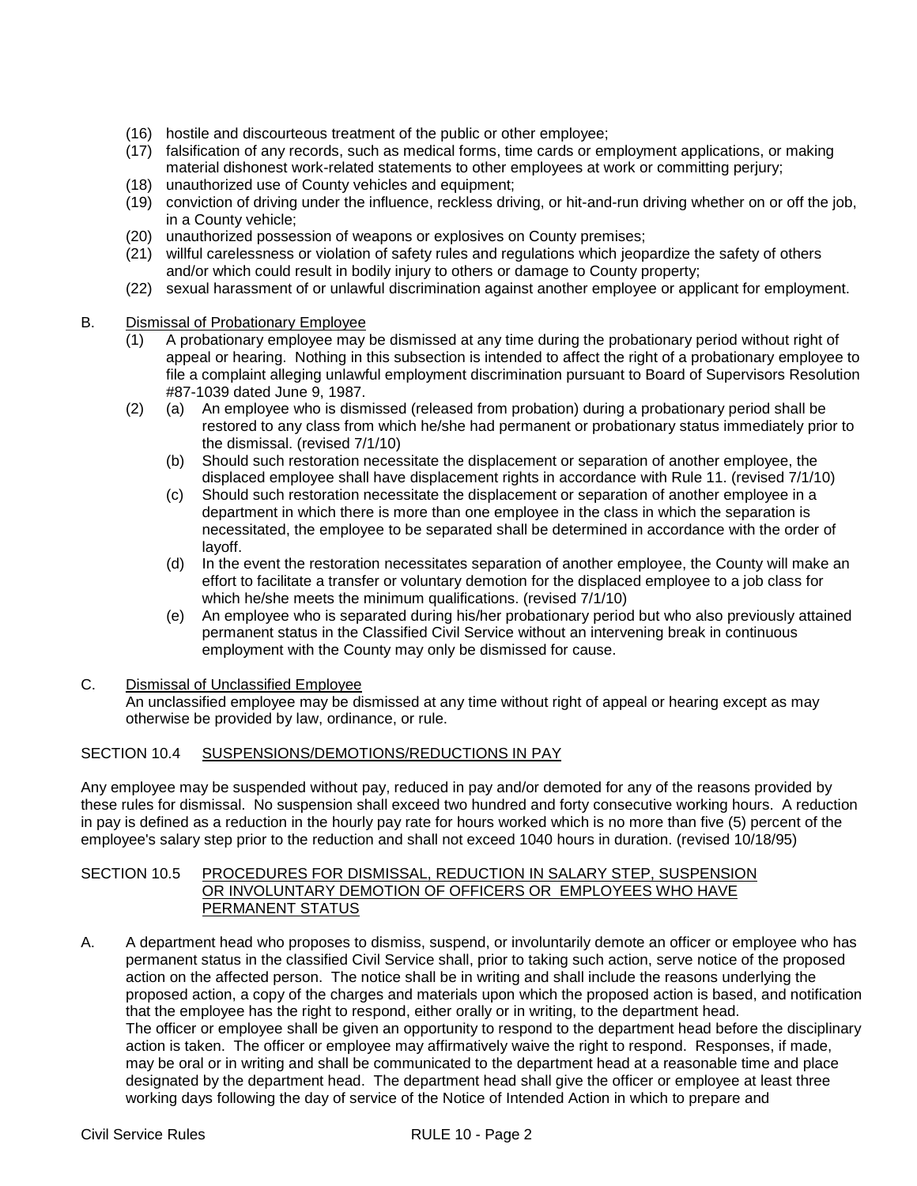(16) hostile and discourteous treatment of the public or other employee;
(17) falsification of any records, such as medical forms, time cards or employment applications, or making material dishonest work-related statements to other employees at work or committing perjury;
(18) unauthorized use of County vehicles and equipment;
(19) conviction of driving under the influence, reckless driving, or hit-and-run driving whether on or off the job, in a County vehicle;
(20) unauthorized possession of weapons or explosives on County premises;
(21) willful carelessness or violation of safety rules and regulations which jeopardize the safety of others and/or which could result in bodily injury to others or damage to County property;
(22) sexual harassment of or unlawful discrimination against another employee or applicant for employment.

B. Dismissal of Probationary Employee

(1) A probationary employee may be dismissed at any time during the probationary period without right of appeal or hearing. Nothing in this subsection is intended to affect the right of a probationary employee to file a complaint alleging unlawful employment discrimination pursuant to Board of Supervisors Resolution #87-1039 dated June 9, 1987.

(2) (a) An employee who is dismissed (released from probation) during a probationary period shall be restored to any class from which he/she had permanent or probationary status immediately prior to the dismissal. (revised 7/1/10)

(b) Should such restoration necessitate the displacement or separation of another employee, the displaced employee shall have displacement rights in accordance with Rule 11. (revised 7/1/10)

(c) Should such restoration necessitate the displacement or separation of another employee in a department in which there is more than one employee in the class in which the separation is necessitated, the employee to be separated shall be determined in accordance with the order of layoff.

(d) In the event the restoration necessitates separation of another employee, the County will make an effort to facilitate a transfer or voluntary demotion for the displaced employee to a job class for which he/she meets the minimum qualifications. (revised 7/1/10)

(e) An employee who is separated during his/her probationary period but who also previously attained permanent status in the Classified Civil Service without an intervening break in continuous employment with the County may only be dismissed for cause.

C. Dismissal of Unclassified Employee

An unclassified employee may be dismissed at any time without right of appeal or hearing except as may otherwise be provided by law, ordinance, or rule.

SECTION 10.4 SUSPENSIONS/DEMOTIONS/REDUCTIONS IN PAY

Any employee may be suspended without pay, reduced in pay and/or demoted for any of the reasons provided by these rules for dismissal. No suspension shall exceed two hundred and forty consecutive working hours. A reduction in pay is defined as a reduction in the hourly pay rate for hours worked which is no more than five (5) percent of the employee's salary step prior to the reduction and shall not exceed 1040 hours in duration. (revised 10/18/95)

SECTION 10.5 PROCEDURES FOR DISMISSAL, REDUCTION IN SALARY STEP, SUSPENSION OR INVOLUNTARY DEMOTION OF OFFICERS OR EMPLOYEES WHO HAVE PERMANENT STATUS

A. A department head who proposes to dismiss, suspend, or involuntarily demote an officer or employee who has permanent status in the classified Civil Service shall, prior to taking such action, serve notice of the proposed action on the affected person. The notice shall be in writing and shall include the reasons underlying the proposed action, a copy of the charges and materials upon which the proposed action is based, and notification that the employee has the right to respond, either orally or in writing, to the department head.
The officer or employee shall be given an opportunity to respond to the department head before the disciplinary action is taken. The officer or employee may affirmatively waive the right to respond. Responses, if made, may be oral or in writing and shall be communicated to the department head at a reasonable time and place designated by the department head. The department head shall give the officer or employee at least three working days following the day of service of the Notice of Intended Action in which to prepare and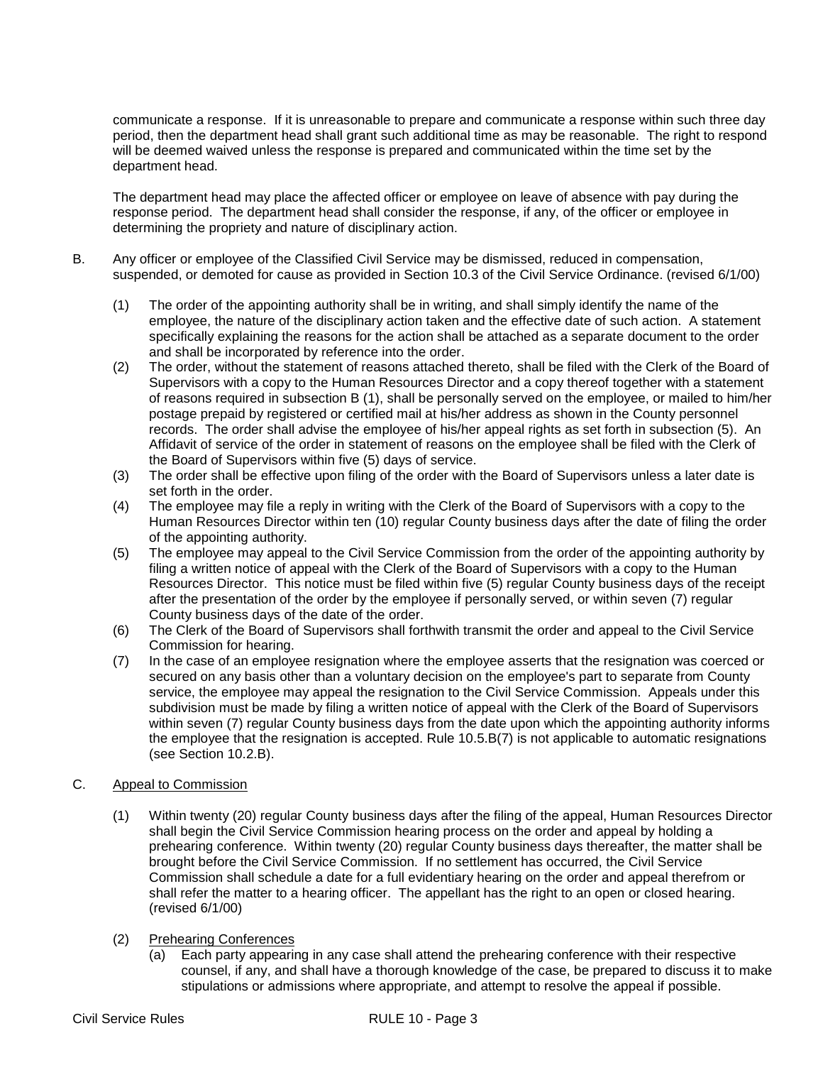communicate a response. If it is unreasonable to prepare and communicate a response within such three day period, then the department head shall grant such additional time as may be reasonable. The right to respond will be deemed waived unless the response is prepared and communicated within the time set by the department head.

The department head may place the affected officer or employee on leave of absence with pay during the response period. The department head shall consider the response, if any, of the officer or employee in determining the propriety and nature of disciplinary action.

B. Any officer or employee of the Classified Civil Service may be dismissed, reduced in compensation, suspended, or demoted for cause as provided in Section 10.3 of the Civil Service Ordinance. (revised 6/1/00)

(1) The order of the appointing authority shall be in writing, and shall simply identify the name of the employee, the nature of the disciplinary action taken and the effective date of such action. A statement specifically explaining the reasons for the action shall be attached as a separate document to the order and shall be incorporated by reference into the order.

(2) The order, without the statement of reasons attached thereto, shall be filed with the Clerk of the Board of Supervisors with a copy to the Human Resources Director and a copy thereof together with a statement of reasons required in subsection B (1), shall be personally served on the employee, or mailed to him/her postage prepaid by registered or certified mail at his/her address as shown in the County personnel records. The order shall advise the employee of his/her appeal rights as set forth in subsection (5). An Affidavit of service of the order in statement of reasons on the employee shall be filed with the Clerk of the Board of Supervisors within five (5) days of service.

(3) The order shall be effective upon filing of the order with the Board of Supervisors unless a later date is set forth in the order.

(4) The employee may file a reply in writing with the Clerk of the Board of Supervisors with a copy to the Human Resources Director within ten (10) regular County business days after the date of filing the order of the appointing authority.

(5) The employee may appeal to the Civil Service Commission from the order of the appointing authority by filing a written notice of appeal with the Clerk of the Board of Supervisors with a copy to the Human Resources Director. This notice must be filed within five (5) regular County business days of the receipt after the presentation of the order by the employee if personally served, or within seven (7) regular County business days of the date of the order.

(6) The Clerk of the Board of Supervisors shall forthwith transmit the order and appeal to the Civil Service Commission for hearing.

(7) In the case of an employee resignation where the employee asserts that the resignation was coerced or secured on any basis other than a voluntary decision on the employee's part to separate from County service, the employee may appeal the resignation to the Civil Service Commission. Appeals under this subdivision must be made by filing a written notice of appeal with the Clerk of the Board of Supervisors within seven (7) regular County business days from the date upon which the appointing authority informs the employee that the resignation is accepted. Rule 10.5.B(7) is not applicable to automatic resignations (see Section 10.2.B).

C. <u>Appeal to Commission</u>

(1) Within twenty (20) regular County business days after the filing of the appeal, Human Resources Director shall begin the Civil Service Commission hearing process on the order and appeal by holding a prehearing conference. Within twenty (20) regular County business days thereafter, the matter shall be brought before the Civil Service Commission. If no settlement has occurred, the Civil Service Commission shall schedule a date for a full evidentiary hearing on the order and appeal therefrom or shall refer the matter to a hearing officer. The appellant has the right to an open or closed hearing. (revised 6/1/00)

(2) <u>Prehearing Conferences</u>

(a) Each party appearing in any case shall attend the prehearing conference with their respective counsel, if any, and shall have a thorough knowledge of the case, be prepared to discuss it to make stipulations or admissions where appropriate, and attempt to resolve the appeal if possible.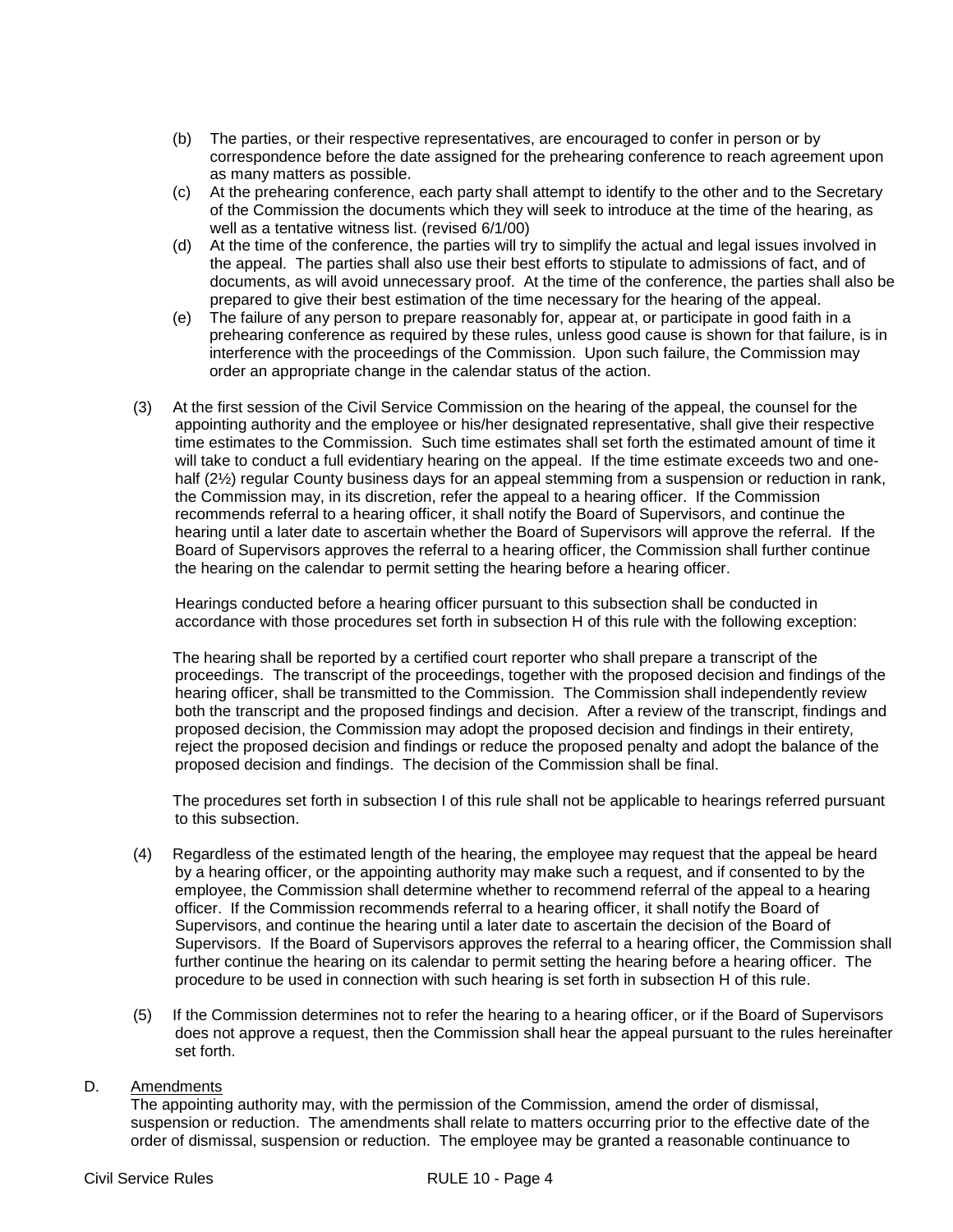(b) The parties, or their respective representatives, are encouraged to confer in person or by correspondence before the date assigned for the prehearing conference to reach agreement upon as many matters as possible.

(c) At the prehearing conference, each party shall attempt to identify to the other and to the Secretary of the Commission the documents which they will seek to introduce at the time of the hearing, as well as a tentative witness list. (revised 6/1/00)

(d) At the time of the conference, the parties will try to simplify the actual and legal issues involved in the appeal. The parties shall also use their best efforts to stipulate to admissions of fact, and of documents, as will avoid unnecessary proof. At the time of the conference, the parties shall also be prepared to give their best estimation of the time necessary for the hearing of the appeal.

(e) The failure of any person to prepare reasonably for, appear at, or participate in good faith in a prehearing conference as required by these rules, unless good cause is shown for that failure, is in interference with the proceedings of the Commission. Upon such failure, the Commission may order an appropriate change in the calendar status of the action.

(3) At the first session of the Civil Service Commission on the hearing of the appeal, the counsel for the appointing authority and the employee or his/her designated representative, shall give their respective time estimates to the Commission. Such time estimates shall set forth the estimated amount of time it will take to conduct a full evidentiary hearing on the appeal. If the time estimate exceeds two and one-half (2½) regular County business days for an appeal stemming from a suspension or reduction in rank, the Commission may, in its discretion, refer the appeal to a hearing officer. If the Commission recommends referral to a hearing officer, it shall notify the Board of Supervisors, and continue the hearing until a later date to ascertain whether the Board of Supervisors will approve the referral. If the Board of Supervisors approves the referral to a hearing officer, the Commission shall further continue the hearing on the calendar to permit setting the hearing before a hearing officer.

Hearings conducted before a hearing officer pursuant to this subsection shall be conducted in accordance with those procedures set forth in subsection H of this rule with the following exception:

The hearing shall be reported by a certified court reporter who shall prepare a transcript of the proceedings. The transcript of the proceedings, together with the proposed decision and findings of the hearing officer, shall be transmitted to the Commission. The Commission shall independently review both the transcript and the proposed findings and decision. After a review of the transcript, findings and proposed decision, the Commission may adopt the proposed decision and findings in their entirety, reject the proposed decision and findings or reduce the proposed penalty and adopt the balance of the proposed decision and findings. The decision of the Commission shall be final.

The procedures set forth in subsection I of this rule shall not be applicable to hearings referred pursuant to this subsection.

(4) Regardless of the estimated length of the hearing, the employee may request that the appeal be heard by a hearing officer, or the appointing authority may make such a request, and if consented to by the employee, the Commission shall determine whether to recommend referral of the appeal to a hearing officer. If the Commission recommends referral to a hearing officer, it shall notify the Board of Supervisors, and continue the hearing until a later date to ascertain the decision of the Board of Supervisors. If the Board of Supervisors approves the referral to a hearing officer, the Commission shall further continue the hearing on its calendar to permit setting the hearing before a hearing officer. The procedure to be used in connection with such hearing is set forth in subsection H of this rule.

(5) If the Commission determines not to refer the hearing to a hearing officer, or if the Board of Supervisors does not approve a request, then the Commission shall hear the appeal pursuant to the rules hereinafter set forth.

D. Amendments

The appointing authority may, with the permission of the Commission, amend the order of dismissal, suspension or reduction. The amendments shall relate to matters occurring prior to the effective date of the order of dismissal, suspension or reduction. The employee may be granted a reasonable continuance to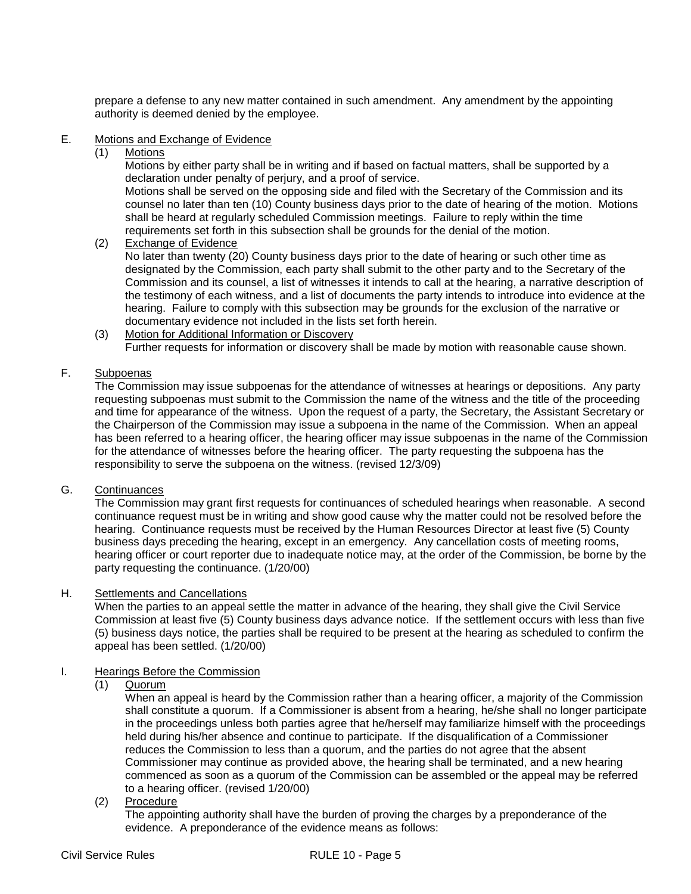prepare a defense to any new matter contained in such amendment. Any amendment by the appointing authority is deemed denied by the employee.

E. Motions and Exchange of Evidence

(1) Motions

Motions by either party shall be in writing and if based on factual matters, shall be supported by a declaration under penalty of perjury, and a proof of service.

Motions shall be served on the opposing side and filed with the Secretary of the Commission and its counsel no later than ten (10) County business days prior to the date of hearing of the motion. Motions shall be heard at regularly scheduled Commission meetings. Failure to reply within the time requirements set forth in this subsection shall be grounds for the denial of the motion.

(2) Exchange of Evidence

No later than twenty (20) County business days prior to the date of hearing or such other time as designated by the Commission, each party shall submit to the other party and to the Secretary of the Commission and its counsel, a list of witnesses it intends to call at the hearing, a narrative description of the testimony of each witness, and a list of documents the party intends to introduce into evidence at the hearing. Failure to comply with this subsection may be grounds for the exclusion of the narrative or documentary evidence not included in the lists set forth herein.

(3) Motion for Additional Information or Discovery

Further requests for information or discovery shall be made by motion with reasonable cause shown.

F. Subpoenas

The Commission may issue subpoenas for the attendance of witnesses at hearings or depositions. Any party requesting subpoenas must submit to the Commission the name of the witness and the title of the proceeding and time for appearance of the witness. Upon the request of a party, the Secretary, the Assistant Secretary or the Chairperson of the Commission may issue a subpoena in the name of the Commission. When an appeal has been referred to a hearing officer, the hearing officer may issue subpoenas in the name of the Commission for the attendance of witnesses before the hearing officer. The party requesting the subpoena has the responsibility to serve the subpoena on the witness. (revised 12/3/09)

G. Continuances

The Commission may grant first requests for continuances of scheduled hearings when reasonable. A second continuance request must be in writing and show good cause why the matter could not be resolved before the hearing. Continuance requests must be received by the Human Resources Director at least five (5) County business days preceding the hearing, except in an emergency. Any cancellation costs of meeting rooms, hearing officer or court reporter due to inadequate notice may, at the order of the Commission, be borne by the party requesting the continuance. (1/20/00)

H. Settlements and Cancellations

When the parties to an appeal settle the matter in advance of the hearing, they shall give the Civil Service Commission at least five (5) County business days advance notice. If the settlement occurs with less than five (5) business days notice, the parties shall be required to be present at the hearing as scheduled to confirm the appeal has been settled. (1/20/00)

I. Hearings Before the Commission

(1) Quorum

When an appeal is heard by the Commission rather than a hearing officer, a majority of the Commission shall constitute a quorum. If a Commissioner is absent from a hearing, he/she shall no longer participate in the proceedings unless both parties agree that he/herself may familiarize himself with the proceedings held during his/her absence and continue to participate. If the disqualification of a Commissioner reduces the Commission to less than a quorum, and the parties do not agree that the absent Commissioner may continue as provided above, the hearing shall be terminated, and a new hearing commenced as soon as a quorum of the Commission can be assembled or the appeal may be referred to a hearing officer. (revised 1/20/00)

(2) Procedure

The appointing authority shall have the burden of proving the charges by a preponderance of the evidence. A preponderance of the evidence means as follows: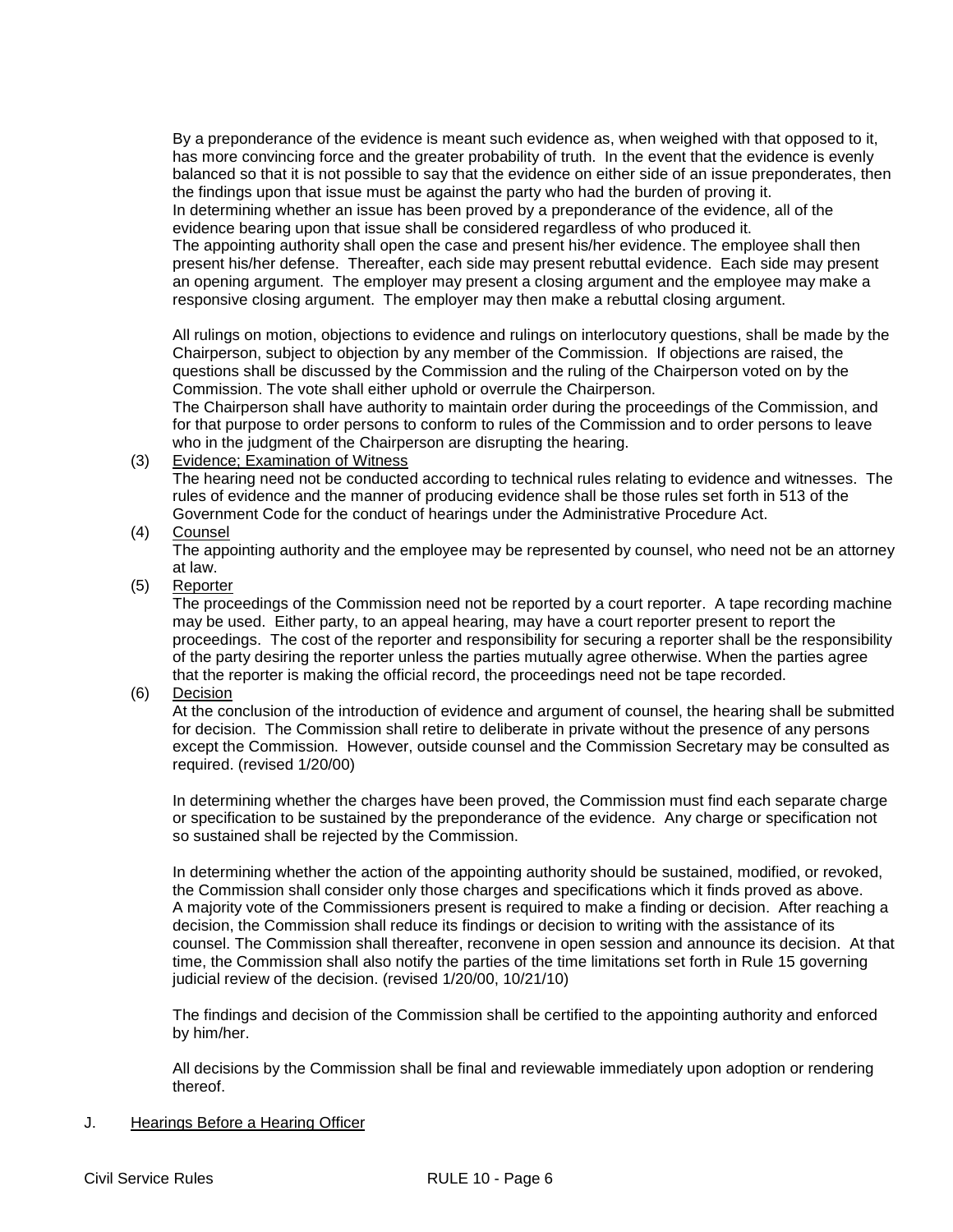By a preponderance of the evidence is meant such evidence as, when weighed with that opposed to it, has more convincing force and the greater probability of truth. In the event that the evidence is evenly balanced so that it is not possible to say that the evidence on either side of an issue preponderates, then the findings upon that issue must be against the party who had the burden of proving it.
In determining whether an issue has been proved by a preponderance of the evidence, all of the evidence bearing upon that issue shall be considered regardless of who produced it.
The appointing authority shall open the case and present his/her evidence. The employee shall then present his/her defense. Thereafter, each side may present rebuttal evidence. Each side may present an opening argument. The employer may present a closing argument and the employee may make a responsive closing argument. The employer may then make a rebuttal closing argument.

All rulings on motion, objections to evidence and rulings on interlocutory questions, shall be made by the Chairperson, subject to objection by any member of the Commission. If objections are raised, the questions shall be discussed by the Commission and the ruling of the Chairperson voted on by the Commission. The vote shall either uphold or overrule the Chairperson.
The Chairperson shall have authority to maintain order during the proceedings of the Commission, and for that purpose to order persons to conform to rules of the Commission and to order persons to leave who in the judgment of the Chairperson are disrupting the hearing.

(3) Evidence; Examination of Witness
The hearing need not be conducted according to technical rules relating to evidence and witnesses. The rules of evidence and the manner of producing evidence shall be those rules set forth in 513 of the Government Code for the conduct of hearings under the Administrative Procedure Act.

(4) Counsel
The appointing authority and the employee may be represented by counsel, who need not be an attorney at law.

(5) Reporter
The proceedings of the Commission need not be reported by a court reporter. A tape recording machine may be used. Either party, to an appeal hearing, may have a court reporter present to report the proceedings. The cost of the reporter and responsibility for securing a reporter shall be the responsibility of the party desiring the reporter unless the parties mutually agree otherwise. When the parties agree that the reporter is making the official record, the proceedings need not be tape recorded.

(6) Decision
At the conclusion of the introduction of evidence and argument of counsel, the hearing shall be submitted for decision. The Commission shall retire to deliberate in private without the presence of any persons except the Commission. However, outside counsel and the Commission Secretary may be consulted as required. (revised 1/20/00)

In determining whether the charges have been proved, the Commission must find each separate charge or specification to be sustained by the preponderance of the evidence. Any charge or specification not so sustained shall be rejected by the Commission.

In determining whether the action of the appointing authority should be sustained, modified, or revoked, the Commission shall consider only those charges and specifications which it finds proved as above.
A majority vote of the Commissioners present is required to make a finding or decision. After reaching a decision, the Commission shall reduce its findings or decision to writing with the assistance of its counsel. The Commission shall thereafter, reconvene in open session and announce its decision. At that time, the Commission shall also notify the parties of the time limitations set forth in Rule 15 governing judicial review of the decision. (revised 1/20/00, 10/21/10)

The findings and decision of the Commission shall be certified to the appointing authority and enforced by him/her.

All decisions by the Commission shall be final and reviewable immediately upon adoption or rendering thereof.

J. Hearings Before a Hearing Officer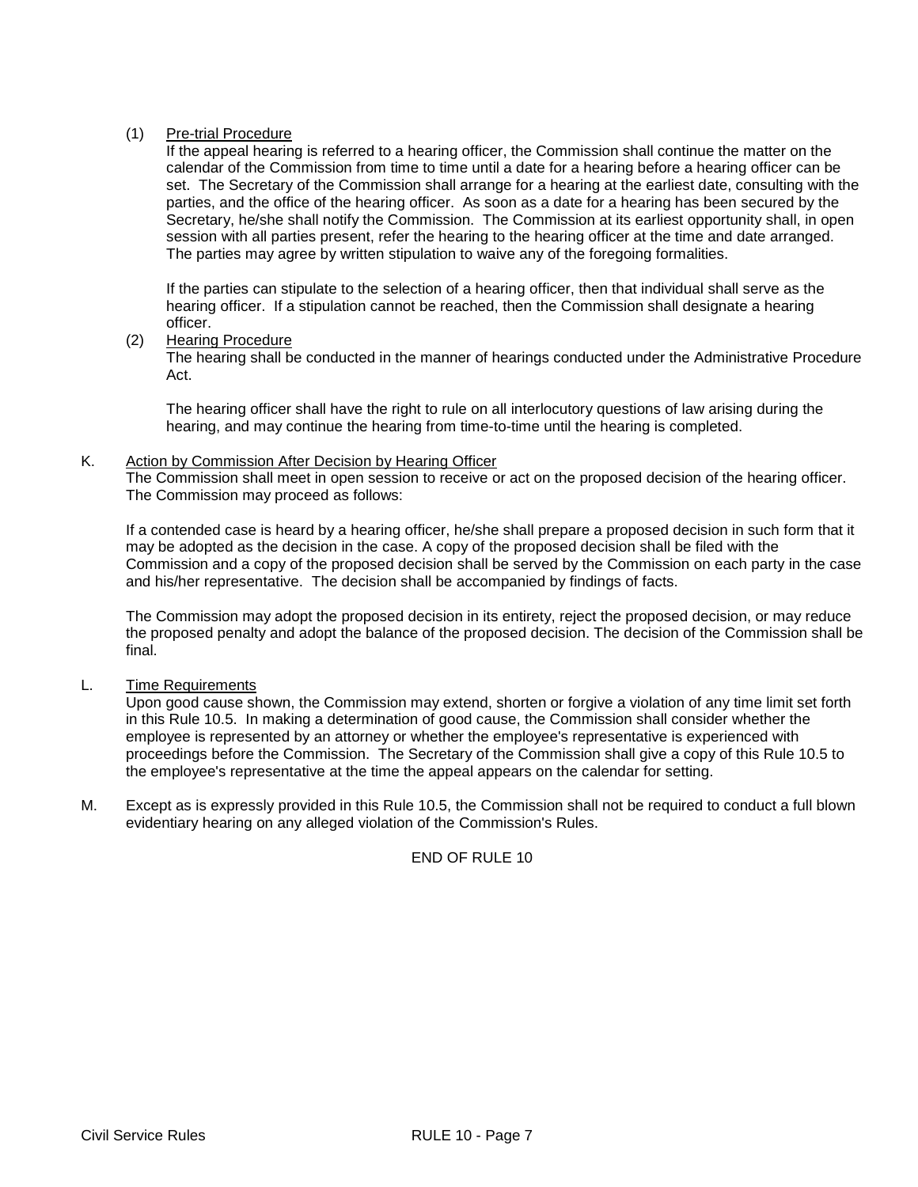(1) <u>Pre-trial Procedure</u>

If the appeal hearing is referred to a hearing officer, the Commission shall continue the matter on the calendar of the Commission from time to time until a date for a hearing before a hearing officer can be set. The Secretary of the Commission shall arrange for a hearing at the earliest date, consulting with the parties, and the office of the hearing officer. As soon as a date for a hearing has been secured by the Secretary, he/she shall notify the Commission. The Commission at its earliest opportunity shall, in open session with all parties present, refer the hearing to the hearing officer at the time and date arranged. The parties may agree by written stipulation to waive any of the foregoing formalities.

If the parties can stipulate to the selection of a hearing officer, then that individual shall serve as the hearing officer. If a stipulation cannot be reached, then the Commission shall designate a hearing officer.

(2) <u>Hearing Procedure</u>

The hearing shall be conducted in the manner of hearings conducted under the Administrative Procedure Act.

The hearing officer shall have the right to rule on all interlocutory questions of law arising during the hearing, and may continue the hearing from time-to-time until the hearing is completed.

K. <u>Action by Commission After Decision by Hearing Officer</u>

The Commission shall meet in open session to receive or act on the proposed decision of the hearing officer. The Commission may proceed as follows:

If a contended case is heard by a hearing officer, he/she shall prepare a proposed decision in such form that it may be adopted as the decision in the case. A copy of the proposed decision shall be filed with the Commission and a copy of the proposed decision shall be served by the Commission on each party in the case and his/her representative. The decision shall be accompanied by findings of facts.

The Commission may adopt the proposed decision in its entirety, reject the proposed decision, or may reduce the proposed penalty and adopt the balance of the proposed decision. The decision of the Commission shall be final.

L. <u>Time Requirements</u>

Upon good cause shown, the Commission may extend, shorten or forgive a violation of any time limit set forth in this Rule 10.5. In making a determination of good cause, the Commission shall consider whether the employee is represented by an attorney or whether the employee's representative is experienced with proceedings before the Commission. The Secretary of the Commission shall give a copy of this Rule 10.5 to the employee's representative at the time the appeal appears on the calendar for setting.

M. Except as is expressly provided in this Rule 10.5, the Commission shall not be required to conduct a full blown evidentiary hearing on any alleged violation of the Commission's Rules.

END OF RULE 10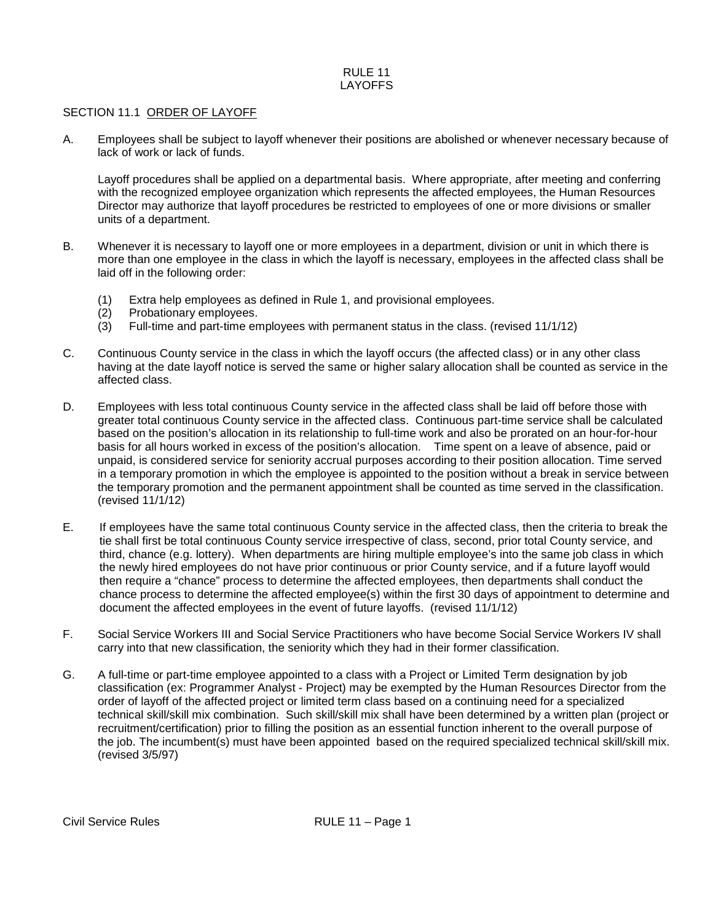# RULE 11
# LAYOFFS

## SECTION 11.1 ORDER OF LAYOFF

A. Employees shall be subject to layoff whenever their positions are abolished or whenever necessary because of lack of work or lack of funds.

   Layoff procedures shall be applied on a departmental basis. Where appropriate, after meeting and conferring with the recognized employee organization which represents the affected employees, the Human Resources Director may authorize that layoff procedures be restricted to employees of one or more divisions or smaller units of a department.

B. Whenever it is necessary to layoff one or more employees in a department, division or unit in which there is more than one employee in the class in which the layoff is necessary, employees in the affected class shall be laid off in the following order:

   (1) Extra help employees as defined in Rule 1, and provisional employees.
   (2) Probationary employees.
   (3) Full-time and part-time employees with permanent status in the class. (revised 11/1/12)

C. Continuous County service in the class in which the layoff occurs (the affected class) or in any other class having at the date layoff notice is served the same or higher salary allocation shall be counted as service in the affected class.

D. Employees with less total continuous County service in the affected class shall be laid off before those with greater total continuous County service in the affected class. Continuous part-time service shall be calculated based on the position's allocation in its relationship to full-time work and also be prorated on an hour-for-hour basis for all hours worked in excess of the position's allocation. Time spent on a leave of absence, paid or unpaid, is considered service for seniority accrual purposes according to their position allocation. Time served in a temporary promotion in which the employee is appointed to the position without a break in service between the temporary promotion and the permanent appointment shall be counted as time served in the classification. (revised 11/1/12)

E. If employees have the same total continuous County service in the affected class, then the criteria to break the tie shall first be total continuous County service irrespective of class, second, prior total County service, and third, chance (e.g. lottery). When departments are hiring multiple employee's into the same job class in which the newly hired employees do not have prior continuous or prior County service, and if a future layoff would then require a "chance" process to determine the affected employees, then departments shall conduct the chance process to determine the affected employee(s) within the first 30 days of appointment to determine and document the affected employees in the event of future layoffs. (revised 11/1/12)

F. Social Service Workers III and Social Service Practitioners who have become Social Service Workers IV shall carry into that new classification, the seniority which they had in their former classification.

G. A full-time or part-time employee appointed to a class with a Project or Limited Term designation by job classification (ex: Programmer Analyst - Project) may be exempted by the Human Resources Director from the order of layoff of the affected project or limited term class based on a continuing need for a specialized technical skill/skill mix combination. Such skill/skill mix shall have been determined by a written plan (project or recruitment/certification) prior to filling the position as an essential function inherent to the overall purpose of the job. The incumbent(s) must have been appointed based on the required specialized technical skill/skill mix. (revised 3/5/97)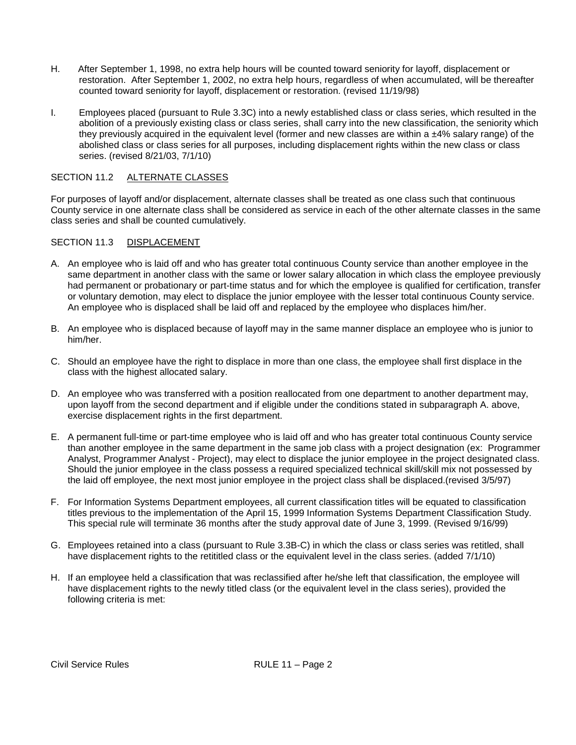H. After September 1, 1998, no extra help hours will be counted toward seniority for layoff, displacement or restoration. After September 1, 2002, no extra help hours, regardless of when accumulated, will be thereafter counted toward seniority for layoff, displacement or restoration. (revised 11/19/98)

I. Employees placed (pursuant to Rule 3.3C) into a newly established class or class series, which resulted in the abolition of a previously existing class or class series, shall carry into the new classification, the seniority which they previously acquired in the equivalent level (former and new classes are within a ±4% salary range) of the abolished class or class series for all purposes, including displacement rights within the new class or class series. (revised 8/21/03, 7/1/10)

## SECTION 11.2 ALTERNATE CLASSES

For purposes of layoff and/or displacement, alternate classes shall be treated as one class such that continuous County service in one alternate class shall be considered as service in each of the other alternate classes in the same class series and shall be counted cumulatively.

## SECTION 11.3 DISPLACEMENT

A. An employee who is laid off and who has greater total continuous County service than another employee in the same department in another class with the same or lower salary allocation in which class the employee previously had permanent or probationary or part-time status and for which the employee is qualified for certification, transfer or voluntary demotion, may elect to displace the junior employee with the lesser total continuous County service. An employee who is displaced shall be laid off and replaced by the employee who displaces him/her.

B. An employee who is displaced because of layoff may in the same manner displace an employee who is junior to him/her.

C. Should an employee have the right to displace in more than one class, the employee shall first displace in the class with the highest allocated salary.

D. An employee who was transferred with a position reallocated from one department to another department may, upon layoff from the second department and if eligible under the conditions stated in subparagraph A. above, exercise displacement rights in the first department.

E. A permanent full-time or part-time employee who is laid off and who has greater total continuous County service than another employee in the same department in the same job class with a project designation (ex: Programmer Analyst, Programmer Analyst - Project), may elect to displace the junior employee in the project designated class. Should the junior employee in the class possess a required specialized technical skill/skill mix not possessed by the laid off employee, the next most junior employee in the project class shall be displaced.(revised 3/5/97)

F. For Information Systems Department employees, all current classification titles will be equated to classification titles previous to the implementation of the April 15, 1999 Information Systems Department Classification Study. This special rule will terminate 36 months after the study approval date of June 3, 1999. (Revised 9/16/99)

G. Employees retained into a class (pursuant to Rule 3.3B-C) in which the class or class series was retitled, shall have displacement rights to the retititled class or the equivalent level in the class series. (added 7/1/10)

H. If an employee held a classification that was reclassified after he/she left that classification, the employee will have displacement rights to the newly titled class (or the equivalent level in the class series), provided the following criteria is met: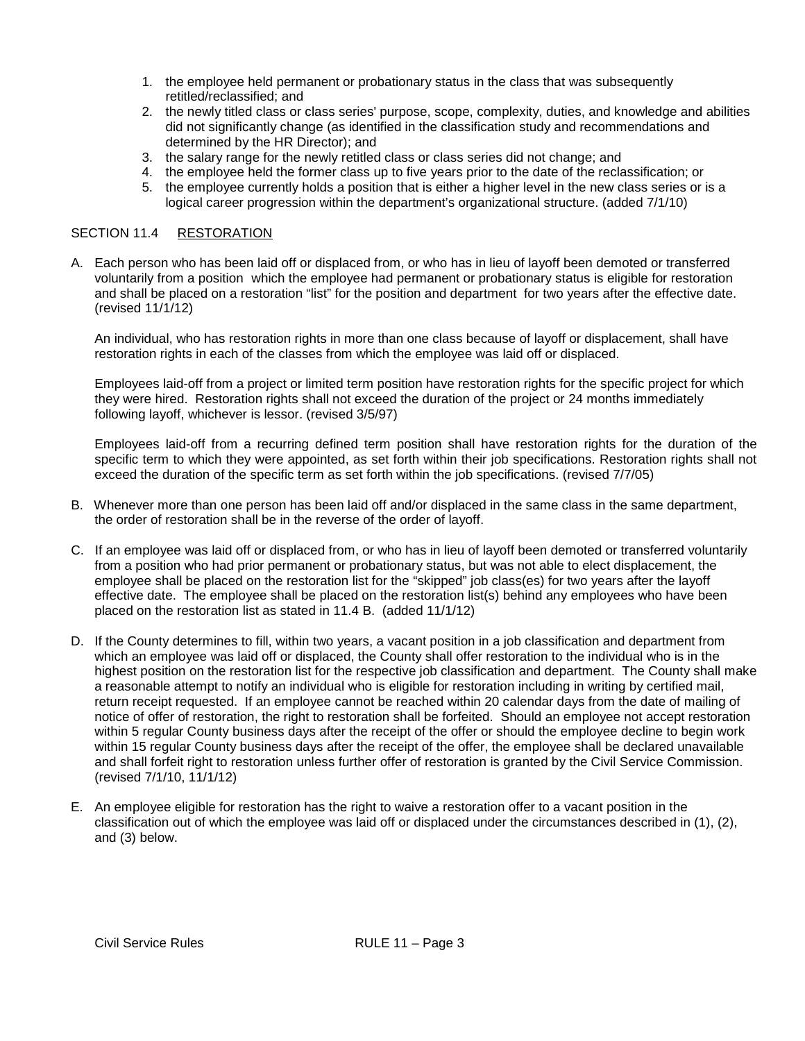1. the employee held permanent or probationary status in the class that was subsequently retitled/reclassified; and
2. the newly titled class or class series' purpose, scope, complexity, duties, and knowledge and abilities did not significantly change (as identified in the classification study and recommendations and determined by the HR Director); and
3. the salary range for the newly retitled class or class series did not change; and
4. the employee held the former class up to five years prior to the date of the reclassification; or
5. the employee currently holds a position that is either a higher level in the new class series or is a logical career progression within the department's organizational structure. (added 7/1/10)

SECTION 11.4 <u>RESTORATION</u>

A. Each person who has been laid off or displaced from, or who has in lieu of layoff been demoted or transferred voluntarily from a position which the employee had permanent or probationary status is eligible for restoration and shall be placed on a restoration "list" for the position and department for two years after the effective date. (revised 11/1/12)

   An individual, who has restoration rights in more than one class because of layoff or displacement, shall have restoration rights in each of the classes from which the employee was laid off or displaced.

   Employees laid-off from a project or limited term position have restoration rights for the specific project for which they were hired. Restoration rights shall not exceed the duration of the project or 24 months immediately following layoff, whichever is lessor. (revised 3/5/97)

   Employees laid-off from a recurring defined term position shall have restoration rights for the duration of the specific term to which they were appointed, as set forth within their job specifications. Restoration rights shall not exceed the duration of the specific term as set forth within the job specifications. (revised 7/7/05)

B. Whenever more than one person has been laid off and/or displaced in the same class in the same department, the order of restoration shall be in the reverse of the order of layoff.

C. If an employee was laid off or displaced from, or who has in lieu of layoff been demoted or transferred voluntarily from a position who had prior permanent or probationary status, but was not able to elect displacement, the employee shall be placed on the restoration list for the "skipped" job class(es) for two years after the layoff effective date. The employee shall be placed on the restoration list(s) behind any employees who have been placed on the restoration list as stated in 11.4 B. (added 11/1/12)

D. If the County determines to fill, within two years, a vacant position in a job classification and department from which an employee was laid off or displaced, the County shall offer restoration to the individual who is in the highest position on the restoration list for the respective job classification and department. The County shall make a reasonable attempt to notify an individual who is eligible for restoration including in writing by certified mail, return receipt requested. If an employee cannot be reached within 20 calendar days from the date of mailing of notice of offer of restoration, the right to restoration shall be forfeited. Should an employee not accept restoration within 5 regular County business days after the receipt of the offer or should the employee decline to begin work within 15 regular County business days after the receipt of the offer, the employee shall be declared unavailable and shall forfeit right to restoration unless further offer of restoration is granted by the Civil Service Commission. (revised 7/1/10, 11/1/12)

E. An employee eligible for restoration has the right to waive a restoration offer to a vacant position in the classification out of which the employee was laid off or displaced under the circumstances described in (1), (2), and (3) below.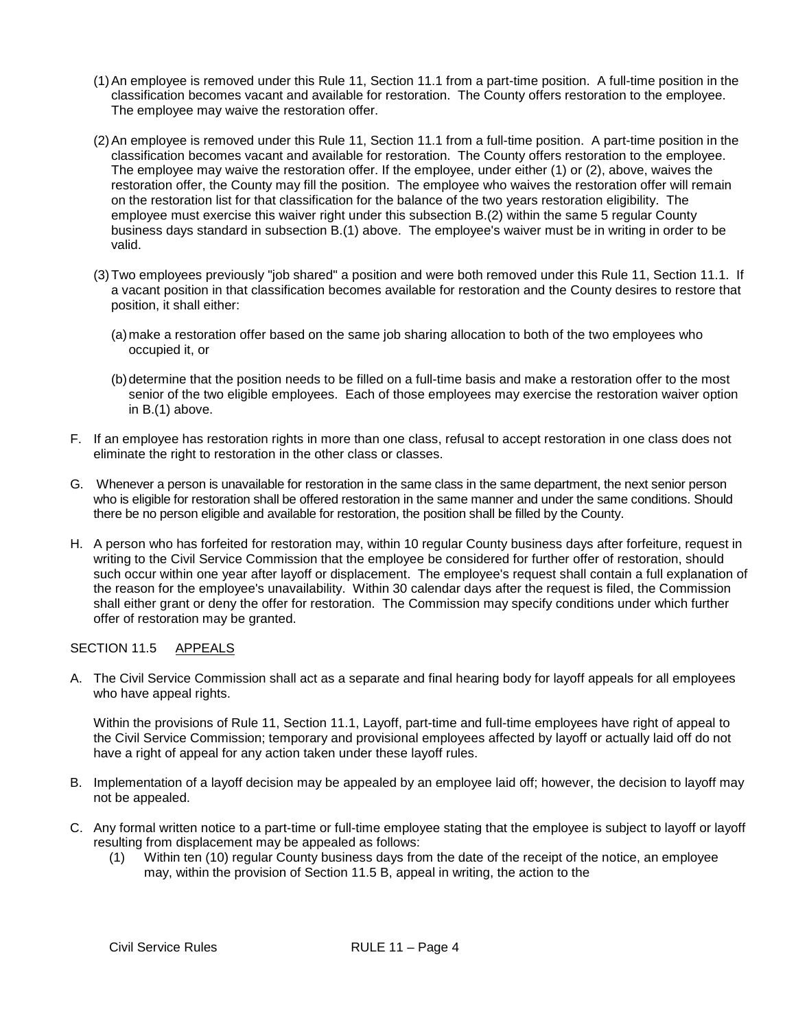(1) An employee is removed under this Rule 11, Section 11.1 from a part-time position. A full-time position in the classification becomes vacant and available for restoration. The County offers restoration to the employee. The employee may waive the restoration offer.

(2) An employee is removed under this Rule 11, Section 11.1 from a full-time position. A part-time position in the classification becomes vacant and available for restoration. The County offers restoration to the employee. The employee may waive the restoration offer. If the employee, under either (1) or (2), above, waives the restoration offer, the County may fill the position. The employee who waives the restoration offer will remain on the restoration list for that classification for the balance of the two years restoration eligibility. The employee must exercise this waiver right under this subsection B.(2) within the same 5 regular County business days standard in subsection B.(1) above. The employee's waiver must be in writing in order to be valid.

(3) Two employees previously "job shared" a position and were both removed under this Rule 11, Section 11.1. If a vacant position in that classification becomes available for restoration and the County desires to restore that position, it shall either:

   (a) make a restoration offer based on the same job sharing allocation to both of the two employees who occupied it, or

   (b) determine that the position needs to be filled on a full-time basis and make a restoration offer to the most senior of the two eligible employees. Each of those employees may exercise the restoration waiver option in B.(1) above.

F. If an employee has restoration rights in more than one class, refusal to accept restoration in one class does not eliminate the right to restoration in the other class or classes.

G. Whenever a person is unavailable for restoration in the same class in the same department, the next senior person who is eligible for restoration shall be offered restoration in the same manner and under the same conditions. Should there be no person eligible and available for restoration, the position shall be filled by the County.

H. A person who has forfeited for restoration may, within 10 regular County business days after forfeiture, request in writing to the Civil Service Commission that the employee be considered for further offer of restoration, should such occur within one year after layoff or displacement. The employee's request shall contain a full explanation of the reason for the employee's unavailability. Within 30 calendar days after the request is filed, the Commission shall either grant or deny the offer for restoration. The Commission may specify conditions under which further offer of restoration may be granted.

## SECTION 11.5 APPEALS

A. The Civil Service Commission shall act as a separate and final hearing body for layoff appeals for all employees who have appeal rights.

   Within the provisions of Rule 11, Section 11.1, Layoff, part-time and full-time employees have right of appeal to the Civil Service Commission; temporary and provisional employees affected by layoff or actually laid off do not have a right of appeal for any action taken under these layoff rules.

B. Implementation of a layoff decision may be appealed by an employee laid off; however, the decision to layoff may not be appealed.

C. Any formal written notice to a part-time or full-time employee stating that the employee is subject to layoff or layoff resulting from displacement may be appealed as follows:

   (1) Within ten (10) regular County business days from the date of the receipt of the notice, an employee may, within the provision of Section 11.5 B, appeal in writing, the action to the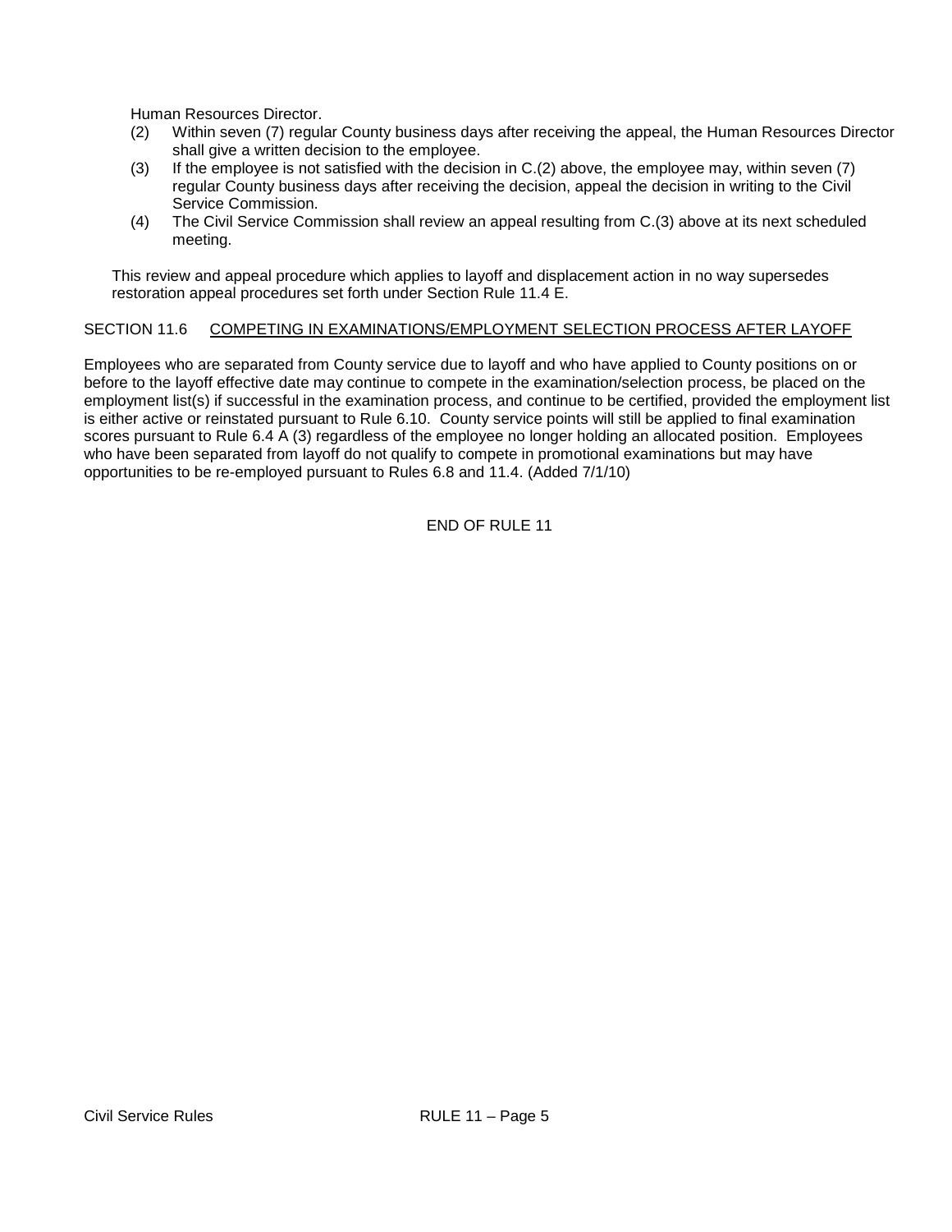Human Resources Director.

(2) Within seven (7) regular County business days after receiving the appeal, the Human Resources Director shall give a written decision to the employee.

(3) If the employee is not satisfied with the decision in C.(2) above, the employee may, within seven (7) regular County business days after receiving the decision, appeal the decision in writing to the Civil Service Commission.

(4) The Civil Service Commission shall review an appeal resulting from C.(3) above at its next scheduled meeting.

This review and appeal procedure which applies to layoff and displacement action in no way supersedes restoration appeal procedures set forth under Section Rule 11.4 E.

SECTION 11.6 <u>COMPETING IN EXAMINATIONS/EMPLOYMENT SELECTION PROCESS AFTER LAYOFF</u>

Employees who are separated from County service due to layoff and who have applied to County positions on or before to the layoff effective date may continue to compete in the examination/selection process, be placed on the employment list(s) if successful in the examination process, and continue to be certified, provided the employment list is either active or reinstated pursuant to Rule 6.10. County service points will still be applied to final examination scores pursuant to Rule 6.4 A (3) regardless of the employee no longer holding an allocated position. Employees who have been separated from layoff do not qualify to compete in promotional examinations but may have opportunities to be re-employed pursuant to Rules 6.8 and 11.4. (Added 7/1/10)

END OF RULE 11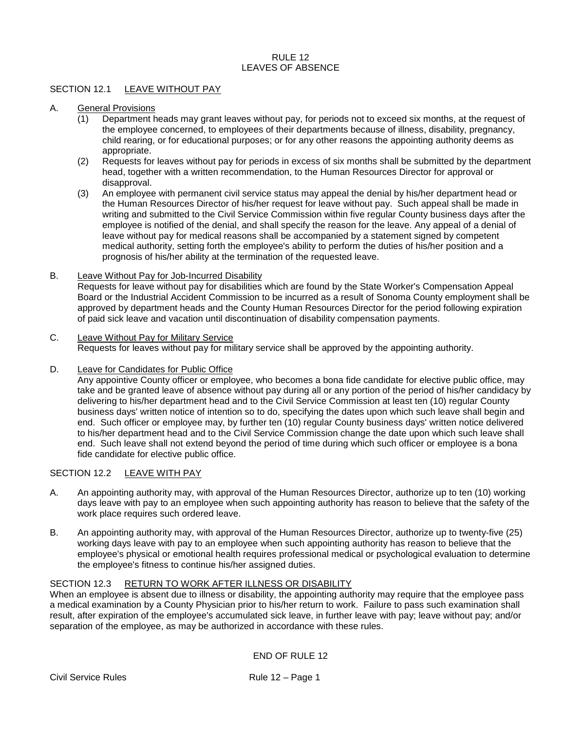# RULE 12
# LEAVES OF ABSENCE

## SECTION 12.1 LEAVE WITHOUT PAY

A. General Provisions

(1) Department heads may grant leaves without pay, for periods not to exceed six months, at the request of the employee concerned, to employees of their departments because of illness, disability, pregnancy, child rearing, or for educational purposes; or for any other reasons the appointing authority deems as appropriate.

(2) Requests for leaves without pay for periods in excess of six months shall be submitted by the department head, together with a written recommendation, to the Human Resources Director for approval or disapproval.

(3) An employee with permanent civil service status may appeal the denial by his/her department head or the Human Resources Director of his/her request for leave without pay. Such appeal shall be made in writing and submitted to the Civil Service Commission within five regular County business days after the employee is notified of the denial, and shall specify the reason for the leave. Any appeal of a denial of leave without pay for medical reasons shall be accompanied by a statement signed by competent medical authority, setting forth the employee's ability to perform the duties of his/her position and a prognosis of his/her ability at the termination of the requested leave.

B. Leave Without Pay for Job-Incurred Disability

Requests for leave without pay for disabilities which are found by the State Worker's Compensation Appeal Board or the Industrial Accident Commission to be incurred as a result of Sonoma County employment shall be approved by department heads and the County Human Resources Director for the period following expiration of paid sick leave and vacation until discontinuation of disability compensation payments.

C. Leave Without Pay for Military Service

Requests for leaves without pay for military service shall be approved by the appointing authority.

D. Leave for Candidates for Public Office

Any appointive County officer or employee, who becomes a bona fide candidate for elective public office, may take and be granted leave of absence without pay during all or any portion of the period of his/her candidacy by delivering to his/her department head and to the Civil Service Commission at least ten (10) regular County business days' written notice of intention so to do, specifying the dates upon which such leave shall begin and end. Such officer or employee may, by further ten (10) regular County business days' written notice delivered to his/her department head and to the Civil Service Commission change the date upon which such leave shall end. Such leave shall not extend beyond the period of time during which such officer or employee is a bona fide candidate for elective public office.

## SECTION 12.2 LEAVE WITH PAY

A. An appointing authority may, with approval of the Human Resources Director, authorize up to ten (10) working days leave with pay to an employee when such appointing authority has reason to believe that the safety of the work place requires such ordered leave.

B. An appointing authority may, with approval of the Human Resources Director, authorize up to twenty-five (25) working days leave with pay to an employee when such appointing authority has reason to believe that the employee's physical or emotional health requires professional medical or psychological evaluation to determine the employee's fitness to continue his/her assigned duties.

## SECTION 12.3 RETURN TO WORK AFTER ILLNESS OR DISABILITY

When an employee is absent due to illness or disability, the appointing authority may require that the employee pass a medical examination by a County Physician prior to his/her return to work. Failure to pass such examination shall result, after expiration of the employee's accumulated sick leave, in further leave with pay; leave without pay; and/or separation of the employee, as may be authorized in accordance with these rules.

END OF RULE 12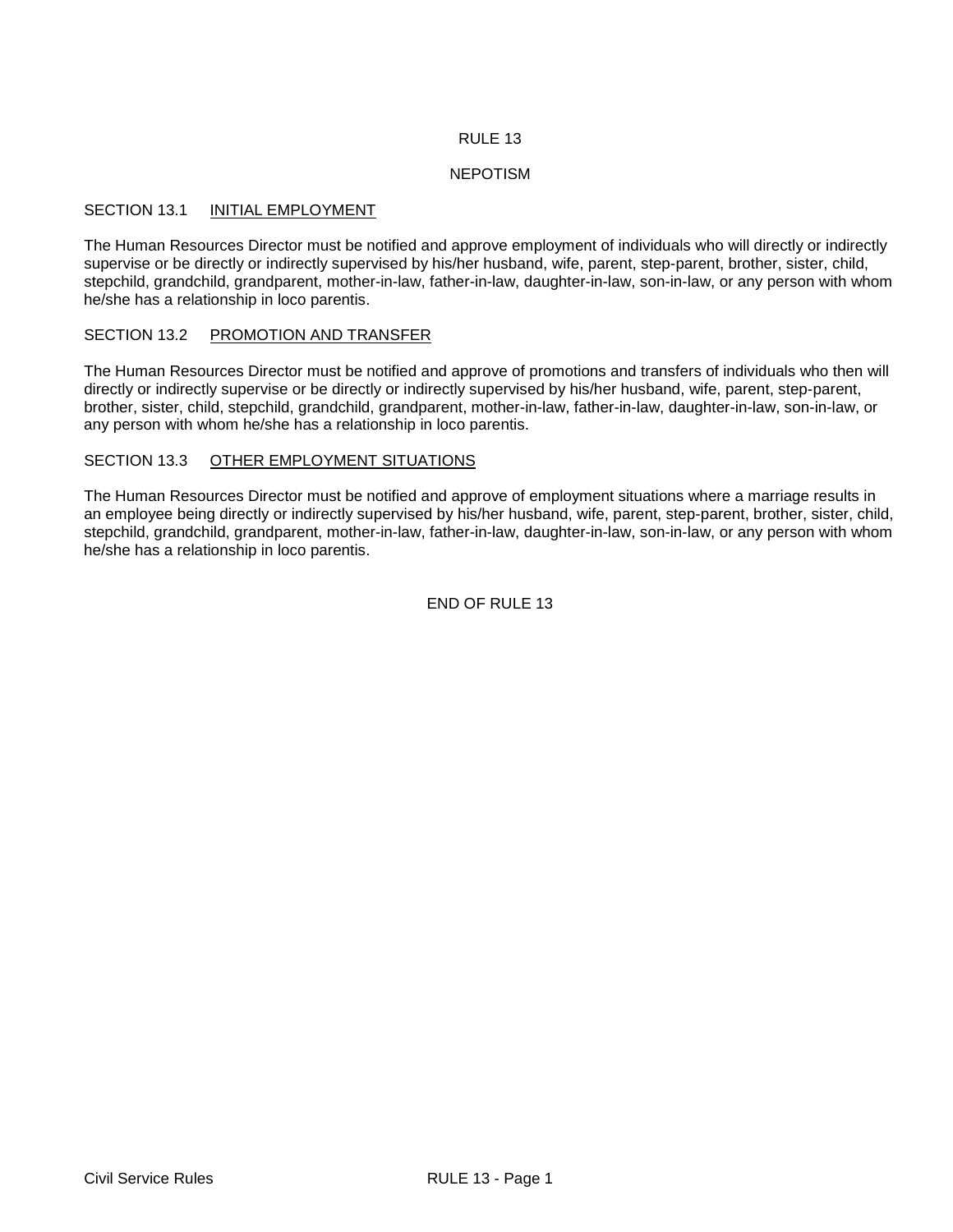# RULE 13

## NEPOTISM

### SECTION 13.1 INITIAL EMPLOYMENT

The Human Resources Director must be notified and approve employment of individuals who will directly or indirectly supervise or be directly or indirectly supervised by his/her husband, wife, parent, step-parent, brother, sister, child, stepchild, grandchild, grandparent, mother-in-law, father-in-law, daughter-in-law, son-in-law, or any person with whom he/she has a relationship in loco parentis.

### SECTION 13.2 PROMOTION AND TRANSFER

The Human Resources Director must be notified and approve of promotions and transfers of individuals who then will directly or indirectly supervise or be directly or indirectly supervised by his/her husband, wife, parent, step-parent, brother, sister, child, stepchild, grandchild, grandparent, mother-in-law, father-in-law, daughter-in-law, son-in-law, or any person with whom he/she has a relationship in loco parentis.

### SECTION 13.3 OTHER EMPLOYMENT SITUATIONS

The Human Resources Director must be notified and approve of employment situations where a marriage results in an employee being directly or indirectly supervised by his/her husband, wife, parent, step-parent, brother, sister, child, stepchild, grandchild, grandparent, mother-in-law, father-in-law, daughter-in-law, son-in-law, or any person with whom he/she has a relationship in loco parentis.

END OF RULE 13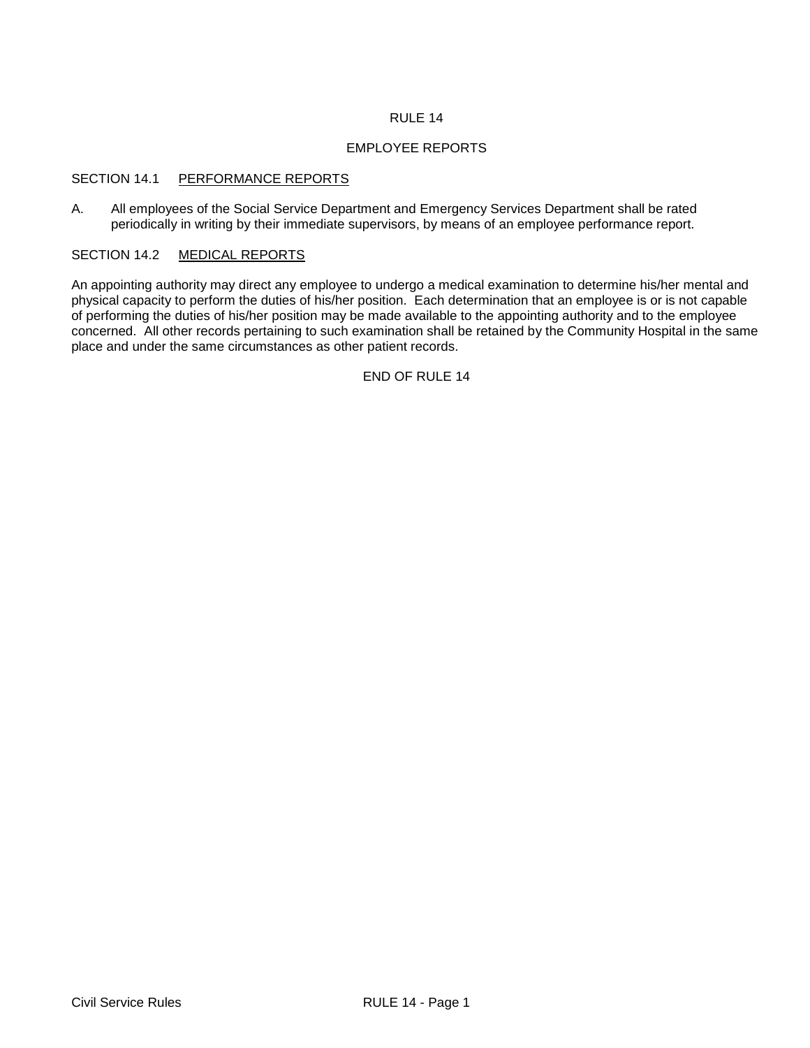# RULE 14

## EMPLOYEE REPORTS

### SECTION 14.1 PERFORMANCE REPORTS

A. All employees of the Social Service Department and Emergency Services Department shall be rated periodically in writing by their immediate supervisors, by means of an employee performance report.

### SECTION 14.2 MEDICAL REPORTS

An appointing authority may direct any employee to undergo a medical examination to determine his/her mental and physical capacity to perform the duties of his/her position. Each determination that an employee is or is not capable of performing the duties of his/her position may be made available to the appointing authority and to the employee concerned. All other records pertaining to such examination shall be retained by the Community Hospital in the same place and under the same circumstances as other patient records.

END OF RULE 14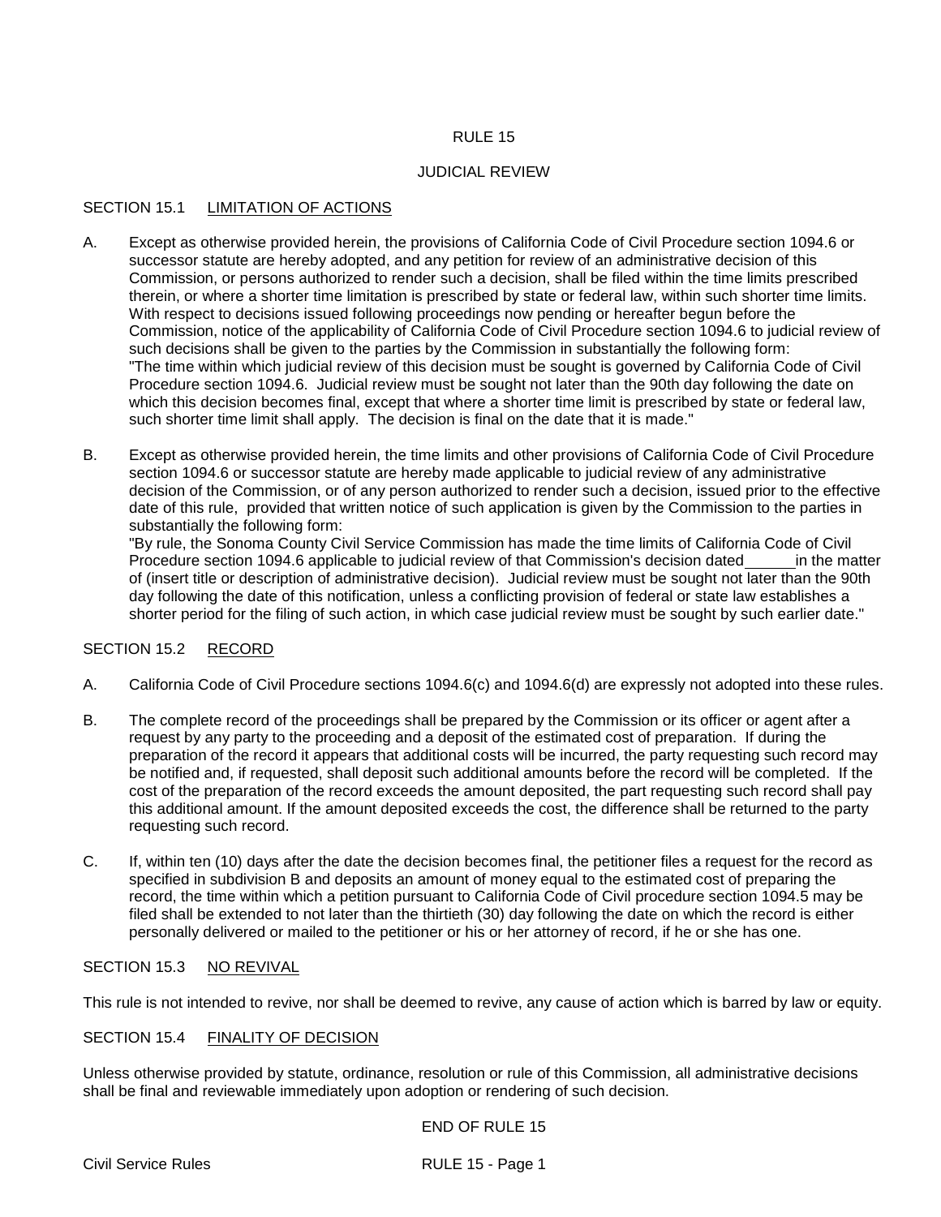# RULE 15

## JUDICIAL REVIEW

### SECTION 15.1 LIMITATION OF ACTIONS

A. Except as otherwise provided herein, the provisions of California Code of Civil Procedure section 1094.6 or successor statute are hereby adopted, and any petition for review of an administrative decision of this Commission, or persons authorized to render such a decision, shall be filed within the time limits prescribed therein, or where a shorter time limitation is prescribed by state or federal law, within such shorter time limits. With respect to decisions issued following proceedings now pending or hereafter begun before the Commission, notice of the applicability of California Code of Civil Procedure section 1094.6 to judicial review of such decisions shall be given to the parties by the Commission in substantially the following form:
"The time within which judicial review of this decision must be sought is governed by California Code of Civil Procedure section 1094.6. Judicial review must be sought not later than the 90th day following the date on which this decision becomes final, except that where a shorter time limit is prescribed by state or federal law, such shorter time limit shall apply. The decision is final on the date that it is made."

B. Except as otherwise provided herein, the time limits and other provisions of California Code of Civil Procedure section 1094.6 or successor statute are hereby made applicable to judicial review of any administrative decision of the Commission, or of any person authorized to render such a decision, issued prior to the effective date of this rule, provided that written notice of such application is given by the Commission to the parties in substantially the following form:
"By rule, the Sonoma County Civil Service Commission has made the time limits of California Code of Civil Procedure section 1094.6 applicable to judicial review of that Commission's decision dated______in the matter of (insert title or description of administrative decision). Judicial review must be sought not later than the 90th day following the date of this notification, unless a conflicting provision of federal or state law establishes a shorter period for the filing of such action, in which case judicial review must be sought by such earlier date."

### SECTION 15.2 RECORD

A. California Code of Civil Procedure sections 1094.6(c) and 1094.6(d) are expressly not adopted into these rules.

B. The complete record of the proceedings shall be prepared by the Commission or its officer or agent after a request by any party to the proceeding and a deposit of the estimated cost of preparation. If during the preparation of the record it appears that additional costs will be incurred, the party requesting such record may be notified and, if requested, shall deposit such additional amounts before the record will be completed. If the cost of the preparation of the record exceeds the amount deposited, the part requesting such record shall pay this additional amount. If the amount deposited exceeds the cost, the difference shall be returned to the party requesting such record.

C. If, within ten (10) days after the date the decision becomes final, the petitioner files a request for the record as specified in subdivision B and deposits an amount of money equal to the estimated cost of preparing the record, the time within which a petition pursuant to California Code of Civil procedure section 1094.5 may be filed shall be extended to not later than the thirtieth (30) day following the date on which the record is either personally delivered or mailed to the petitioner or his or her attorney of record, if he or she has one.

### SECTION 15.3 NO REVIVAL

This rule is not intended to revive, nor shall be deemed to revive, any cause of action which is barred by law or equity.

### SECTION 15.4 FINALITY OF DECISION

Unless otherwise provided by statute, ordinance, resolution or rule of this Commission, all administrative decisions shall be final and reviewable immediately upon adoption or rendering of such decision.

END OF RULE 15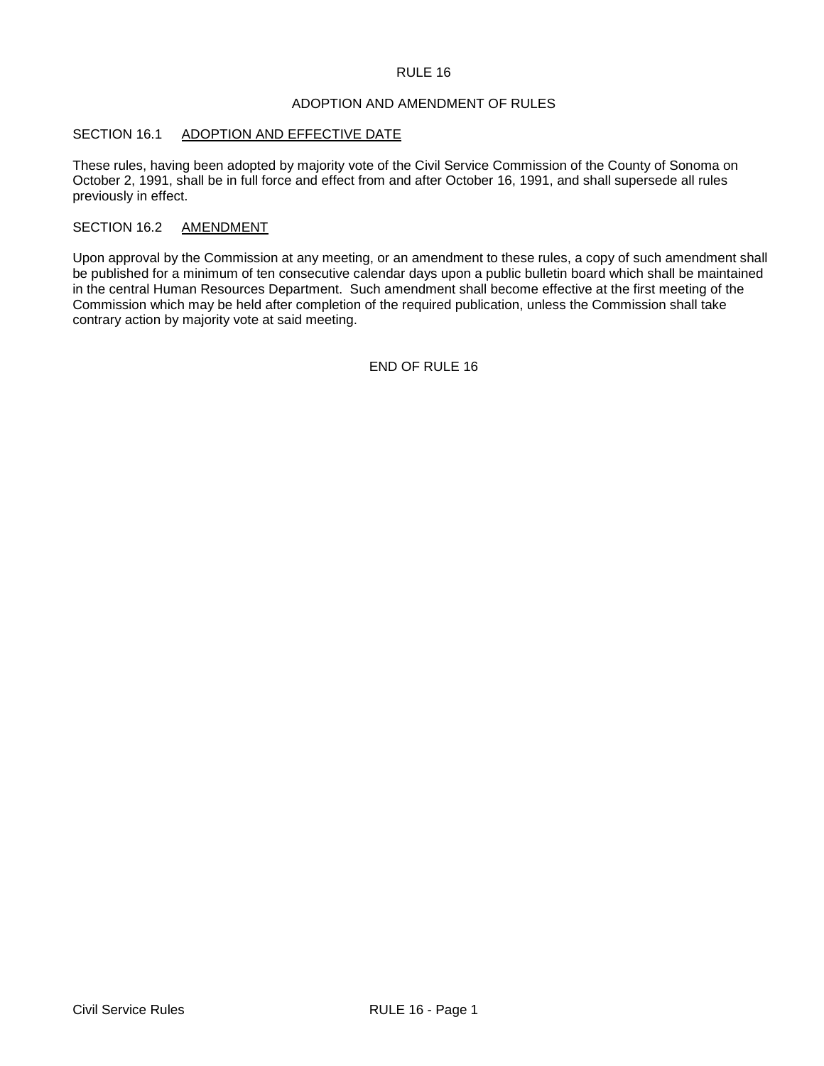# RULE 16

## ADOPTION AND AMENDMENT OF RULES

### SECTION 16.1 ADOPTION AND EFFECTIVE DATE

These rules, having been adopted by majority vote of the Civil Service Commission of the County of Sonoma on October 2, 1991, shall be in full force and effect from and after October 16, 1991, and shall supersede all rules previously in effect.

### SECTION 16.2 AMENDMENT

Upon approval by the Commission at any meeting, or an amendment to these rules, a copy of such amendment shall be published for a minimum of ten consecutive calendar days upon a public bulletin board which shall be maintained in the central Human Resources Department. Such amendment shall become effective at the first meeting of the Commission which may be held after completion of the required publication, unless the Commission shall take contrary action by majority vote at said meeting.

END OF RULE 16